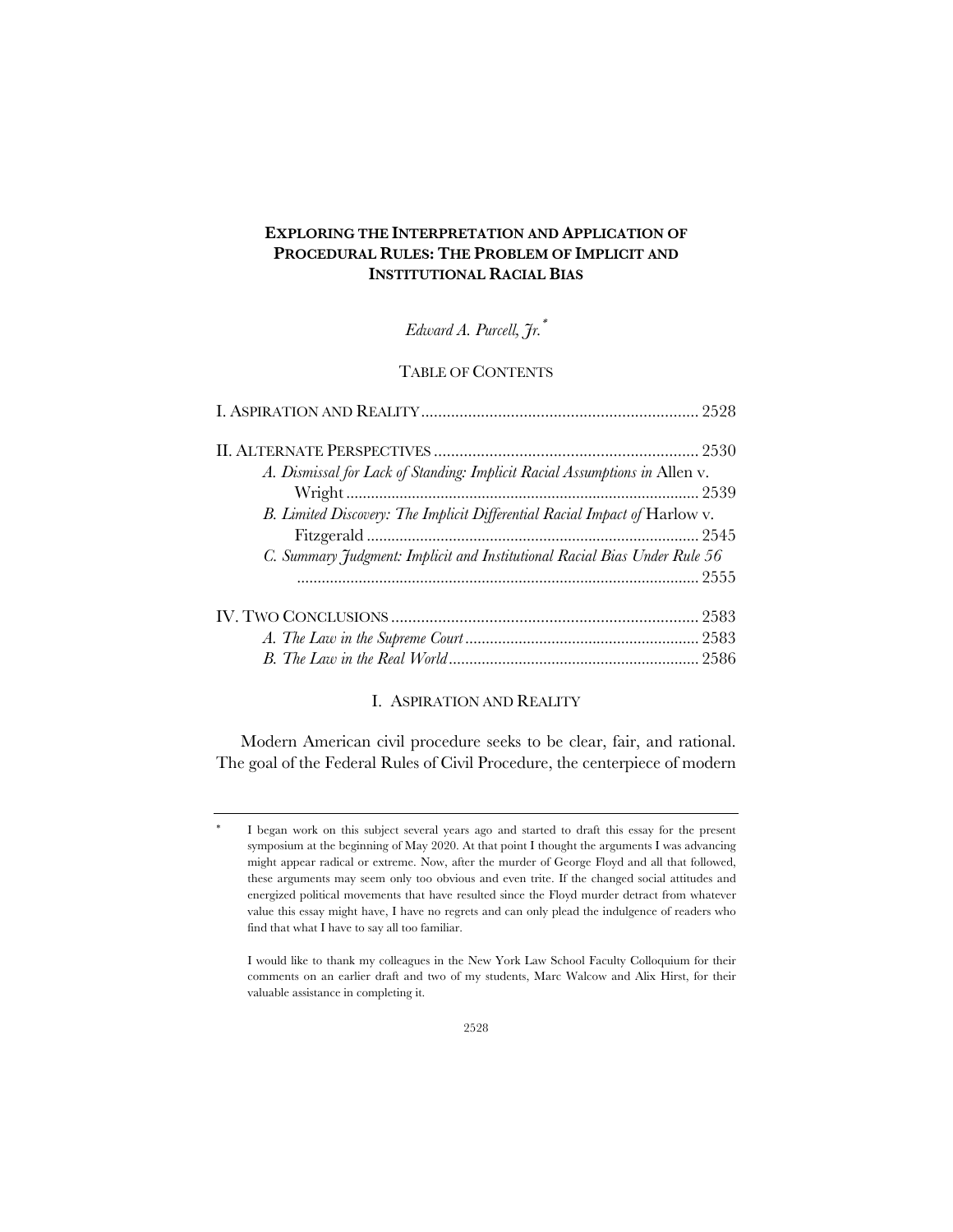# EXPLORING THE INTERPRETATION AND APPLICATION OF PROCEDURAL RULES: THE PROBLEM OF IMPLICIT AND INSTITUTIONAL RACIAL BIAS

*Edward A. Purcell, Jr.*[*]

TABLE OF CONTENTS

I. ASPIRATION AND REALITY ........................................................... 2528

II. ALTERNATE PERSPECTIVES ........................................................ 2530

*A. Dismissal for Lack of Standing: Implicit Racial Assumptions in* Allen v. Wright ........................................................................ 2539

*B. Limited Discovery: The Implicit Differential Racial Impact of* Harlow v. Fitzgerald ........................................................................ 2545

*C. Summary Judgment: Implicit and Institutional Racial Bias Under Rule 56* ........................................................................ 2555

IV. TWO CONCLUSIONS ........................................................ 2583

*A. The Law in the Supreme Court* ........................................................ 2583

*B. The Law in the Real World* ........................................................ 2586

## I. ASPIRATION AND REALITY

Modern American civil procedure seeks to be clear, fair, and rational. The goal of the Federal Rules of Civil Procedure, the centerpiece of modern

---

[*] I began work on this subject several years ago and started to draft this essay for the present symposium at the beginning of May 2020. At that point I thought the arguments I was advancing might appear radical or extreme. Now, after the murder of George Floyd and all that followed, these arguments may seem only too obvious and even trite. If the changed social attitudes and energized political movements that have resulted since the Floyd murder detract from whatever value this essay might have, I have no regrets and can only plead the indulgence of readers who find that what I have to say all too familiar.

I would like to thank my colleagues in the New York Law School Faculty Colloquium for their comments on an earlier draft and two of my students, Marc Walcow and Alix Hirst, for their valuable assistance in completing it.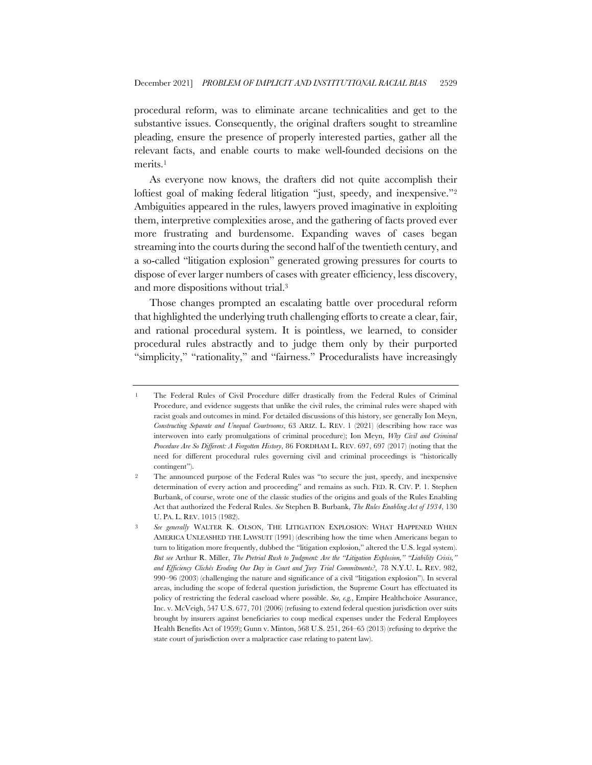procedural reform, was to eliminate arcane technicalities and get to the substantive issues. Consequently, the original drafters sought to streamline pleading, ensure the presence of properly interested parties, gather all the relevant facts, and enable courts to make well-founded decisions on the merits.[1]

As everyone now knows, the drafters did not quite accomplish their loftiest goal of making federal litigation "just, speedy, and inexpensive."[2] Ambiguities appeared in the rules, lawyers proved imaginative in exploiting them, interpretive complexities arose, and the gathering of facts proved ever more frustrating and burdensome. Expanding waves of cases began streaming into the courts during the second half of the twentieth century, and a so-called "litigation explosion" generated growing pressures for courts to dispose of ever larger numbers of cases with greater efficiency, less discovery, and more dispositions without trial.[3]

Those changes prompted an escalating battle over procedural reform that highlighted the underlying truth challenging efforts to create a clear, fair, and rational procedural system. It is pointless, we learned, to consider procedural rules abstractly and to judge them only by their purported "simplicity," "rationality," and "fairness." Proceduralists have increasingly

---

[1] The Federal Rules of Civil Procedure differ drastically from the Federal Rules of Criminal Procedure, and evidence suggests that unlike the civil rules, the criminal rules were shaped with racist goals and outcomes in mind. For detailed discussions of this history, see generally Ion Meyn, *Constructing Separate and Unequal Courtrooms*, 63 ARIZ. L. REV. 1 (2021) (describing how race was interwoven into early promulgations of criminal procedure); Ion Meyn, *Why Civil and Criminal Procedure Are So Different: A Forgotten History*, 86 FORDHAM L. REV. 697, 697 (2017) (noting that the need for different procedural rules governing civil and criminal proceedings is "historically contingent").

[2] The announced purpose of the Federal Rules was "to secure the just, speedy, and inexpensive determination of every action and proceeding" and remains as such. FED. R. CIV. P. 1. Stephen Burbank, of course, wrote one of the classic studies of the origins and goals of the Rules Enabling Act that authorized the Federal Rules. *See* Stephen B. Burbank, *The Rules Enabling Act of 1934*, 130 U. PA. L. REV. 1015 (1982).

[3] *See generally* WALTER K. OLSON, THE LITIGATION EXPLOSION: WHAT HAPPENED WHEN AMERICA UNLEASHED THE LAWSUIT (1991) (describing how the time when Americans began to turn to litigation more frequently, dubbed the "litigation explosion," altered the U.S. legal system). *But see* Arthur R. Miller, *The Pretrial Rush to Judgment: Are the "Litigation Explosion," "Liability Crisis," and Efficiency Clichés Eroding Our Day in Court and Jury Trial Commitments?*, 78 N.Y.U. L. REV. 982, 990–96 (2003) (challenging the nature and significance of a civil "litigation explosion"). In several areas, including the scope of federal question jurisdiction, the Supreme Court has effectuated its policy of restricting the federal caseload where possible. *See, e.g.*, Empire Healthchoice Assurance, Inc. v. McVeigh, 547 U.S. 677, 701 (2006) (refusing to extend federal question jurisdiction over suits brought by insurers against beneficiaries to coup medical expenses under the Federal Employees Health Benefits Act of 1959); Gunn v. Minton, 568 U.S. 251, 264–65 (2013) (refusing to deprive the state court of jurisdiction over a malpractice case relating to patent law).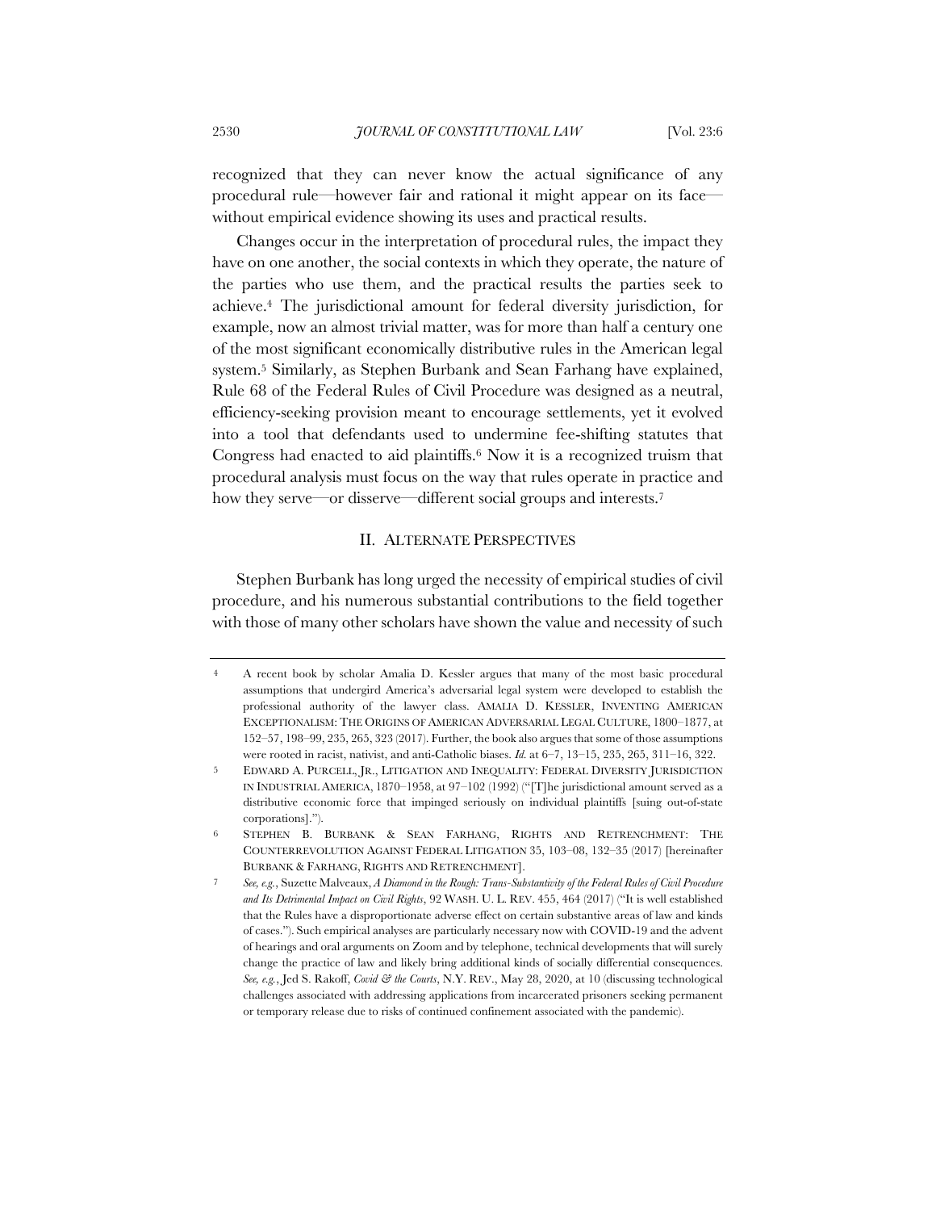recognized that they can never know the actual significance of any procedural rule—however fair and rational it might appear on its face—without empirical evidence showing its uses and practical results.

Changes occur in the interpretation of procedural rules, the impact they have on one another, the social contexts in which they operate, the nature of the parties who use them, and the practical results the parties seek to achieve.[4] The jurisdictional amount for federal diversity jurisdiction, for example, now an almost trivial matter, was for more than half a century one of the most significant economically distributive rules in the American legal system.[5] Similarly, as Stephen Burbank and Sean Farhang have explained, Rule 68 of the Federal Rules of Civil Procedure was designed as a neutral, efficiency-seeking provision meant to encourage settlements, yet it evolved into a tool that defendants used to undermine fee-shifting statutes that Congress had enacted to aid plaintiffs.[6] Now it is a recognized truism that procedural analysis must focus on the way that rules operate in practice and how they serve—or disserve—different social groups and interests.[7]

## II. ALTERNATE PERSPECTIVES

Stephen Burbank has long urged the necessity of empirical studies of civil procedure, and his numerous substantial contributions to the field together with those of many other scholars have shown the value and necessity of such

---

4 A recent book by scholar Amalia D. Kessler argues that many of the most basic procedural assumptions that undergird America's adversarial legal system were developed to establish the professional authority of the lawyer class. AMALIA D. KESSLER, INVENTING AMERICAN EXCEPTIONALISM: THE ORIGINS OF AMERICAN ADVERSARIAL LEGAL CULTURE, 1800–1877, at 152–57, 198–99, 235, 265, 323 (2017). Further, the book also argues that some of those assumptions were rooted in racist, nativist, and anti-Catholic biases. *Id.* at 6–7, 13–15, 235, 265, 311–16, 322.

5 EDWARD A. PURCELL, JR., LITIGATION AND INEQUALITY: FEDERAL DIVERSITY JURISDICTION IN INDUSTRIAL AMERICA, 1870–1958, at 97–102 (1992) ("[T]he jurisdictional amount served as a distributive economic force that impinged seriously on individual plaintiffs [suing out-of-state corporations].").

6 STEPHEN B. BURBANK & SEAN FARHANG, RIGHTS AND RETRENCHMENT: THE COUNTERREVOLUTION AGAINST FEDERAL LITIGATION 35, 103–08, 132–35 (2017) [hereinafter BURBANK & FARHANG, RIGHTS AND RETRENCHMENT].

7 *See, e.g.*, Suzette Malveaux, *A Diamond in the Rough: Trans-Substantivity of the Federal Rules of Civil Procedure and Its Detrimental Impact on Civil Rights*, 92 WASH. U. L. REV. 455, 464 (2017) ("It is well established that the Rules have a disproportionate adverse effect on certain substantive areas of law and kinds of cases."). Such empirical analyses are particularly necessary now with COVID-19 and the advent of hearings and oral arguments on Zoom and by telephone, technical developments that will surely change the practice of law and likely bring additional kinds of socially differential consequences. *See, e.g.*, Jed S. Rakoff, *Covid & the Courts*, N.Y. REV., May 28, 2020, at 10 (discussing technological challenges associated with addressing applications from incarcerated prisoners seeking permanent or temporary release due to risks of continued confinement associated with the pandemic).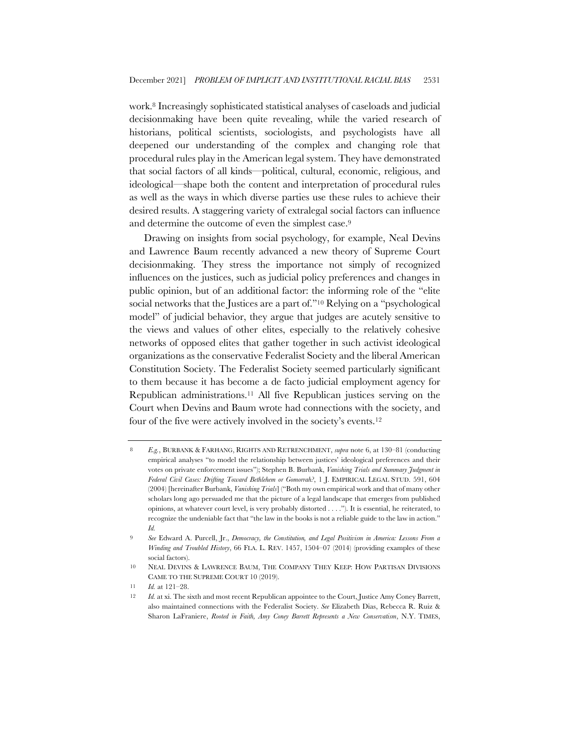work.[8] Increasingly sophisticated statistical analyses of caseloads and judicial decisionmaking have been quite revealing, while the varied research of historians, political scientists, sociologists, and psychologists have all deepened our understanding of the complex and changing role that procedural rules play in the American legal system. They have demonstrated that social factors of all kinds—political, cultural, economic, religious, and ideological—shape both the content and interpretation of procedural rules as well as the ways in which diverse parties use these rules to achieve their desired results. A staggering variety of extralegal social factors can influence and determine the outcome of even the simplest case.[9]

Drawing on insights from social psychology, for example, Neal Devins and Lawrence Baum recently advanced a new theory of Supreme Court decisionmaking. They stress the importance not simply of recognized influences on the justices, such as judicial policy preferences and changes in public opinion, but of an additional factor: the informing role of the "elite social networks that the Justices are a part of."[10] Relying on a "psychological model" of judicial behavior, they argue that judges are acutely sensitive to the views and values of other elites, especially to the relatively cohesive networks of opposed elites that gather together in such activist ideological organizations as the conservative Federalist Society and the liberal American Constitution Society. The Federalist Society seemed particularly significant to them because it has become a de facto judicial employment agency for Republican administrations.[11] All five Republican justices serving on the Court when Devins and Baum wrote had connections with the society, and four of the five were actively involved in the society's events.[12]

---

8 *E.g.*, BURBANK & FARHANG, RIGHTS AND RETRENCHMENT, *supra* note 6, at 130–81 (conducting empirical analyses "to model the relationship between justices' ideological preferences and their votes on private enforcement issues"); Stephen B. Burbank, *Vanishing Trials and Summary Judgment in Federal Civil Cases: Drifting Toward Bethlehem or Gomorrah?*, 1 J. EMPIRICAL LEGAL STUD. 591, 604 (2004) [hereinafter Burbank, *Vanishing Trials*] ("Both my own empirical work and that of many other scholars long ago persuaded me that the picture of a legal landscape that emerges from published opinions, at whatever court level, is very probably distorted . . . ."). It is essential, he reiterated, to recognize the undeniable fact that "the law in the books is not a reliable guide to the law in action." *Id.*

9 *See* Edward A. Purcell, Jr., *Democracy, the Constitution, and Legal Positivism in America: Lessons From a Winding and Troubled History*, 66 FLA. L. REV. 1457, 1504–07 (2014) (providing examples of these social factors).

10 NEAL DEVINS & LAWRENCE BAUM, THE COMPANY THEY KEEP: HOW PARTISAN DIVISIONS CAME TO THE SUPREME COURT 10 (2019).

11 *Id.* at 121–28.

12 *Id.* at xi. The sixth and most recent Republican appointee to the Court, Justice Amy Coney Barrett, also maintained connections with the Federalist Society. *See* Elizabeth Dias, Rebecca R. Ruiz & Sharon LaFraniere, *Rooted in Faith, Amy Coney Barrett Represents a New Conservatism*, N.Y. TIMES,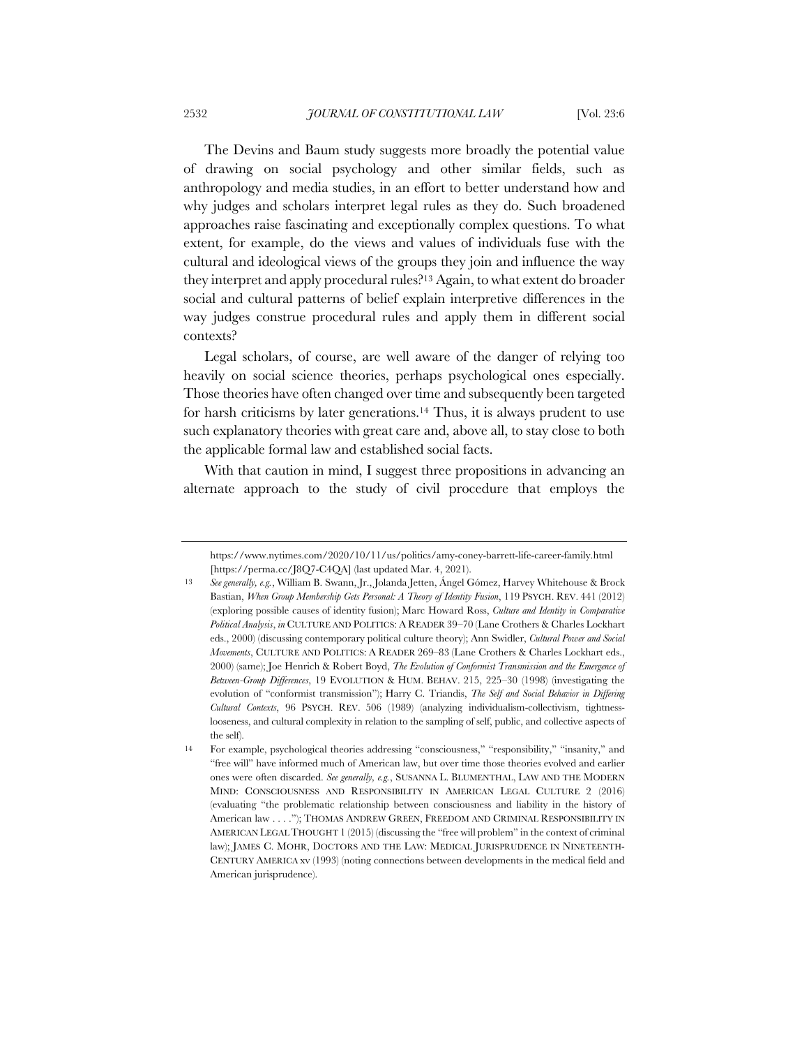The Devins and Baum study suggests more broadly the potential value of drawing on social psychology and other similar fields, such as anthropology and media studies, in an effort to better understand how and why judges and scholars interpret legal rules as they do. Such broadened approaches raise fascinating and exceptionally complex questions. To what extent, for example, do the views and values of individuals fuse with the cultural and ideological views of the groups they join and influence the way they interpret and apply procedural rules?[13] Again, to what extent do broader social and cultural patterns of belief explain interpretive differences in the way judges construe procedural rules and apply them in different social contexts?

Legal scholars, of course, are well aware of the danger of relying too heavily on social science theories, perhaps psychological ones especially. Those theories have often changed over time and subsequently been targeted for harsh criticisms by later generations.[14] Thus, it is always prudent to use such explanatory theories with great care and, above all, to stay close to both the applicable formal law and established social facts.

With that caution in mind, I suggest three propositions in advancing an alternate approach to the study of civil procedure that employs the

---

https://www.nytimes.com/2020/10/11/us/politics/amy-coney-barrett-life-career-family.html [https://perma.cc/J8Q7-C4QA] (last updated Mar. 4, 2021).

13 *See generally, e.g.*, William B. Swann, Jr., Jolanda Jetten, Ángel Gómez, Harvey Whitehouse & Brock Bastian, *When Group Membership Gets Personal: A Theory of Identity Fusion*, 119 PSYCH. REV. 441 (2012) (exploring possible causes of identity fusion); Marc Howard Ross, *Culture and Identity in Comparative Political Analysis*, *in* CULTURE AND POLITICS: A READER 39–70 (Lane Crothers & Charles Lockhart eds., 2000) (discussing contemporary political culture theory); Ann Swidler, *Cultural Power and Social Movements*, CULTURE AND POLITICS: A READER 269–83 (Lane Crothers & Charles Lockhart eds., 2000) (same); Joe Henrich & Robert Boyd, *The Evolution of Conformist Transmission and the Emergence of Between-Group Differences*, 19 EVOLUTION & HUM. BEHAV. 215, 225–30 (1998) (investigating the evolution of "conformist transmission"); Harry C. Triandis, *The Self and Social Behavior in Differing Cultural Contexts*, 96 PSYCH. REV. 506 (1989) (analyzing individualism-collectivism, tightness-looseness, and cultural complexity in relation to the sampling of self, public, and collective aspects of the self).

14 For example, psychological theories addressing "consciousness," "responsibility," "insanity," and "free will" have informed much of American law, but over time those theories evolved and earlier ones were often discarded. *See generally, e.g.*, SUSANNA L. BLUMENTHAL, LAW AND THE MODERN MIND: CONSCIOUSNESS AND RESPONSIBILITY IN AMERICAN LEGAL CULTURE 2 (2016) (evaluating "the problematic relationship between consciousness and liability in the history of American law . . . ."); THOMAS ANDREW GREEN, FREEDOM AND CRIMINAL RESPONSIBILITY IN AMERICAN LEGAL THOUGHT 1 (2015) (discussing the "free will problem" in the context of criminal law); JAMES C. MOHR, DOCTORS AND THE LAW: MEDICAL JURISPRUDENCE IN NINETEENTH-CENTURY AMERICA xv (1993) (noting connections between developments in the medical field and American jurisprudence).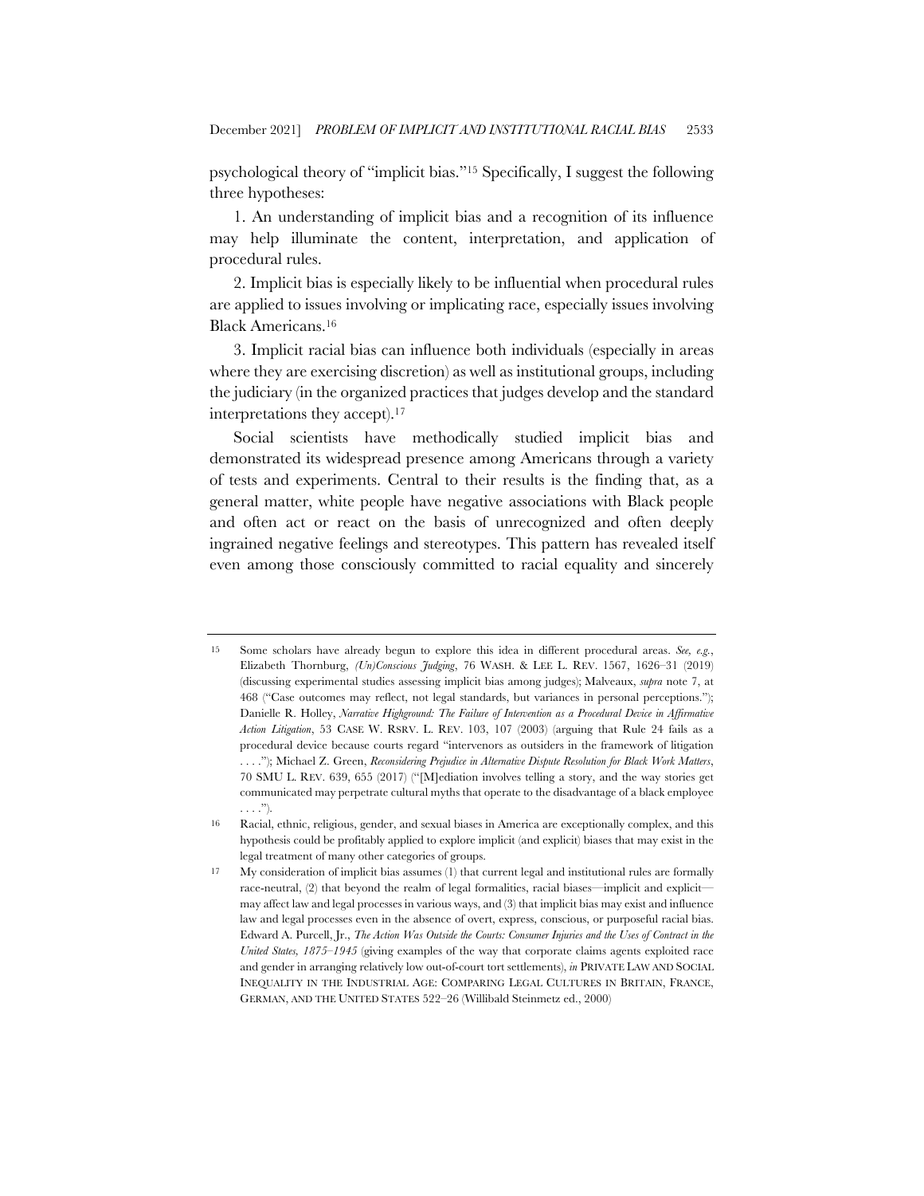psychological theory of "implicit bias."[15] Specifically, I suggest the following three hypotheses:

1. An understanding of implicit bias and a recognition of its influence may help illuminate the content, interpretation, and application of procedural rules.

2. Implicit bias is especially likely to be influential when procedural rules are applied to issues involving or implicating race, especially issues involving Black Americans.[16]

3. Implicit racial bias can influence both individuals (especially in areas where they are exercising discretion) as well as institutional groups, including the judiciary (in the organized practices that judges develop and the standard interpretations they accept).[17]

Social scientists have methodically studied implicit bias and demonstrated its widespread presence among Americans through a variety of tests and experiments. Central to their results is the finding that, as a general matter, white people have negative associations with Black people and often act or react on the basis of unrecognized and often deeply ingrained negative feelings and stereotypes. This pattern has revealed itself even among those consciously committed to racial equality and sincerely

---

[15] Some scholars have already begun to explore this idea in different procedural areas. *See, e.g.*, Elizabeth Thornburg, *(Un)Conscious Judging*, 76 WASH. & LEE L. REV. 1567, 1626–31 (2019) (discussing experimental studies assessing implicit bias among judges); Malveaux, *supra* note 7, at 468 ("Case outcomes may reflect, not legal standards, but variances in personal perceptions."); Danielle R. Holley, *Narrative Highground: The Failure of Intervention as a Procedural Device in Affirmative Action Litigation*, 53 CASE W. RSRV. L. REV. 103, 107 (2003) (arguing that Rule 24 fails as a procedural device because courts regard "intervenors as outsiders in the framework of litigation . . . ."); Michael Z. Green, *Reconsidering Prejudice in Alternative Dispute Resolution for Black Work Matters*, 70 SMU L. REV. 639, 655 (2017) ("[M]ediation involves telling a story, and the way stories get communicated may perpetrate cultural myths that operate to the disadvantage of a black employee . . . .").

[16] Racial, ethnic, religious, gender, and sexual biases in America are exceptionally complex, and this hypothesis could be profitably applied to explore implicit (and explicit) biases that may exist in the legal treatment of many other categories of groups.

[17] My consideration of implicit bias assumes (1) that current legal and institutional rules are formally race-neutral, (2) that beyond the realm of legal formalities, racial biases—implicit and explicit—may affect law and legal processes in various ways, and (3) that implicit bias may exist and influence law and legal processes even in the absence of overt, express, conscious, or purposeful racial bias. Edward A. Purcell, Jr., *The Action Was Outside the Courts: Consumer Injuries and the Uses of Contract in the United States, 1875–1945* (giving examples of the way that corporate claims agents exploited race and gender in arranging relatively low out-of-court tort settlements), *in* PRIVATE LAW AND SOCIAL INEQUALITY IN THE INDUSTRIAL AGE: COMPARING LEGAL CULTURES IN BRITAIN, FRANCE, GERMAN, AND THE UNITED STATES 522–26 (Willibald Steinmetz ed., 2000)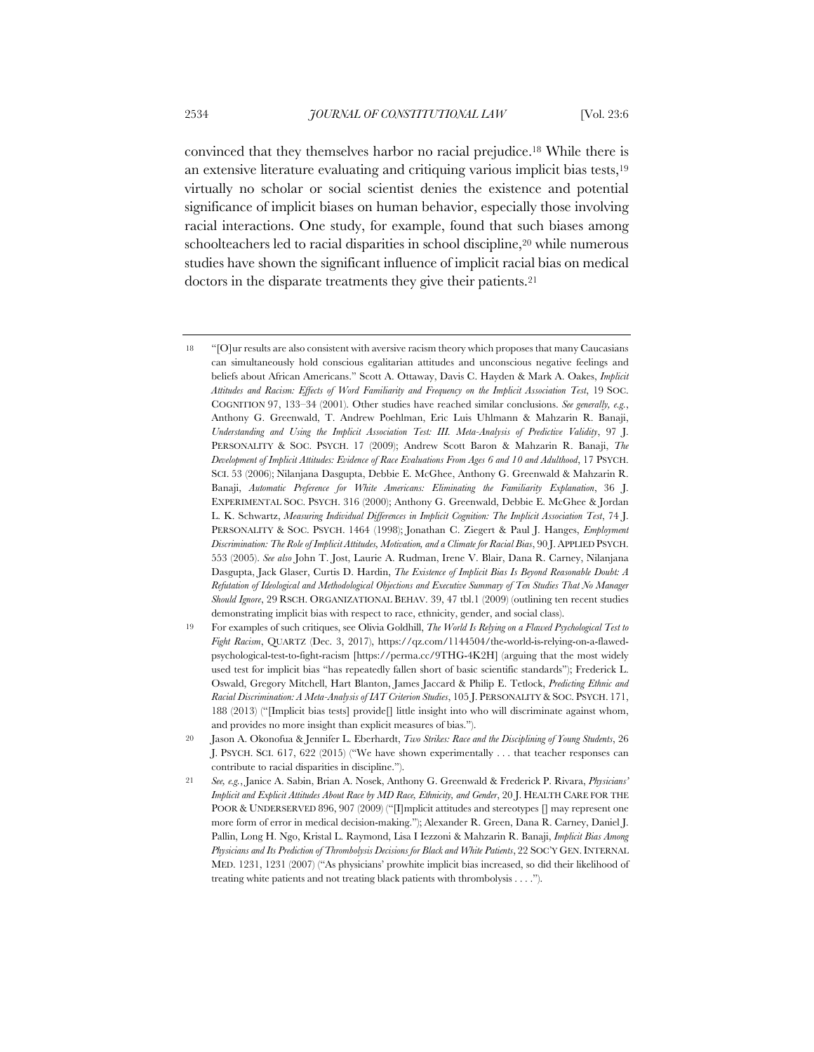convinced that they themselves harbor no racial prejudice.[18] While there is an extensive literature evaluating and critiquing various implicit bias tests,[19] virtually no scholar or social scientist denies the existence and potential significance of implicit biases on human behavior, especially those involving racial interactions. One study, for example, found that such biases among schoolteachers led to racial disparities in school discipline,[20] while numerous studies have shown the significant influence of implicit racial bias on medical doctors in the disparate treatments they give their patients.[21]

---

[18] "[O]ur results are also consistent with aversive racism theory which proposes that many Caucasians can simultaneously hold conscious egalitarian attitudes and unconscious negative feelings and beliefs about African Americans." Scott A. Ottaway, Davis C. Hayden & Mark A. Oakes, *Implicit Attitudes and Racism: Effects of Word Familiarity and Frequency on the Implicit Association Test*, 19 SOC. COGNITION 97, 133–34 (2001). Other studies have reached similar conclusions. *See generally, e.g.*, Anthony G. Greenwald, T. Andrew Poehlman, Eric Luis Uhlmann & Mahzarin R. Banaji, *Understanding and Using the Implicit Association Test: III. Meta-Analysis of Predictive Validity*, 97 J. PERSONALITY & SOC. PSYCH. 17 (2009); Andrew Scott Baron & Mahzarin R. Banaji, *The Development of Implicit Attitudes: Evidence of Race Evaluations From Ages 6 and 10 and Adulthood*, 17 PSYCH. SCI. 53 (2006); Nilanjana Dasgupta, Debbie E. McGhee, Anthony G. Greenwald & Mahzarin R. Banaji, *Automatic Preference for White Americans: Eliminating the Familiarity Explanation*, 36 J. EXPERIMENTAL SOC. PSYCH. 316 (2000); Anthony G. Greenwald, Debbie E. McGhee & Jordan L. K. Schwartz, *Measuring Individual Differences in Implicit Cognition: The Implicit Association Test*, 74 J. PERSONALITY & SOC. PSYCH. 1464 (1998); Jonathan C. Ziegert & Paul J. Hanges, *Employment Discrimination: The Role of Implicit Attitudes, Motivation, and a Climate for Racial Bias*, 90 J. APPLIED PSYCH. 553 (2005). *See also* John T. Jost, Laurie A. Rudman, Irene V. Blair, Dana R. Carney, Nilanjana Dasgupta, Jack Glaser, Curtis D. Hardin, *The Existence of Implicit Bias Is Beyond Reasonable Doubt: A Refutation of Ideological and Methodological Objections and Executive Summary of Ten Studies That No Manager Should Ignore*, 29 RSCH. ORGANIZATIONAL BEHAV. 39, 47 tbl.1 (2009) (outlining ten recent studies demonstrating implicit bias with respect to race, ethnicity, gender, and social class).

[19] For examples of such critiques, see Olivia Goldhill, *The World Is Relying on a Flawed Psychological Test to Fight Racism*, QUARTZ (Dec. 3, 2017), https://qz.com/1144504/the-world-is-relying-on-a-flawed-psychological-test-to-fight-racism [https://perma.cc/9THG-4K2H] (arguing that the most widely used test for implicit bias "has repeatedly fallen short of basic scientific standards"); Frederick L. Oswald, Gregory Mitchell, Hart Blanton, James Jaccard & Philip E. Tetlock, *Predicting Ethnic and Racial Discrimination: A Meta-Analysis of IAT Criterion Studies*, 105 J. PERSONALITY & SOC. PSYCH. 171, 188 (2013) ("[Implicit bias tests] provide[] little insight into who will discriminate against whom, and provides no more insight than explicit measures of bias.").

[20] Jason A. Okonofua & Jennifer L. Eberhardt, *Two Strikes: Race and the Disciplining of Young Students*, 26 J. PSYCH. SCI. 617, 622 (2015) ("We have shown experimentally . . . that teacher responses can contribute to racial disparities in discipline.").

[21] *See, e.g.*, Janice A. Sabin, Brian A. Nosek, Anthony G. Greenwald & Frederick P. Rivara, *Physicians' Implicit and Explicit Attitudes About Race by MD Race, Ethnicity, and Gender*, 20 J. HEALTH CARE FOR THE POOR & UNDERSERVED 896, 907 (2009) ("[I]mplicit attitudes and stereotypes [] may represent one more form of error in medical decision-making."); Alexander R. Green, Dana R. Carney, Daniel J. Pallin, Long H. Ngo, Kristal L. Raymond, Lisa I Iezzoni & Mahzarin R. Banaji, *Implicit Bias Among Physicians and Its Prediction of Thrombolysis Decisions for Black and White Patients*, 22 SOC'Y GEN. INTERNAL MED. 1231, 1231 (2007) ("As physicians' prowhite implicit bias increased, so did their likelihood of treating white patients and not treating black patients with thrombolysis . . . .").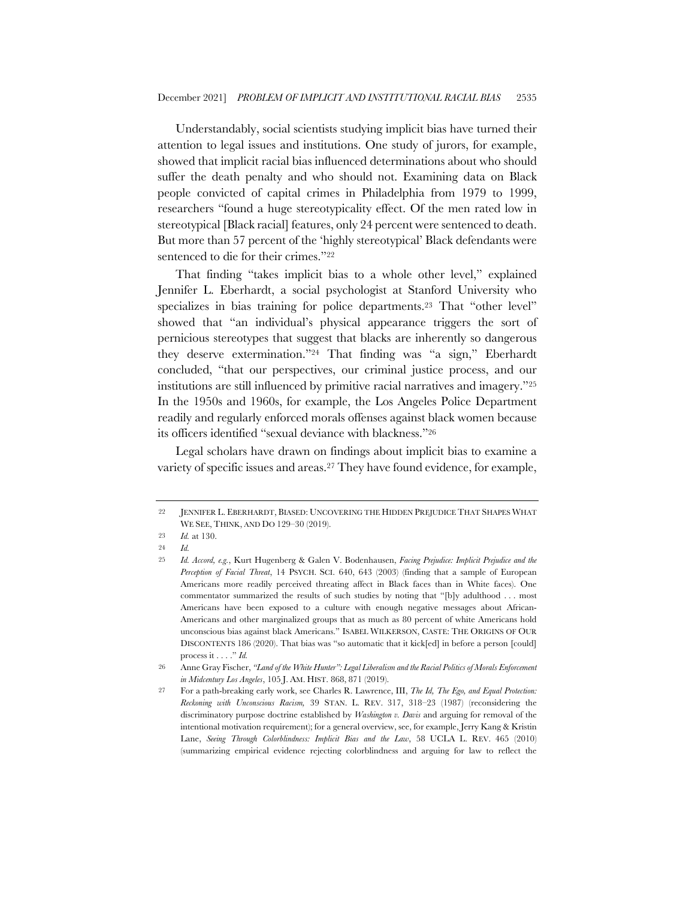Understandably, social scientists studying implicit bias have turned their attention to legal issues and institutions. One study of jurors, for example, showed that implicit racial bias influenced determinations about who should suffer the death penalty and who should not. Examining data on Black people convicted of capital crimes in Philadelphia from 1979 to 1999, researchers "found a huge stereotypicality effect. Of the men rated low in stereotypical [Black racial] features, only 24 percent were sentenced to death. But more than 57 percent of the 'highly stereotypical' Black defendants were sentenced to die for their crimes."[22]

That finding "takes implicit bias to a whole other level," explained Jennifer L. Eberhardt, a social psychologist at Stanford University who specializes in bias training for police departments.[23] That "other level" showed that "an individual's physical appearance triggers the sort of pernicious stereotypes that suggest that blacks are inherently so dangerous they deserve extermination."[24] That finding was "a sign," Eberhardt concluded, "that our perspectives, our criminal justice process, and our institutions are still influenced by primitive racial narratives and imagery."[25] In the 1950s and 1960s, for example, the Los Angeles Police Department readily and regularly enforced morals offenses against black women because its officers identified "sexual deviance with blackness."[26]

Legal scholars have drawn on findings about implicit bias to examine a variety of specific issues and areas.[27] They have found evidence, for example,

---

[22] JENNIFER L. EBERHARDT, BIASED: UNCOVERING THE HIDDEN PREJUDICE THAT SHAPES WHAT WE SEE, THINK, AND DO 129–30 (2019).

[23] *Id.* at 130.

[24] *Id.*

[25] *Id. Accord, e.g.*, Kurt Hugenberg & Galen V. Bodenhausen, *Facing Prejudice: Implicit Prejudice and the Perception of Facial Threat*, 14 PSYCH. SCI. 640, 643 (2003) (finding that a sample of European Americans more readily perceived threating affect in Black faces than in White faces). One commentator summarized the results of such studies by noting that "[b]y adulthood . . . most Americans have been exposed to a culture with enough negative messages about African-Americans and other marginalized groups that as much as 80 percent of white Americans hold unconscious bias against black Americans." ISABEL WILKERSON, CASTE: THE ORIGINS OF OUR DISCONTENTS 186 (2020). That bias was "so automatic that it kick[ed] in before a person [could] process it . . . ." *Id.*

[26] Anne Gray Fischer, *"Land of the White Hunter": Legal Liberalism and the Racial Politics of Morals Enforcement in Midcentury Los Angeles*, 105 J. AM. HIST. 868, 871 (2019).

[27] For a path-breaking early work, see Charles R. Lawrence, III, *The Id, The Ego, and Equal Protection: Reckoning with Unconscious Racism,* 39 STAN. L. REV. 317, 318–23 (1987) (reconsidering the discriminatory purpose doctrine established by *Washington v. Davis* and arguing for removal of the intentional motivation requirement); for a general overview, see, for example, Jerry Kang & Kristin Lane, *Seeing Through Colorblindness: Implicit Bias and the Law*, 58 UCLA L. REV. 465 (2010) (summarizing empirical evidence rejecting colorblindness and arguing for law to reflect the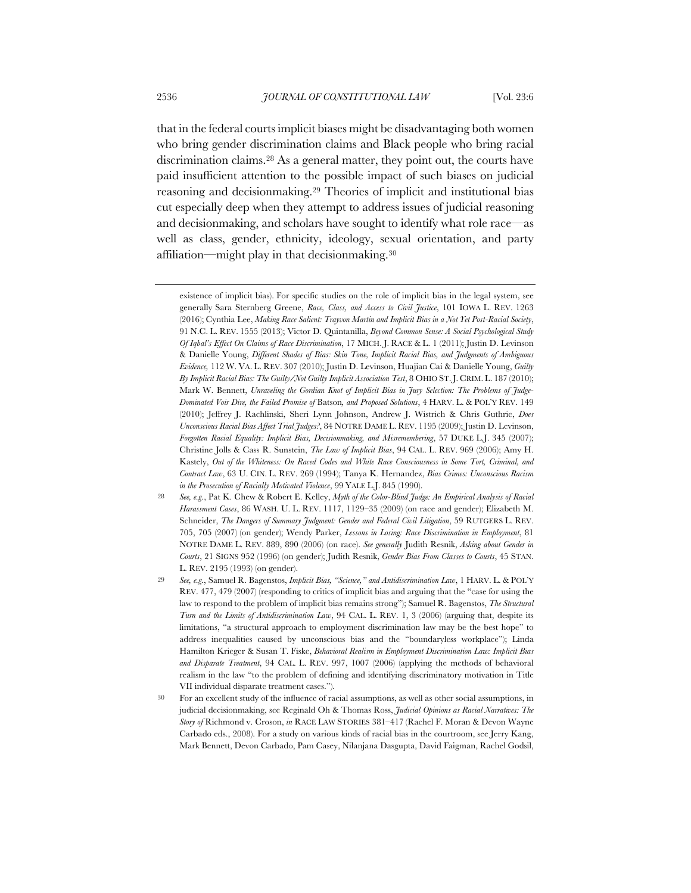that in the federal courts implicit biases might be disadvantaging both women who bring gender discrimination claims and Black people who bring racial discrimination claims.[28] As a general matter, they point out, the courts have paid insufficient attention to the possible impact of such biases on judicial reasoning and decisionmaking.[29] Theories of implicit and institutional bias cut especially deep when they attempt to address issues of judicial reasoning and decisionmaking, and scholars have sought to identify what role race—as well as class, gender, ethnicity, ideology, sexual orientation, and party affiliation—might play in that decisionmaking.[30]

---

existence of implicit bias). For specific studies on the role of implicit bias in the legal system, see generally Sara Sternberg Greene, *Race, Class, and Access to Civil Justice*, 101 IOWA L. REV. 1263 (2016); Cynthia Lee, *Making Race Salient: Trayvon Martin and Implicit Bias in a Not Yet Post-Racial Society*, 91 N.C. L. REV. 1555 (2013); Victor D. Quintanilla, *Beyond Common Sense: A Social Psychological Study Of Iqbal's Effect On Claims of Race Discrimination*, 17 MICH. J. RACE & L. 1 (2011); Justin D. Levinson & Danielle Young, *Different Shades of Bias: Skin Tone, Implicit Racial Bias, and Judgments of Ambiguous Evidence*, 112 W. VA. L. REV. 307 (2010); Justin D. Levinson, Huajian Cai & Danielle Young, *Guilty By Implicit Racial Bias: The Guilty/Not Guilty Implicit Association Test*, 8 OHIO ST. J. CRIM. L. 187 (2010); Mark W. Bennett, *Unraveling the Gordian Knot of Implicit Bias in Jury Selection: The Problems of Judge-Dominated Voir Dire, the Failed Promise of* Batson*, and Proposed Solutions*, 4 HARV. L. & POL'Y REV. 149 (2010); Jeffrey J. Rachlinski, Sheri Lynn Johnson, Andrew J. Wistrich & Chris Guthrie, *Does Unconscious Racial Bias Affect Trial Judges?*, 84 NOTRE DAME L. REV. 1195 (2009); Justin D. Levinson, *Forgotten Racial Equality: Implicit Bias, Decisionmaking, and Misremembering*, 57 DUKE L.J. 345 (2007); Christine Jolls & Cass R. Sunstein, *The Law of Implicit Bias*, 94 CAL. L. REV. 969 (2006); Amy H. Kastely, *Out of the Whiteness: On Raced Codes and White Race Consciousness in Some Tort, Criminal, and Contract Law*, 63 U. CIN. L. REV. 269 (1994); Tanya K. Hernandez, *Bias Crimes: Unconscious Racism in the Prosecution of Racially Motivated Violence*, 99 YALE L.J. 845 (1990).

28 *See, e.g.*, Pat K. Chew & Robert E. Kelley, *Myth of the Color-Blind Judge: An Empirical Analysis of Racial Harassment Cases*, 86 WASH. U. L. REV. 1117, 1129–35 (2009) (on race and gender); Elizabeth M. Schneider, *The Dangers of Summary Judgment: Gender and Federal Civil Litigation*, 59 RUTGERS L. REV. 705, 705 (2007) (on gender); Wendy Parker, *Lessons in Losing: Race Discrimination in Employment*, 81 NOTRE DAME L. REV. 889, 890 (2006) (on race). *See generally* Judith Resnik, *Asking about Gender in Courts*, 21 SIGNS 952 (1996) (on gender); Judith Resnik, *Gender Bias From Classes to Courts*, 45 STAN. L. REV. 2195 (1993) (on gender).

29 *See, e.g.*, Samuel R. Bagenstos, *Implicit Bias, "Science," and Antidiscrimination Law*, 1 HARV. L. & POL'Y REV. 477, 479 (2007) (responding to critics of implicit bias and arguing that the "case for using the law to respond to the problem of implicit bias remains strong"); Samuel R. Bagenstos, *The Structural Turn and the Limits of Antidiscrimination Law*, 94 CAL. L. REV. 1, 3 (2006) (arguing that, despite its limitations, "a structural approach to employment discrimination law may be the best hope" to address inequalities caused by unconscious bias and the "boundaryless workplace"); Linda Hamilton Krieger & Susan T. Fiske, *Behavioral Realism in Employment Discrimination Law: Implicit Bias and Disparate Treatment*, 94 CAL. L. REV. 997, 1007 (2006) (applying the methods of behavioral realism in the law "to the problem of defining and identifying discriminatory motivation in Title VII individual disparate treatment cases.").

30 For an excellent study of the influence of racial assumptions, as well as other social assumptions, in judicial decisionmaking, see Reginald Oh & Thomas Ross, *Judicial Opinions as Racial Narratives: The Story of* Richmond v. Croson, *in* RACE LAW STORIES 381–417 (Rachel F. Moran & Devon Wayne Carbado eds., 2008). For a study on various kinds of racial bias in the courtroom, see Jerry Kang, Mark Bennett, Devon Carbado, Pam Casey, Nilanjana Dasgupta, David Faigman, Rachel Godsil,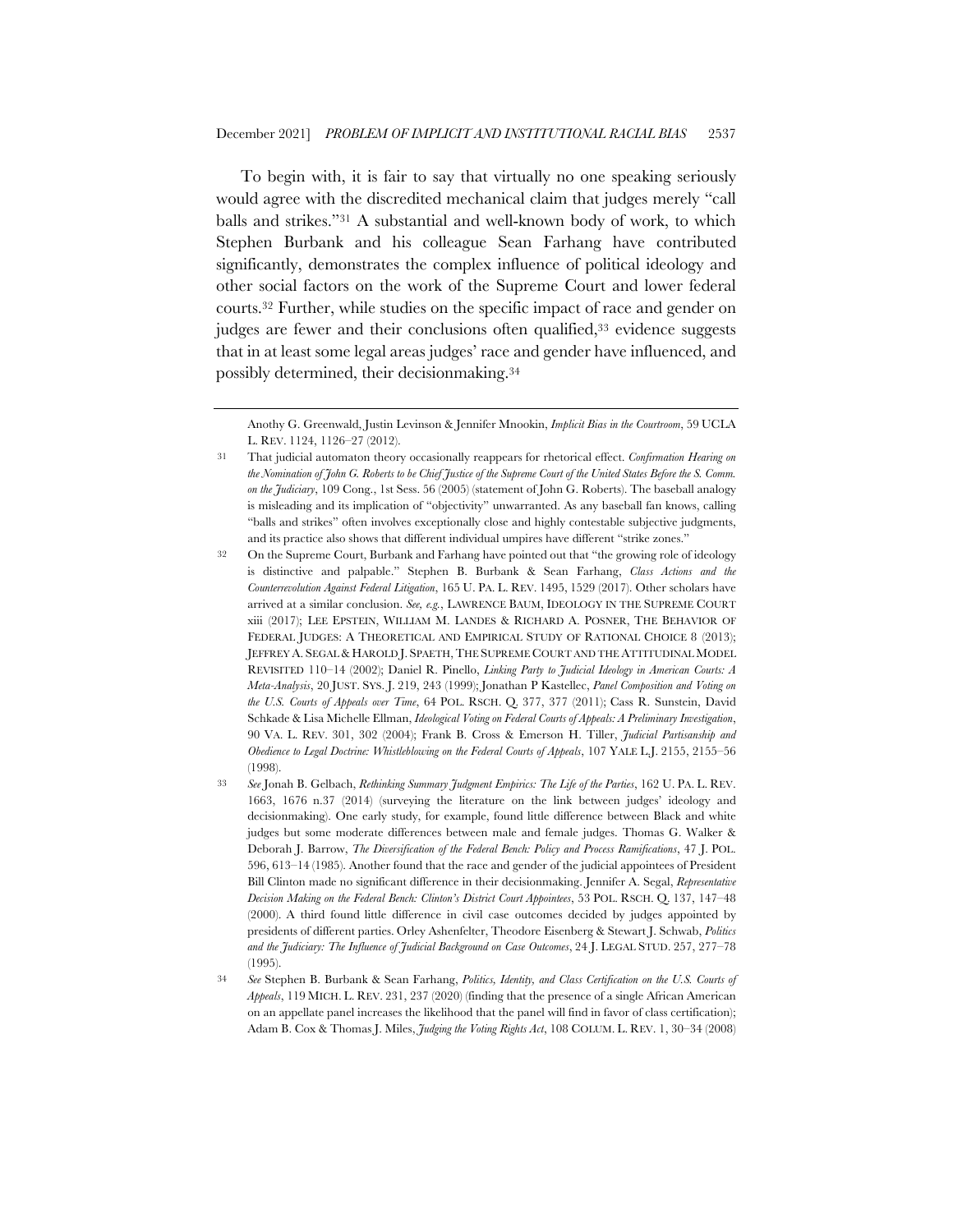To begin with, it is fair to say that virtually no one speaking seriously would agree with the discredited mechanical claim that judges merely "call balls and strikes."[31] A substantial and well-known body of work, to which Stephen Burbank and his colleague Sean Farhang have contributed significantly, demonstrates the complex influence of political ideology and other social factors on the work of the Supreme Court and lower federal courts.[32] Further, while studies on the specific impact of race and gender on judges are fewer and their conclusions often qualified,[33] evidence suggests that in at least some legal areas judges' race and gender have influenced, and possibly determined, their decisionmaking.[34]

---

Anothy G. Greenwald, Justin Levinson & Jennifer Mnookin, *Implicit Bias in the Courtroom*, 59 UCLA L. REV. 1124, 1126–27 (2012).

31 That judicial automaton theory occasionally reappears for rhetorical effect. *Confirmation Hearing on the Nomination of John G. Roberts to be Chief Justice of the Supreme Court of the United States Before the S. Comm. on the Judiciary*, 109 Cong., 1st Sess. 56 (2005) (statement of John G. Roberts). The baseball analogy is misleading and its implication of "objectivity" unwarranted. As any baseball fan knows, calling "balls and strikes" often involves exceptionally close and highly contestable subjective judgments, and its practice also shows that different individual umpires have different "strike zones."

32 On the Supreme Court, Burbank and Farhang have pointed out that "the growing role of ideology is distinctive and palpable." Stephen B. Burbank & Sean Farhang, *Class Actions and the Counterrevolution Against Federal Litigation*, 165 U. PA. L. REV. 1495, 1529 (2017). Other scholars have arrived at a similar conclusion. *See, e.g.*, LAWRENCE BAUM, IDEOLOGY IN THE SUPREME COURT xiii (2017); LEE EPSTEIN, WILLIAM M. LANDES & RICHARD A. POSNER, THE BEHAVIOR OF FEDERAL JUDGES: A THEORETICAL AND EMPIRICAL STUDY OF RATIONAL CHOICE 8 (2013); JEFFREY A. SEGAL & HAROLD J. SPAETH, THE SUPREME COURT AND THE ATTITUDINAL MODEL REVISITED 110–14 (2002); Daniel R. Pinello, *Linking Party to Judicial Ideology in American Courts: A Meta-Analysis*, 20 JUST. SYS. J. 219, 243 (1999); Jonathan P Kastellec, *Panel Composition and Voting on the U.S. Courts of Appeals over Time*, 64 POL. RSCH. Q. 377, 377 (2011); Cass R. Sunstein, David Schkade & Lisa Michelle Ellman, *Ideological Voting on Federal Courts of Appeals: A Preliminary Investigation*, 90 VA. L. REV. 301, 302 (2004); Frank B. Cross & Emerson H. Tiller, *Judicial Partisanship and Obedience to Legal Doctrine: Whistleblowing on the Federal Courts of Appeals*, 107 YALE L.J. 2155, 2155–56 (1998).

33 *See* Jonah B. Gelbach, *Rethinking Summary Judgment Empirics: The Life of the Parties*, 162 U. PA. L. REV. 1663, 1676 n.37 (2014) (surveying the literature on the link between judges' ideology and decisionmaking). One early study, for example, found little difference between Black and white judges but some moderate differences between male and female judges. Thomas G. Walker & Deborah J. Barrow, *The Diversification of the Federal Bench: Policy and Process Ramifications*, 47 J. POL. 596, 613–14 (1985). Another found that the race and gender of the judicial appointees of President Bill Clinton made no significant difference in their decisionmaking. Jennifer A. Segal, *Representative Decision Making on the Federal Bench: Clinton's District Court Appointees*, 53 POL. RSCH. Q. 137, 147–48 (2000). A third found little difference in civil case outcomes decided by judges appointed by presidents of different parties. Orley Ashenfelter, Theodore Eisenberg & Stewart J. Schwab, *Politics and the Judiciary: The Influence of Judicial Background on Case Outcomes*, 24 J. LEGAL STUD. 257, 277–78 (1995).

34 *See* Stephen B. Burbank & Sean Farhang, *Politics, Identity, and Class Certification on the U.S. Courts of Appeals*, 119 MICH. L. REV. 231, 237 (2020) (finding that the presence of a single African American on an appellate panel increases the likelihood that the panel will find in favor of class certification); Adam B. Cox & Thomas J. Miles, *Judging the Voting Rights Act*, 108 COLUM. L. REV. 1, 30–34 (2008)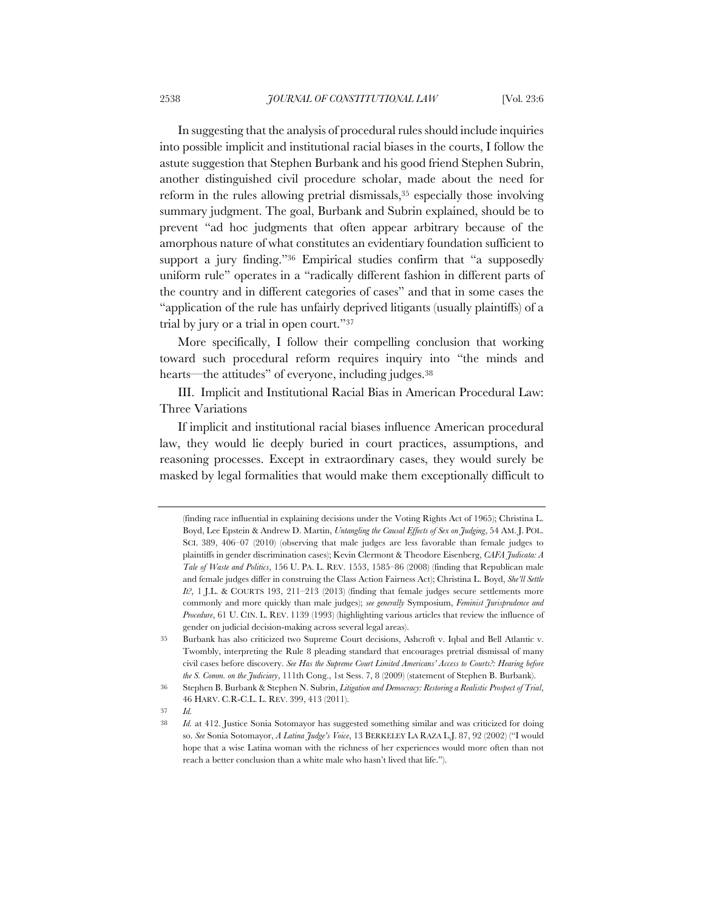In suggesting that the analysis of procedural rules should include inquiries into possible implicit and institutional racial biases in the courts, I follow the astute suggestion that Stephen Burbank and his good friend Stephen Subrin, another distinguished civil procedure scholar, made about the need for reform in the rules allowing pretrial dismissals,[35] especially those involving summary judgment. The goal, Burbank and Subrin explained, should be to prevent "ad hoc judgments that often appear arbitrary because of the amorphous nature of what constitutes an evidentiary foundation sufficient to support a jury finding."[36] Empirical studies confirm that "a supposedly uniform rule" operates in a "radically different fashion in different parts of the country and in different categories of cases" and that in some cases the "application of the rule has unfairly deprived litigants (usually plaintiffs) of a trial by jury or a trial in open court."[37]

More specifically, I follow their compelling conclusion that working toward such procedural reform requires inquiry into "the minds and hearts—the attitudes" of everyone, including judges.[38]

## III. Implicit and Institutional Racial Bias in American Procedural Law: Three Variations

If implicit and institutional racial biases influence American procedural law, they would lie deeply buried in court practices, assumptions, and reasoning processes. Except in extraordinary cases, they would surely be masked by legal formalities that would make them exceptionally difficult to

---

(finding race influential in explaining decisions under the Voting Rights Act of 1965); Christina L. Boyd, Lee Epstein & Andrew D. Martin, *Untangling the Causal Effects of Sex on Judging*, 54 AM. J. POL. SCI. 389, 406–07 (2010) (observing that male judges are less favorable than female judges to plaintiffs in gender discrimination cases); Kevin Clermont & Theodore Eisenberg, *CAFA Judicata: A Tale of Waste and Politics*, 156 U. PA. L. REV. 1553, 1585–86 (2008) (finding that Republican male and female judges differ in construing the Class Action Fairness Act); Christina L. Boyd, *She'll Settle It?*, 1 J.L. & COURTS 193, 211–213 (2013) (finding that female judges secure settlements more commonly and more quickly than male judges); *see generally* Symposium, *Feminist Jurisprudence and Procedure*, 61 U. CIN. L. REV. 1139 (1993) (highlighting various articles that review the influence of gender on judicial decision-making across several legal areas).

35 Burbank has also criticized two Supreme Court decisions, Ashcroft v. Iqbal and Bell Atlantic v. Twombly, interpreting the Rule 8 pleading standard that encourages pretrial dismissal of many civil cases before discovery. *See Has the Supreme Court Limited Americans' Access to Courts?: Hearing before the S. Comm. on the Judiciary*, 111th Cong., 1st Sess. 7, 8 (2009) (statement of Stephen B. Burbank).

36 Stephen B. Burbank & Stephen N. Subrin, *Litigation and Democracy: Restoring a Realistic Prospect of Trial*, 46 HARV. C.R-C.L. L. REV. 399, 413 (2011).

37 *Id.*

38 *Id.* at 412. Justice Sonia Sotomayor has suggested something similar and was criticized for doing so. *See* Sonia Sotomayor, *A Latina Judge's Voice*, 13 BERKELEY LA RAZA L.J. 87, 92 (2002) ("I would hope that a wise Latina woman with the richness of her experiences would more often than not reach a better conclusion than a white male who hasn't lived that life.").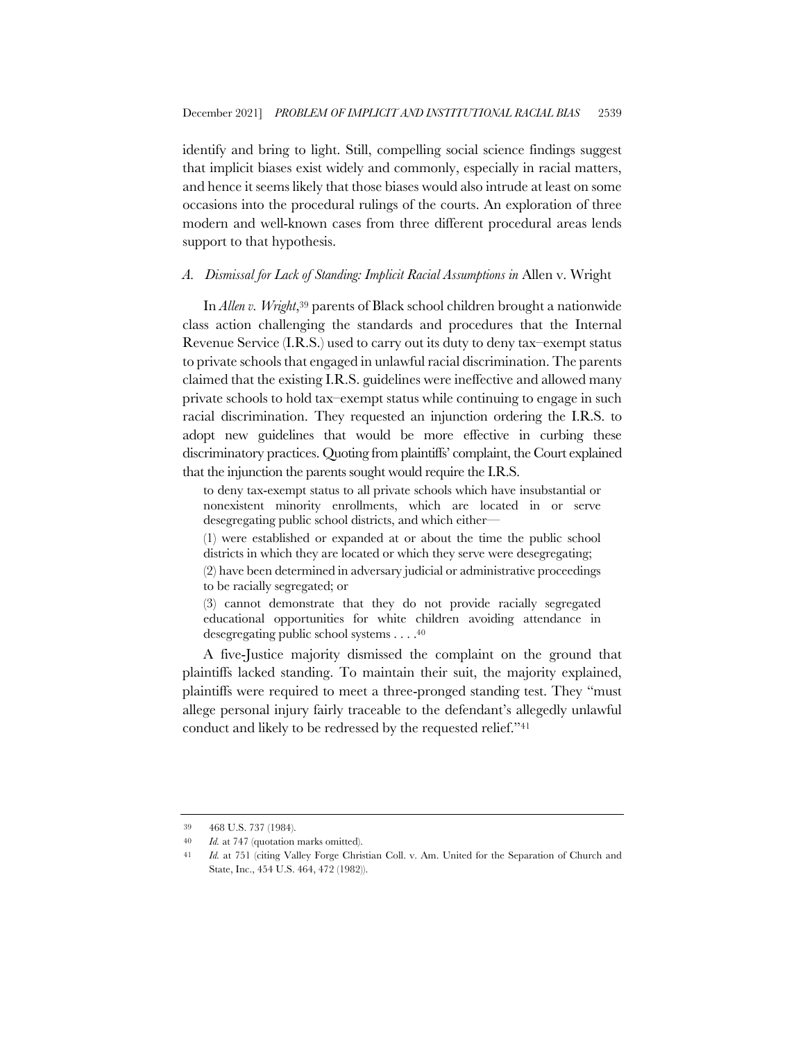identify and bring to light. Still, compelling social science findings suggest that implicit biases exist widely and commonly, especially in racial matters, and hence it seems likely that those biases would also intrude at least on some occasions into the procedural rulings of the courts. An exploration of three modern and well-known cases from three different procedural areas lends support to that hypothesis.

### *A. Dismissal for Lack of Standing: Implicit Racial Assumptions in* Allen v. Wright

In *Allen v. Wright*,[39] parents of Black school children brought a nationwide class action challenging the standards and procedures that the Internal Revenue Service (I.R.S.) used to carry out its duty to deny tax–exempt status to private schools that engaged in unlawful racial discrimination. The parents claimed that the existing I.R.S. guidelines were ineffective and allowed many private schools to hold tax–exempt status while continuing to engage in such racial discrimination. They requested an injunction ordering the I.R.S. to adopt new guidelines that would be more effective in curbing these discriminatory practices. Quoting from plaintiffs' complaint, the Court explained that the injunction the parents sought would require the I.R.S.

> to deny tax-exempt status to all private schools which have insubstantial or nonexistent minority enrollments, which are located in or serve desegregating public school districts, and which either—
>
> (1) were established or expanded at or about the time the public school districts in which they are located or which they serve were desegregating;
>
> (2) have been determined in adversary judicial or administrative proceedings to be racially segregated; or
>
> (3) cannot demonstrate that they do not provide racially segregated educational opportunities for white children avoiding attendance in desegregating public school systems . . . .[40]

A five-Justice majority dismissed the complaint on the ground that plaintiffs lacked standing. To maintain their suit, the majority explained, plaintiffs were required to meet a three-pronged standing test. They "must allege personal injury fairly traceable to the defendant's allegedly unlawful conduct and likely to be redressed by the requested relief."[41]

---

[39] 468 U.S. 737 (1984).

[40] *Id.* at 747 (quotation marks omitted).

[41] *Id.* at 751 (citing Valley Forge Christian Coll. v. Am. United for the Separation of Church and State, Inc., 454 U.S. 464, 472 (1982)).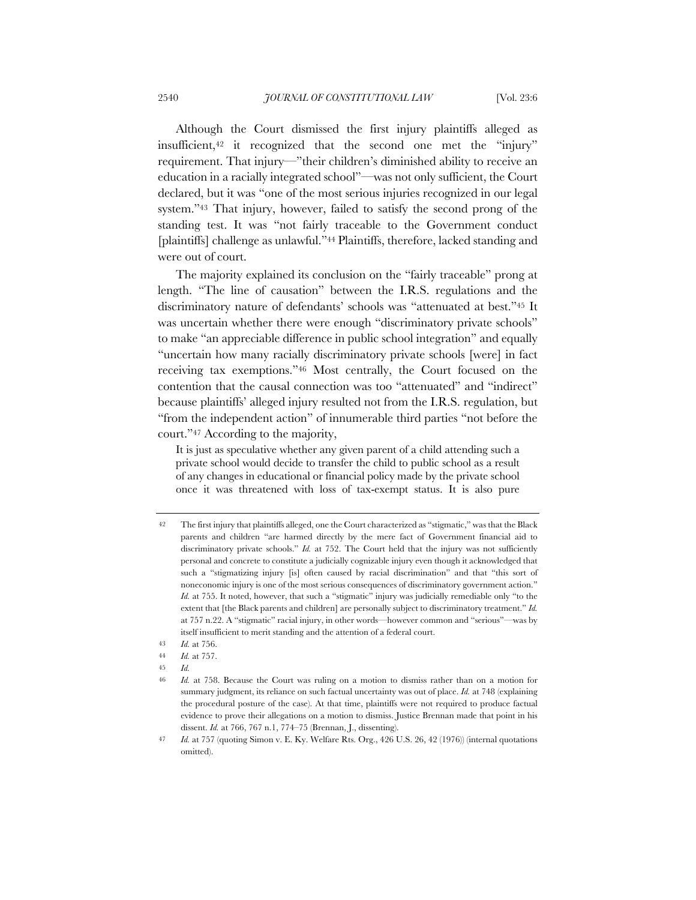Although the Court dismissed the first injury plaintiffs alleged as insufficient,[42] it recognized that the second one met the "injury" requirement. That injury—"their children's diminished ability to receive an education in a racially integrated school"—was not only sufficient, the Court declared, but it was "one of the most serious injuries recognized in our legal system."[43] That injury, however, failed to satisfy the second prong of the standing test. It was "not fairly traceable to the Government conduct [plaintiffs] challenge as unlawful."[44] Plaintiffs, therefore, lacked standing and were out of court.

The majority explained its conclusion on the "fairly traceable" prong at length. "The line of causation" between the I.R.S. regulations and the discriminatory nature of defendants' schools was "attenuated at best."[45] It was uncertain whether there were enough "discriminatory private schools" to make "an appreciable difference in public school integration" and equally "uncertain how many racially discriminatory private schools [were] in fact receiving tax exemptions."[46] Most centrally, the Court focused on the contention that the causal connection was too "attenuated" and "indirect" because plaintiffs' alleged injury resulted not from the I.R.S. regulation, but "from the independent action" of innumerable third parties "not before the court."[47] According to the majority,

> It is just as speculative whether any given parent of a child attending such a private school would decide to transfer the child to public school as a result of any changes in educational or financial policy made by the private school once it was threatened with loss of tax-exempt status. It is also pure

---

[42] The first injury that plaintiffs alleged, one the Court characterized as "stigmatic," was that the Black parents and children "are harmed directly by the mere fact of Government financial aid to discriminatory private schools." *Id.* at 752. The Court held that the injury was not sufficiently personal and concrete to constitute a judicially cognizable injury even though it acknowledged that such a "stigmatizing injury [is] often caused by racial discrimination" and that "this sort of noneconomic injury is one of the most serious consequences of discriminatory government action." *Id.* at 755. It noted, however, that such a "stigmatic" injury was judicially remediable only "to the extent that [the Black parents and children] are personally subject to discriminatory treatment." *Id.* at 757 n.22. A "stigmatic" racial injury, in other words—however common and "serious"—was by itself insufficient to merit standing and the attention of a federal court.

[43] *Id.* at 756.

[44] *Id.* at 757.

[45] *Id.*

[46] *Id.* at 758. Because the Court was ruling on a motion to dismiss rather than on a motion for summary judgment, its reliance on such factual uncertainty was out of place. *Id.* at 748 (explaining the procedural posture of the case). At that time, plaintiffs were not required to produce factual evidence to prove their allegations on a motion to dismiss. Justice Brennan made that point in his dissent. *Id.* at 766, 767 n.1, 774–75 (Brennan, J., dissenting).

[47] *Id.* at 757 (quoting Simon v. E. Ky. Welfare Rts. Org., 426 U.S. 26, 42 (1976)) (internal quotations omitted).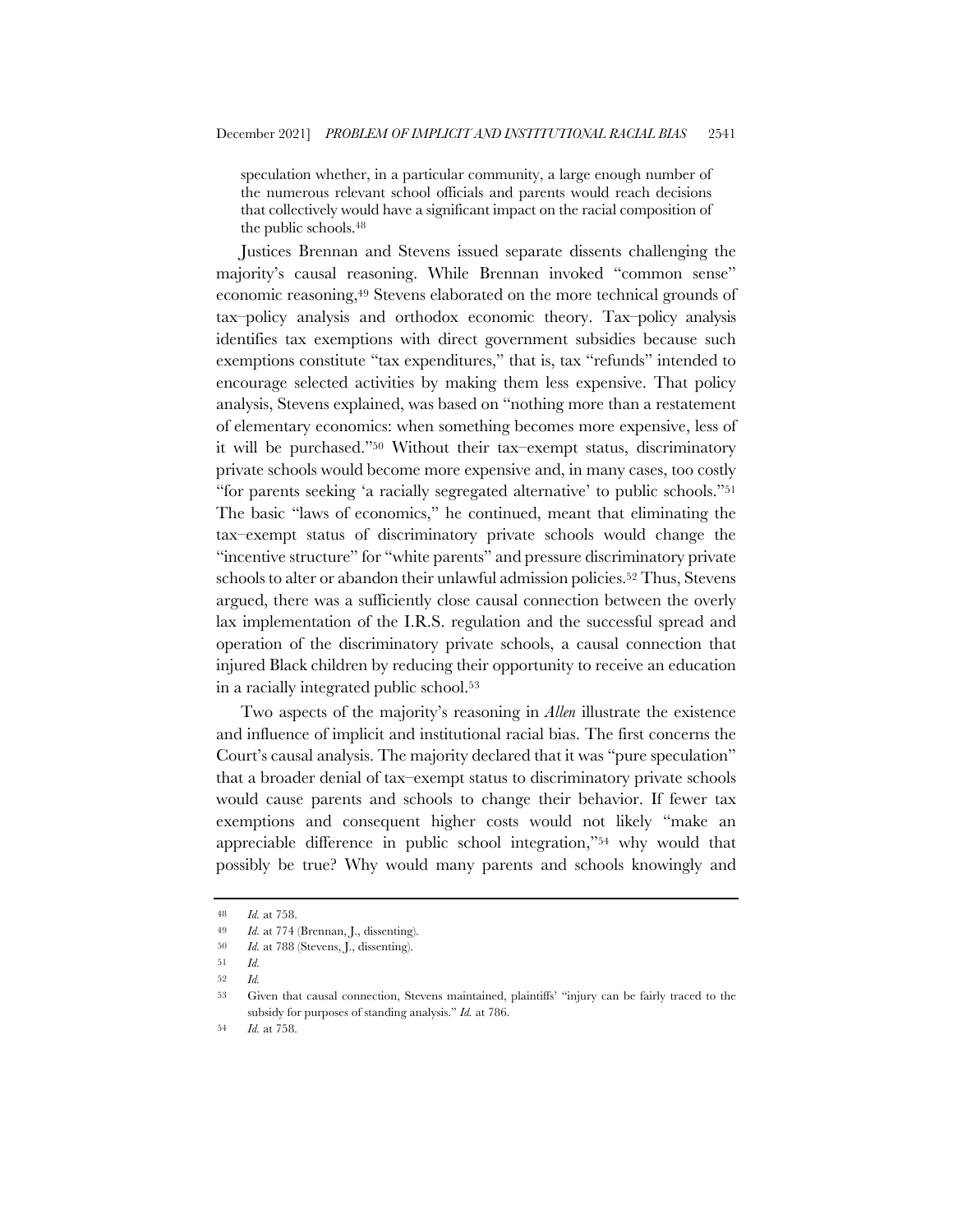> speculation whether, in a particular community, a large enough number of the numerous relevant school officials and parents would reach decisions that collectively would have a significant impact on the racial composition of the public schools.[48]

Justices Brennan and Stevens issued separate dissents challenging the majority's causal reasoning. While Brennan invoked "common sense" economic reasoning,[49] Stevens elaborated on the more technical grounds of tax–policy analysis and orthodox economic theory. Tax–policy analysis identifies tax exemptions with direct government subsidies because such exemptions constitute "tax expenditures," that is, tax "refunds" intended to encourage selected activities by making them less expensive. That policy analysis, Stevens explained, was based on "nothing more than a restatement of elementary economics: when something becomes more expensive, less of it will be purchased."[50] Without their tax–exempt status, discriminatory private schools would become more expensive and, in many cases, too costly "for parents seeking 'a racially segregated alternative' to public schools."[51] The basic "laws of economics," he continued, meant that eliminating the tax–exempt status of discriminatory private schools would change the "incentive structure" for "white parents" and pressure discriminatory private schools to alter or abandon their unlawful admission policies.[52] Thus, Stevens argued, there was a sufficiently close causal connection between the overly lax implementation of the I.R.S. regulation and the successful spread and operation of the discriminatory private schools, a causal connection that injured Black children by reducing their opportunity to receive an education in a racially integrated public school.[53]

Two aspects of the majority's reasoning in *Allen* illustrate the existence and influence of implicit and institutional racial bias. The first concerns the Court's causal analysis. The majority declared that it was "pure speculation" that a broader denial of tax–exempt status to discriminatory private schools would cause parents and schools to change their behavior. If fewer tax exemptions and consequent higher costs would not likely "make an appreciable difference in public school integration,"[54] why would that possibly be true? Why would many parents and schools knowingly and

---

48 *Id.* at 758.

49 *Id.* at 774 (Brennan, J., dissenting).

50 *Id.* at 788 (Stevens, J., dissenting).

51 *Id.*

52 *Id.*

53 Given that causal connection, Stevens maintained, plaintiffs' "injury can be fairly traced to the subsidy for purposes of standing analysis." *Id.* at 786.

54 *Id.* at 758.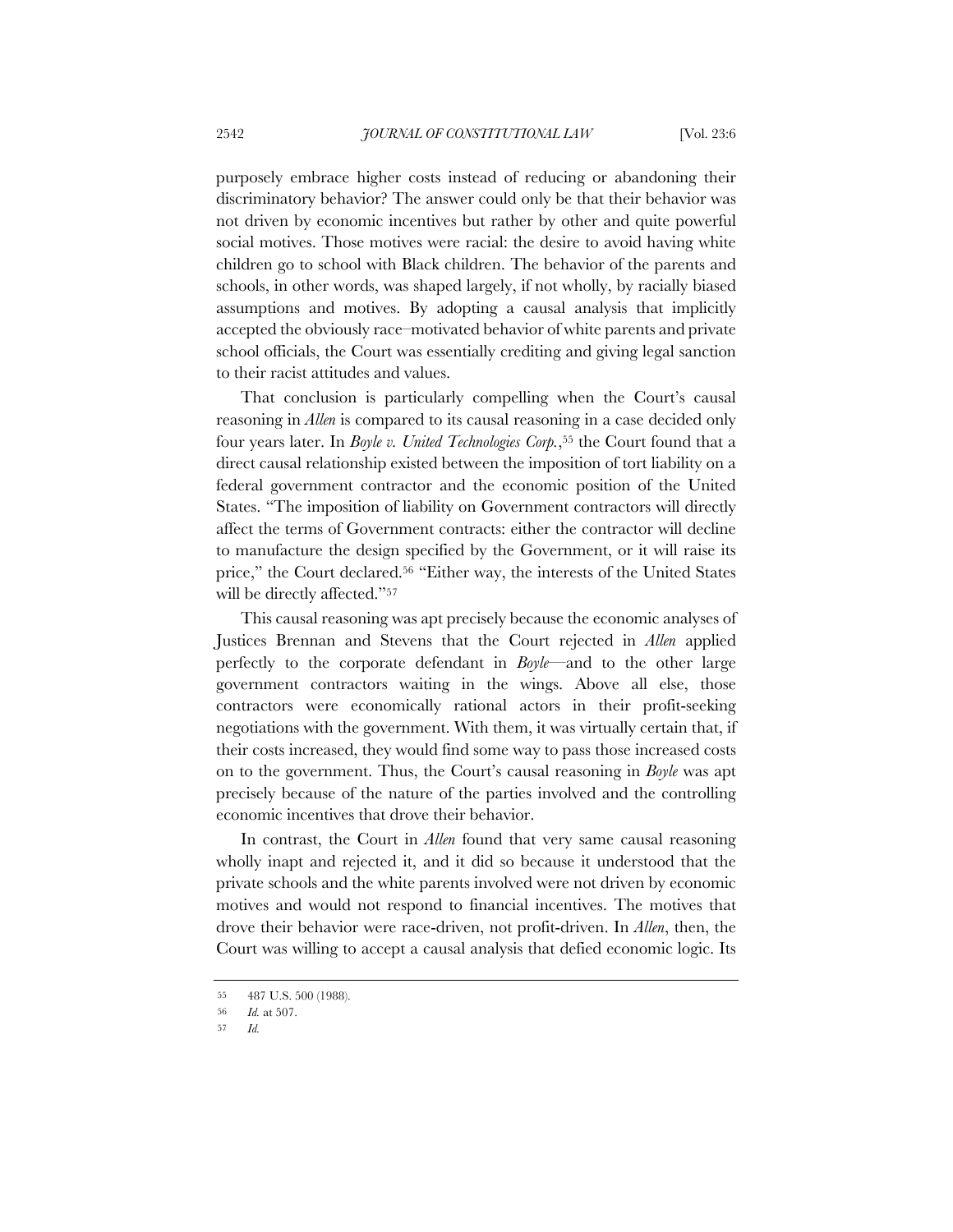purposely embrace higher costs instead of reducing or abandoning their discriminatory behavior? The answer could only be that their behavior was not driven by economic incentives but rather by other and quite powerful social motives. Those motives were racial: the desire to avoid having white children go to school with Black children. The behavior of the parents and schools, in other words, was shaped largely, if not wholly, by racially biased assumptions and motives. By adopting a causal analysis that implicitly accepted the obviously race–motivated behavior of white parents and private school officials, the Court was essentially crediting and giving legal sanction to their racist attitudes and values.

That conclusion is particularly compelling when the Court's causal reasoning in *Allen* is compared to its causal reasoning in a case decided only four years later. In *Boyle v. United Technologies Corp.*,[55] the Court found that a direct causal relationship existed between the imposition of tort liability on a federal government contractor and the economic position of the United States. "The imposition of liability on Government contractors will directly affect the terms of Government contracts: either the contractor will decline to manufacture the design specified by the Government, or it will raise its price," the Court declared.[56] "Either way, the interests of the United States will be directly affected."[57]

This causal reasoning was apt precisely because the economic analyses of Justices Brennan and Stevens that the Court rejected in *Allen* applied perfectly to the corporate defendant in *Boyle*—and to the other large government contractors waiting in the wings. Above all else, those contractors were economically rational actors in their profit-seeking negotiations with the government. With them, it was virtually certain that, if their costs increased, they would find some way to pass those increased costs on to the government. Thus, the Court's causal reasoning in *Boyle* was apt precisely because of the nature of the parties involved and the controlling economic incentives that drove their behavior.

In contrast, the Court in *Allen* found that very same causal reasoning wholly inapt and rejected it, and it did so because it understood that the private schools and the white parents involved were not driven by economic motives and would not respond to financial incentives. The motives that drove their behavior were race-driven, not profit-driven. In *Allen*, then, the Court was willing to accept a causal analysis that defied economic logic. Its

---

55 487 U.S. 500 (1988).

56 *Id.* at 507.

57 *Id.*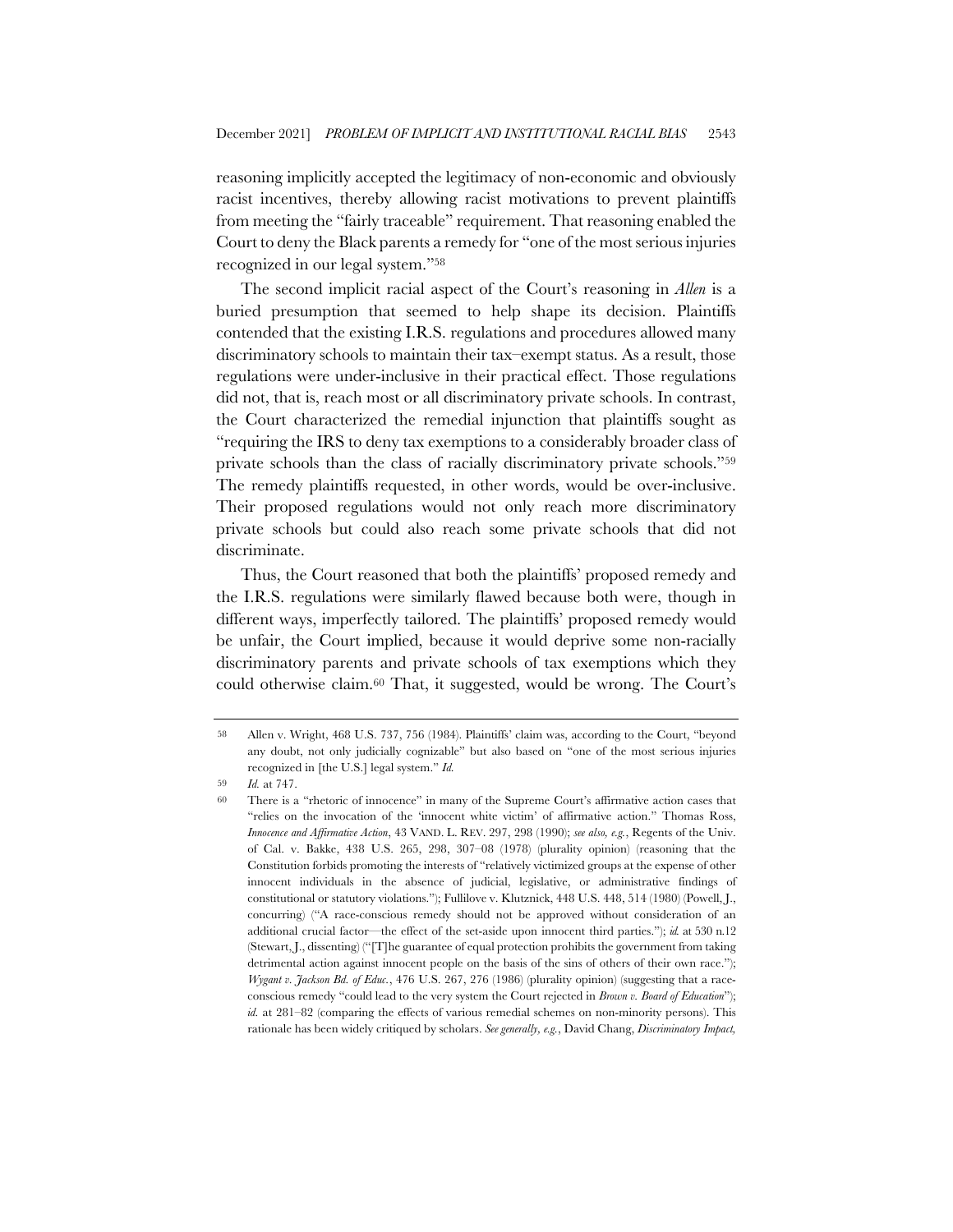reasoning implicitly accepted the legitimacy of non-economic and obviously racist incentives, thereby allowing racist motivations to prevent plaintiffs from meeting the "fairly traceable" requirement. That reasoning enabled the Court to deny the Black parents a remedy for "one of the most serious injuries recognized in our legal system."[58]

The second implicit racial aspect of the Court's reasoning in *Allen* is a buried presumption that seemed to help shape its decision. Plaintiffs contended that the existing I.R.S. regulations and procedures allowed many discriminatory schools to maintain their tax–exempt status. As a result, those regulations were under-inclusive in their practical effect. Those regulations did not, that is, reach most or all discriminatory private schools. In contrast, the Court characterized the remedial injunction that plaintiffs sought as "requiring the IRS to deny tax exemptions to a considerably broader class of private schools than the class of racially discriminatory private schools."[59] The remedy plaintiffs requested, in other words, would be over-inclusive. Their proposed regulations would not only reach more discriminatory private schools but could also reach some private schools that did not discriminate.

Thus, the Court reasoned that both the plaintiffs' proposed remedy and the I.R.S. regulations were similarly flawed because both were, though in different ways, imperfectly tailored. The plaintiffs' proposed remedy would be unfair, the Court implied, because it would deprive some non-racially discriminatory parents and private schools of tax exemptions which they could otherwise claim.[60] That, it suggested, would be wrong. The Court's

---

58 Allen v. Wright, 468 U.S. 737, 756 (1984). Plaintiffs' claim was, according to the Court, "beyond any doubt, not only judicially cognizable" but also based on "one of the most serious injuries recognized in [the U.S.] legal system." *Id.*

59 *Id.* at 747.

60 There is a "rhetoric of innocence" in many of the Supreme Court's affirmative action cases that "relies on the invocation of the 'innocent white victim' of affirmative action." Thomas Ross, *Innocence and Affirmative Action*, 43 VAND. L. REV. 297, 298 (1990); *see also, e.g.*, Regents of the Univ. of Cal. v. Bakke, 438 U.S. 265, 298, 307–08 (1978) (plurality opinion) (reasoning that the Constitution forbids promoting the interests of "relatively victimized groups at the expense of other innocent individuals in the absence of judicial, legislative, or administrative findings of constitutional or statutory violations."); Fullilove v. Klutznick, 448 U.S. 448, 514 (1980) (Powell, J., concurring) ("A race-conscious remedy should not be approved without consideration of an additional crucial factor—the effect of the set-aside upon innocent third parties."); *id.* at 530 n.12 (Stewart, J., dissenting) ("[T]he guarantee of equal protection prohibits the government from taking detrimental action against innocent people on the basis of the sins of others of their own race."); *Wygant v. Jackson Bd. of Educ.*, 476 U.S. 267, 276 (1986) (plurality opinion) (suggesting that a race-conscious remedy "could lead to the very system the Court rejected in *Brown v. Board of Education*"); *id.* at 281–82 (comparing the effects of various remedial schemes on non-minority persons). This rationale has been widely critiqued by scholars. *See generally, e.g.*, David Chang, *Discriminatory Impact,*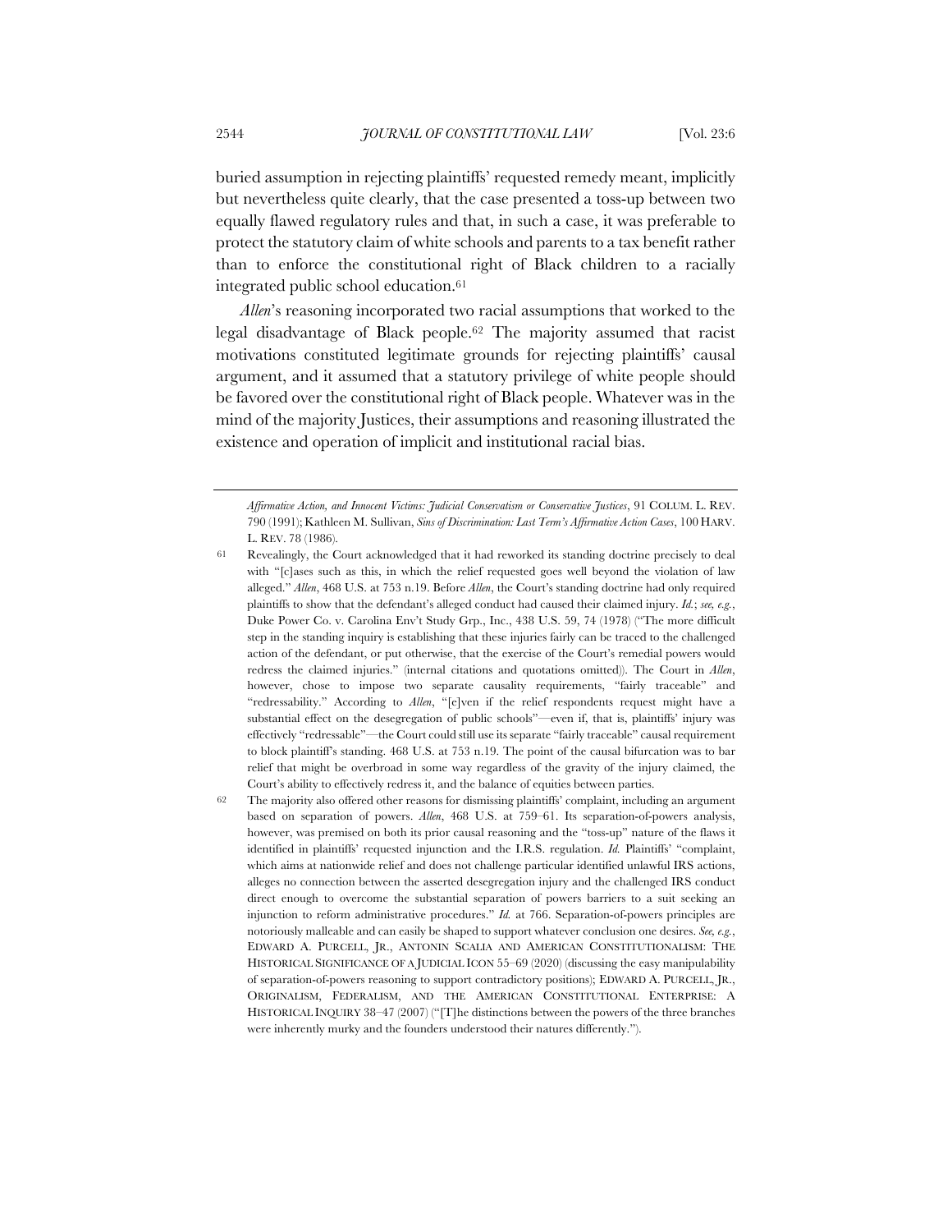buried assumption in rejecting plaintiffs' requested remedy meant, implicitly but nevertheless quite clearly, that the case presented a toss-up between two equally flawed regulatory rules and that, in such a case, it was preferable to protect the statutory claim of white schools and parents to a tax benefit rather than to enforce the constitutional right of Black children to a racially integrated public school education.[61]

*Allen*'s reasoning incorporated two racial assumptions that worked to the legal disadvantage of Black people.[62] The majority assumed that racist motivations constituted legitimate grounds for rejecting plaintiffs' causal argument, and it assumed that a statutory privilege of white people should be favored over the constitutional right of Black people. Whatever was in the mind of the majority Justices, their assumptions and reasoning illustrated the existence and operation of implicit and institutional racial bias.

---

*Affirmative Action, and Innocent Victims: Judicial Conservatism or Conservative Justices*, 91 COLUM. L. REV. 790 (1991); Kathleen M. Sullivan, *Sins of Discrimination: Last Term's Affirmative Action Cases*, 100 HARV. L. REV. 78 (1986).

[61] Revealingly, the Court acknowledged that it had reworked its standing doctrine precisely to deal with "[c]ases such as this, in which the relief requested goes well beyond the violation of law alleged." *Allen*, 468 U.S. at 753 n.19. Before *Allen*, the Court's standing doctrine had only required plaintiffs to show that the defendant's alleged conduct had caused their claimed injury. *Id.*; *see, e.g.*, Duke Power Co. v. Carolina Env't Study Grp., Inc., 438 U.S. 59, 74 (1978) ("The more difficult step in the standing inquiry is establishing that these injuries fairly can be traced to the challenged action of the defendant, or put otherwise, that the exercise of the Court's remedial powers would redress the claimed injuries." (internal citations and quotations omitted)). The Court in *Allen*, however, chose to impose two separate causality requirements, "fairly traceable" and "redressability." According to *Allen*, "[e]ven if the relief respondents request might have a substantial effect on the desegregation of public schools"—even if, that is, plaintiffs' injury was effectively "redressable"—the Court could still use its separate "fairly traceable" causal requirement to block plaintiff's standing. 468 U.S. at 753 n.19. The point of the causal bifurcation was to bar relief that might be overbroad in some way regardless of the gravity of the injury claimed, the Court's ability to effectively redress it, and the balance of equities between parties.

[62] The majority also offered other reasons for dismissing plaintiffs' complaint, including an argument based on separation of powers. *Allen*, 468 U.S. at 759–61. Its separation-of-powers analysis, however, was premised on both its prior causal reasoning and the "toss-up" nature of the flaws it identified in plaintiffs' requested injunction and the I.R.S. regulation. *Id.* Plaintiffs' "complaint, which aims at nationwide relief and does not challenge particular identified unlawful IRS actions, alleges no connection between the asserted desegregation injury and the challenged IRS conduct direct enough to overcome the substantial separation of powers barriers to a suit seeking an injunction to reform administrative procedures." *Id.* at 766. Separation-of-powers principles are notoriously malleable and can easily be shaped to support whatever conclusion one desires. *See, e.g.*, EDWARD A. PURCELL, JR., ANTONIN SCALIA AND AMERICAN CONSTITUTIONALISM: THE HISTORICAL SIGNIFICANCE OF A JUDICIAL ICON 55–69 (2020) (discussing the easy manipulability of separation-of-powers reasoning to support contradictory positions); EDWARD A. PURCELL, JR., ORIGINALISM, FEDERALISM, AND THE AMERICAN CONSTITUTIONAL ENTERPRISE: A HISTORICAL INQUIRY 38–47 (2007) ("[T]he distinctions between the powers of the three branches were inherently murky and the founders understood their natures differently.").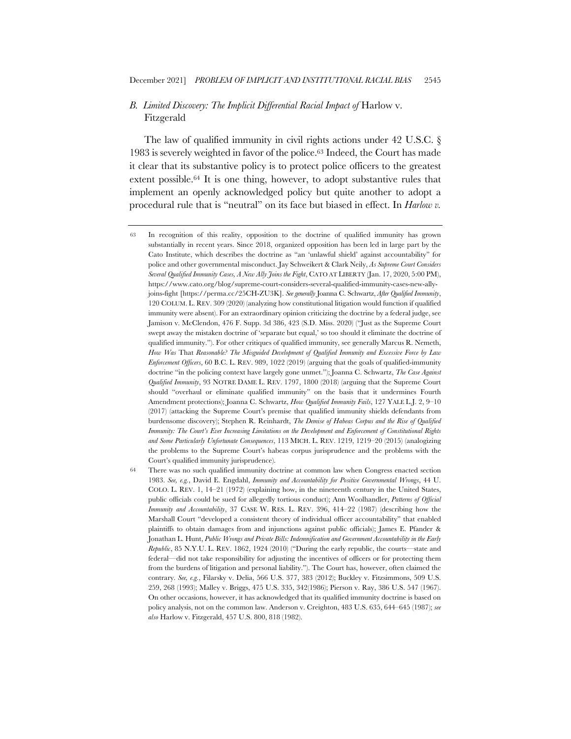### B. *Limited Discovery: The Implicit Differential Racial Impact of* Harlow v. Fitzgerald

The law of qualified immunity in civil rights actions under 42 U.S.C. § 1983 is severely weighted in favor of the police.[63] Indeed, the Court has made it clear that its substantive policy is to protect police officers to the greatest extent possible.[64] It is one thing, however, to adopt substantive rules that implement an openly acknowledged policy but quite another to adopt a procedural rule that is "neutral" on its face but biased in effect. In *Harlow v.*

---

63 In recognition of this reality, opposition to the doctrine of qualified immunity has grown substantially in recent years. Since 2018, organized opposition has been led in large part by the Cato Institute, which describes the doctrine as "an 'unlawful shield' against accountability" for police and other governmental misconduct. Jay Schweikert & Clark Neily, *As Supreme Court Considers Several Qualified Immunity Cases, A New Ally Joins the Fight*, CATO AT LIBERTY (Jan. 17, 2020, 5:00 PM), https://www.cato.org/blog/supreme-court-considers-several-qualified-immunity-cases-new-ally-joins-fight [https://perma.cc/25CH-ZU3K]. *See generally* Joanna C. Schwartz, *After Qualified Immunity*, 120 COLUM. L. REV. 309 (2020) (analyzing how constitutional litigation would function if qualified immunity were absent). For an extraordinary opinion criticizing the doctrine by a federal judge, see Jamison v. McClendon, 476 F. Supp. 3d 386, 423 (S.D. Miss. 2020) ("Just as the Supreme Court swept away the mistaken doctrine of 'separate but equal,' so too should it eliminate the doctrine of qualified immunity."). For other critiques of qualified immunity, see generally Marcus R. Nemeth, *How Was* That *Reasonable? The Misguided Development of Qualified Immunity and Excessive Force by Law Enforcement Officers*, 60 B.C. L. REV. 989, 1022 (2019) (arguing that the goals of qualified-immunity doctrine "in the policing context have largely gone unmet."); Joanna C. Schwartz, *The Case Against Qualified Immunity*, 93 NOTRE DAME L. REV. 1797, 1800 (2018) (arguing that the Supreme Court should "overhaul or eliminate qualified immunity" on the basis that it undermines Fourth Amendment protections); Joanna C. Schwartz, *How Qualified Immunity Fails*, 127 YALE L.J. 2, 9–10 (2017) (attacking the Supreme Court's premise that qualified immunity shields defendants from burdensome discovery); Stephen R. Reinhardt, *The Demise of Habeas Corpus and the Rise of Qualified Immunity: The Court's Ever Increasing Limitations on the Development and Enforcement of Constitutional Rights and Some Particularly Unfortunate Consequences*, 113 MICH. L. REV. 1219, 1219–20 (2015) (analogizing the problems to the Supreme Court's habeas corpus jurisprudence and the problems with the Court's qualified immunity jurisprudence).

64 There was no such qualified immunity doctrine at common law when Congress enacted section 1983. *See, e.g.*, David E. Engdahl, *Immunity and Accountability for Positive Governmental Wrongs*, 44 U. COLO. L. REV. 1, 14–21 (1972) (explaining how, in the nineteenth century in the United States, public officials could be sued for allegedly tortious conduct); Ann Woolhandler, *Patterns of Official Immunity and Accountability*, 37 CASE W. RES. L. REV. 396, 414–22 (1987) (describing how the Marshall Court "developed a consistent theory of individual officer accountability" that enabled plaintiffs to obtain damages from and injunctions against public officials); James E. Pfander & Jonathan L. Hunt, *Public Wrongs and Private Bills: Indemnification and Government Accountability in the Early Republic*, 85 N.Y.U. L. REV. 1862, 1924 (2010) ("During the early republic, the courts—state and federal—did not take responsibility for adjusting the incentives of officers or for protecting them from the burdens of litigation and personal liability."). The Court has, however, often claimed the contrary. *See, e.g.*, Filarsky v. Delia, 566 U.S. 377, 383 (2012); Buckley v. Fitzsimmons, 509 U.S. 259, 268 (1993); Malley v. Briggs, 475 U.S. 335, 342(1986); Pierson v. Ray, 386 U.S. 547 (1967). On other occasions, however, it has acknowledged that its qualified immunity doctrine is based on policy analysis, not on the common law. Anderson v. Creighton, 483 U.S. 635, 644–645 (1987); *see also* Harlow v. Fitzgerald, 457 U.S. 800, 818 (1982).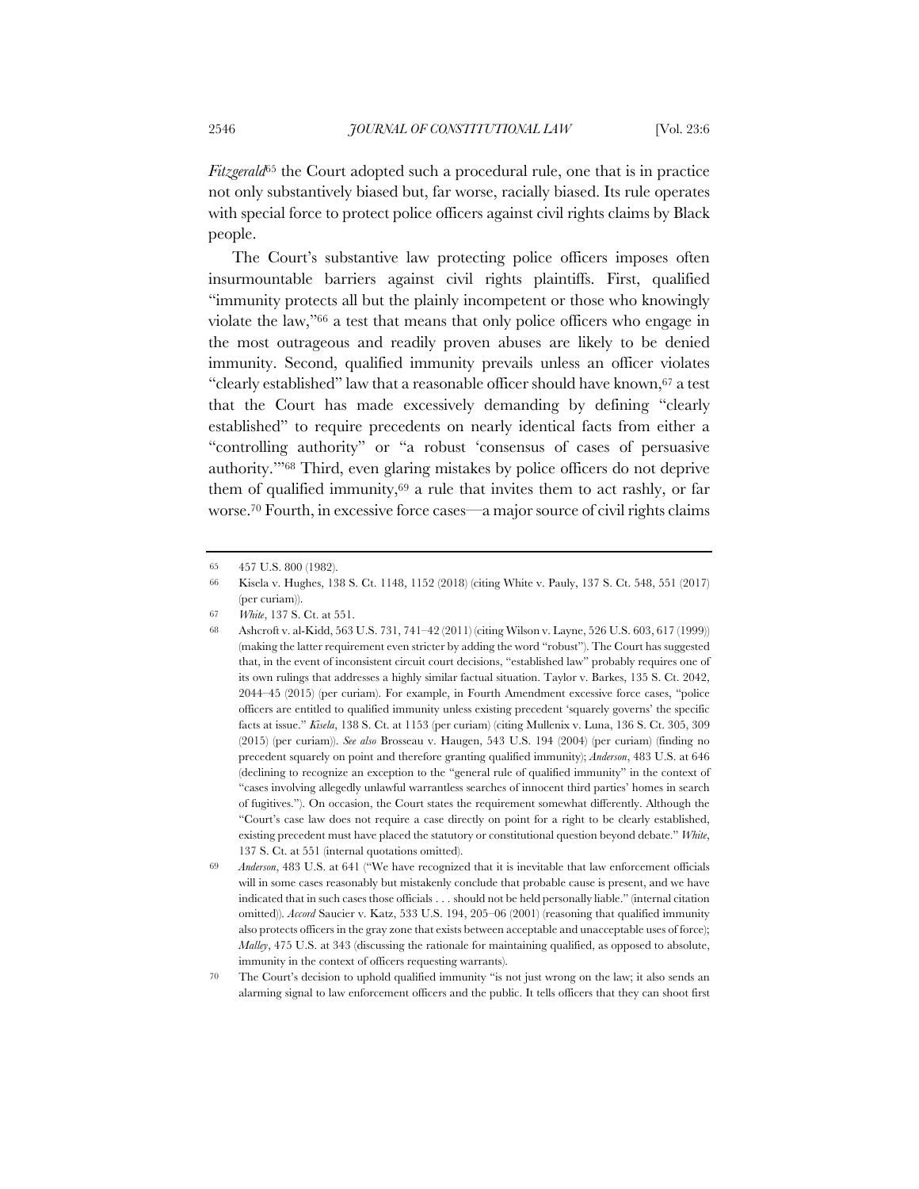*Fitzgerald*[65] the Court adopted such a procedural rule, one that is in practice not only substantively biased but, far worse, racially biased. Its rule operates with special force to protect police officers against civil rights claims by Black people.

The Court's substantive law protecting police officers imposes often insurmountable barriers against civil rights plaintiffs. First, qualified "immunity protects all but the plainly incompetent or those who knowingly violate the law,"[66] a test that means that only police officers who engage in the most outrageous and readily proven abuses are likely to be denied immunity. Second, qualified immunity prevails unless an officer violates "clearly established" law that a reasonable officer should have known,[67] a test that the Court has made excessively demanding by defining "clearly established" to require precedents on nearly identical facts from either a "controlling authority" or "a robust 'consensus of cases of persuasive authority.'"[68] Third, even glaring mistakes by police officers do not deprive them of qualified immunity,[69] a rule that invites them to act rashly, or far worse.[70] Fourth, in excessive force cases—a major source of civil rights claims

---

65 457 U.S. 800 (1982).

66 Kisela v. Hughes, 138 S. Ct. 1148, 1152 (2018) (citing White v. Pauly, 137 S. Ct. 548, 551 (2017) (per curiam)).

67 *White*, 137 S. Ct. at 551.

68 Ashcroft v. al-Kidd, 563 U.S. 731, 741–42 (2011) (citing Wilson v. Layne, 526 U.S. 603, 617 (1999)) (making the latter requirement even stricter by adding the word "robust"). The Court has suggested that, in the event of inconsistent circuit court decisions, "established law" probably requires one of its own rulings that addresses a highly similar factual situation. Taylor v. Barkes, 135 S. Ct. 2042, 2044–45 (2015) (per curiam). For example, in Fourth Amendment excessive force cases, "police officers are entitled to qualified immunity unless existing precedent 'squarely governs' the specific facts at issue." *Kisela*, 138 S. Ct. at 1153 (per curiam) (citing Mullenix v. Luna, 136 S. Ct. 305, 309 (2015) (per curiam)). *See also* Brosseau v. Haugen, 543 U.S. 194 (2004) (per curiam) (finding no precedent squarely on point and therefore granting qualified immunity); *Anderson*, 483 U.S. at 646 (declining to recognize an exception to the "general rule of qualified immunity" in the context of "cases involving allegedly unlawful warrantless searches of innocent third parties' homes in search of fugitives."). On occasion, the Court states the requirement somewhat differently. Although the "Court's case law does not require a case directly on point for a right to be clearly established, existing precedent must have placed the statutory or constitutional question beyond debate." *White*, 137 S. Ct. at 551 (internal quotations omitted).

69 *Anderson*, 483 U.S. at 641 ("We have recognized that it is inevitable that law enforcement officials will in some cases reasonably but mistakenly conclude that probable cause is present, and we have indicated that in such cases those officials . . . should not be held personally liable." (internal citation omitted)). *Accord* Saucier v. Katz, 533 U.S. 194, 205–06 (2001) (reasoning that qualified immunity also protects officers in the gray zone that exists between acceptable and unacceptable uses of force); *Malley*, 475 U.S. at 343 (discussing the rationale for maintaining qualified, as opposed to absolute, immunity in the context of officers requesting warrants).

70 The Court's decision to uphold qualified immunity "is not just wrong on the law; it also sends an alarming signal to law enforcement officers and the public. It tells officers that they can shoot first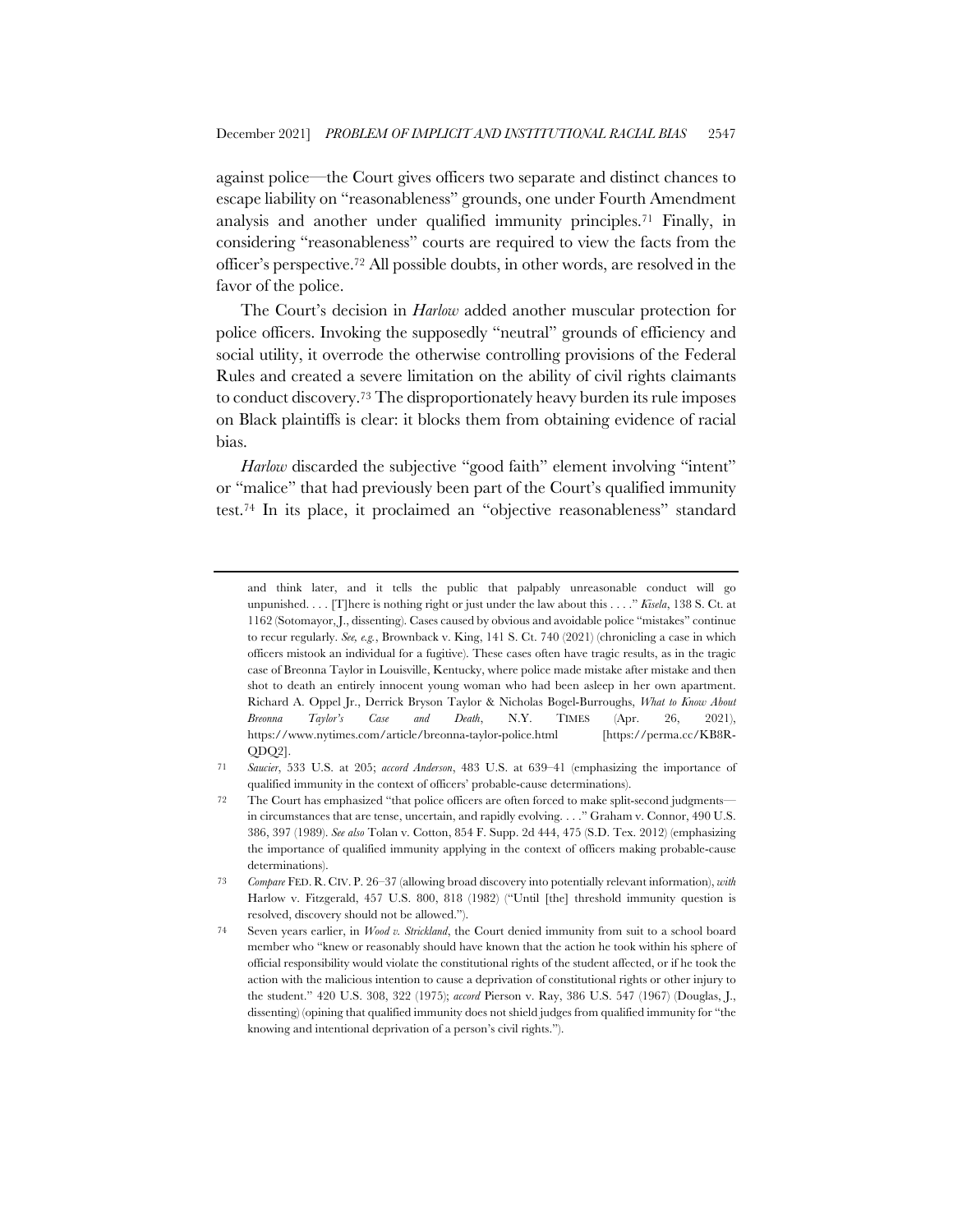against police—the Court gives officers two separate and distinct chances to escape liability on "reasonableness" grounds, one under Fourth Amendment analysis and another under qualified immunity principles.[71] Finally, in considering "reasonableness" courts are required to view the facts from the officer's perspective.[72] All possible doubts, in other words, are resolved in the favor of the police.

The Court's decision in *Harlow* added another muscular protection for police officers. Invoking the supposedly "neutral" grounds of efficiency and social utility, it overrode the otherwise controlling provisions of the Federal Rules and created a severe limitation on the ability of civil rights claimants to conduct discovery.[73] The disproportionately heavy burden its rule imposes on Black plaintiffs is clear: it blocks them from obtaining evidence of racial bias.

*Harlow* discarded the subjective "good faith" element involving "intent" or "malice" that had previously been part of the Court's qualified immunity test.[74] In its place, it proclaimed an "objective reasonableness" standard

---

and think later, and it tells the public that palpably unreasonable conduct will go unpunished. . . . [T]here is nothing right or just under the law about this . . . ." *Kisela*, 138 S. Ct. at 1162 (Sotomayor, J., dissenting). Cases caused by obvious and avoidable police "mistakes" continue to recur regularly. *See, e.g.*, Brownback v. King, 141 S. Ct. 740 (2021) (chronicling a case in which officers mistook an individual for a fugitive). These cases often have tragic results, as in the tragic case of Breonna Taylor in Louisville, Kentucky, where police made mistake after mistake and then shot to death an entirely innocent young woman who had been asleep in her own apartment. Richard A. Oppel Jr., Derrick Bryson Taylor & Nicholas Bogel-Burroughs, *What to Know About Breonna Taylor's Case and Death*, N.Y. TIMES (Apr. 26, 2021), https://www.nytimes.com/article/breonna-taylor-police.html [https://perma.cc/KB8R-QDQ2].

71 *Saucier*, 533 U.S. at 205; *accord Anderson*, 483 U.S. at 639–41 (emphasizing the importance of qualified immunity in the context of officers' probable-cause determinations).

72 The Court has emphasized "that police officers are often forced to make split-second judgments—in circumstances that are tense, uncertain, and rapidly evolving. . . ." Graham v. Connor, 490 U.S. 386, 397 (1989). *See also* Tolan v. Cotton, 854 F. Supp. 2d 444, 475 (S.D. Tex. 2012) (emphasizing the importance of qualified immunity applying in the context of officers making probable-cause determinations).

73 *Compare* FED. R. CIV. P. 26–37 (allowing broad discovery into potentially relevant information), *with* Harlow v. Fitzgerald, 457 U.S. 800, 818 (1982) ("Until [the] threshold immunity question is resolved, discovery should not be allowed.").

74 Seven years earlier, in *Wood v. Strickland*, the Court denied immunity from suit to a school board member who "knew or reasonably should have known that the action he took within his sphere of official responsibility would violate the constitutional rights of the student affected, or if he took the action with the malicious intention to cause a deprivation of constitutional rights or other injury to the student." 420 U.S. 308, 322 (1975); *accord* Pierson v. Ray, 386 U.S. 547 (1967) (Douglas, J., dissenting) (opining that qualified immunity does not shield judges from qualified immunity for "the knowing and intentional deprivation of a person's civil rights.").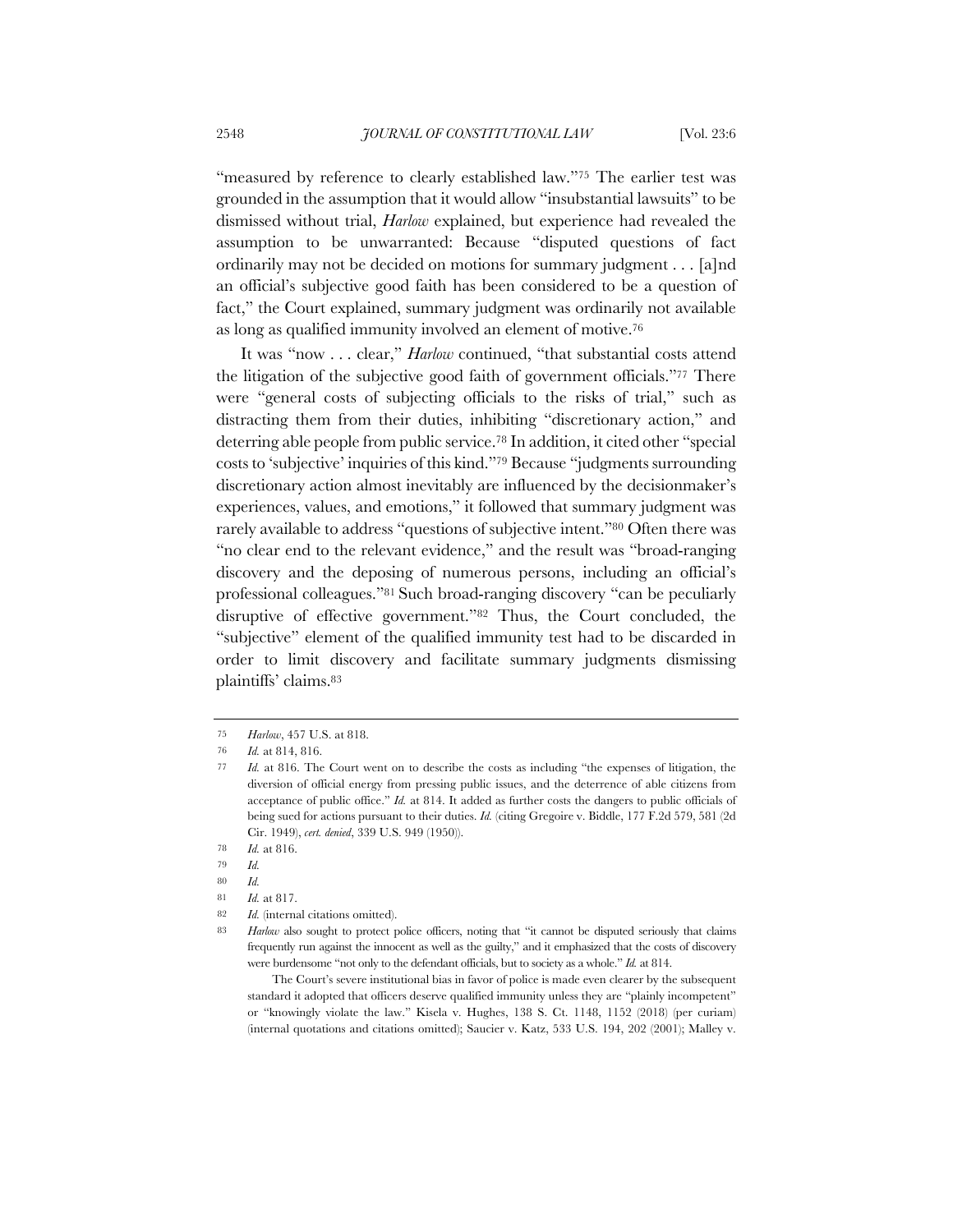"measured by reference to clearly established law."[75] The earlier test was grounded in the assumption that it would allow "insubstantial lawsuits" to be dismissed without trial, *Harlow* explained, but experience had revealed the assumption to be unwarranted: Because "disputed questions of fact ordinarily may not be decided on motions for summary judgment . . . [a]nd an official's subjective good faith has been considered to be a question of fact," the Court explained, summary judgment was ordinarily not available as long as qualified immunity involved an element of motive.[76]

It was "now . . . clear," *Harlow* continued, "that substantial costs attend the litigation of the subjective good faith of government officials."[77] There were "general costs of subjecting officials to the risks of trial," such as distracting them from their duties, inhibiting "discretionary action," and deterring able people from public service.[78] In addition, it cited other "special costs to 'subjective' inquiries of this kind."[79] Because "judgments surrounding discretionary action almost inevitably are influenced by the decisionmaker's experiences, values, and emotions," it followed that summary judgment was rarely available to address "questions of subjective intent."[80] Often there was "no clear end to the relevant evidence," and the result was "broad-ranging discovery and the deposing of numerous persons, including an official's professional colleagues."[81] Such broad-ranging discovery "can be peculiarly disruptive of effective government."[82] Thus, the Court concluded, the "subjective" element of the qualified immunity test had to be discarded in order to limit discovery and facilitate summary judgments dismissing plaintiffs' claims.[83]

---

75 *Harlow*, 457 U.S. at 818.

76 *Id.* at 814, 816.

77 *Id.* at 816. The Court went on to describe the costs as including "the expenses of litigation, the diversion of official energy from pressing public issues, and the deterrence of able citizens from acceptance of public office." *Id.* at 814. It added as further costs the dangers to public officials of being sued for actions pursuant to their duties. *Id.* (citing Gregoire v. Biddle, 177 F.2d 579, 581 (2d Cir. 1949), *cert. denied*, 339 U.S. 949 (1950)).

78 *Id.* at 816.

79 *Id.*

80 *Id.*

81 *Id.* at 817.

82 *Id.* (internal citations omitted).

83 *Harlow* also sought to protect police officers, noting that "it cannot be disputed seriously that claims frequently run against the innocent as well as the guilty," and it emphasized that the costs of discovery were burdensome "not only to the defendant officials, but to society as a whole." *Id.* at 814.

The Court's severe institutional bias in favor of police is made even clearer by the subsequent standard it adopted that officers deserve qualified immunity unless they are "plainly incompetent" or "knowingly violate the law." Kisela v. Hughes, 138 S. Ct. 1148, 1152 (2018) (per curiam) (internal quotations and citations omitted); Saucier v. Katz, 533 U.S. 194, 202 (2001); Malley v.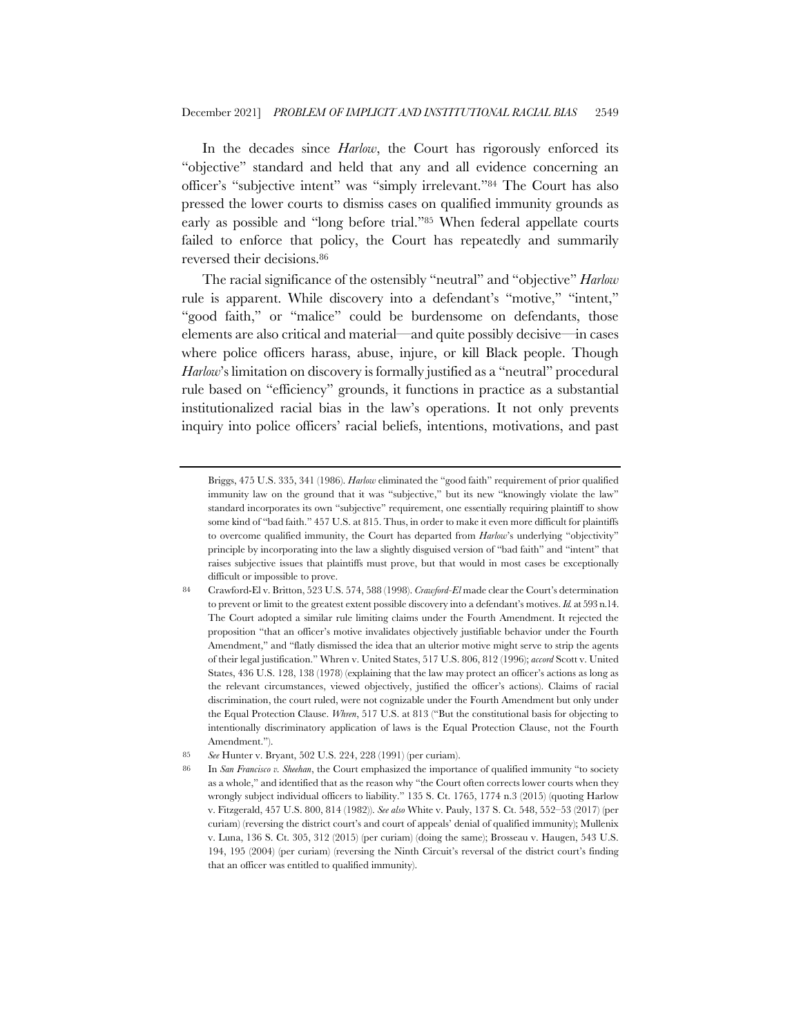In the decades since *Harlow*, the Court has rigorously enforced its "objective" standard and held that any and all evidence concerning an officer's "subjective intent" was "simply irrelevant."[84] The Court has also pressed the lower courts to dismiss cases on qualified immunity grounds as early as possible and "long before trial."[85] When federal appellate courts failed to enforce that policy, the Court has repeatedly and summarily reversed their decisions.[86]

The racial significance of the ostensibly "neutral" and "objective" *Harlow* rule is apparent. While discovery into a defendant's "motive," "intent," "good faith," or "malice" could be burdensome on defendants, those elements are also critical and material—and quite possibly decisive—in cases where police officers harass, abuse, injure, or kill Black people. Though *Harlow*'s limitation on discovery is formally justified as a "neutral" procedural rule based on "efficiency" grounds, it functions in practice as a substantial institutionalized racial bias in the law's operations. It not only prevents inquiry into police officers' racial beliefs, intentions, motivations, and past

---

Briggs, 475 U.S. 335, 341 (1986). *Harlow* eliminated the "good faith" requirement of prior qualified immunity law on the ground that it was "subjective," but its new "knowingly violate the law" standard incorporates its own "subjective" requirement, one essentially requiring plaintiff to show some kind of "bad faith." 457 U.S. at 815. Thus, in order to make it even more difficult for plaintiffs to overcome qualified immunity, the Court has departed from *Harlow*'s underlying "objectivity" principle by incorporating into the law a slightly disguised version of "bad faith" and "intent" that raises subjective issues that plaintiffs must prove, but that would in most cases be exceptionally difficult or impossible to prove.

[84] Crawford-El v. Britton, 523 U.S. 574, 588 (1998). *Crawford-El* made clear the Court's determination to prevent or limit to the greatest extent possible discovery into a defendant's motives. *Id.* at 593 n.14. The Court adopted a similar rule limiting claims under the Fourth Amendment. It rejected the proposition "that an officer's motive invalidates objectively justifiable behavior under the Fourth Amendment," and "flatly dismissed the idea that an ulterior motive might serve to strip the agents of their legal justification." Whren v. United States, 517 U.S. 806, 812 (1996); *accord* Scott v. United States, 436 U.S. 128, 138 (1978) (explaining that the law may protect an officer's actions as long as the relevant circumstances, viewed objectively, justified the officer's actions). Claims of racial discrimination, the court ruled, were not cognizable under the Fourth Amendment but only under the Equal Protection Clause. *Whren*, 517 U.S. at 813 ("But the constitutional basis for objecting to intentionally discriminatory application of laws is the Equal Protection Clause, not the Fourth Amendment.").

[85] *See* Hunter v. Bryant, 502 U.S. 224, 228 (1991) (per curiam).

[86] In *San Francisco v. Sheehan*, the Court emphasized the importance of qualified immunity "to society as a whole," and identified that as the reason why "the Court often corrects lower courts when they wrongly subject individual officers to liability." 135 S. Ct. 1765, 1774 n.3 (2015) (quoting Harlow v. Fitzgerald, 457 U.S. 800, 814 (1982)). *See also* White v. Pauly, 137 S. Ct. 548, 552–53 (2017) (per curiam) (reversing the district court's and court of appeals' denial of qualified immunity); Mullenix v. Luna, 136 S. Ct. 305, 312 (2015) (per curiam) (doing the same); Brosseau v. Haugen, 543 U.S. 194, 195 (2004) (per curiam) (reversing the Ninth Circuit's reversal of the district court's finding that an officer was entitled to qualified immunity).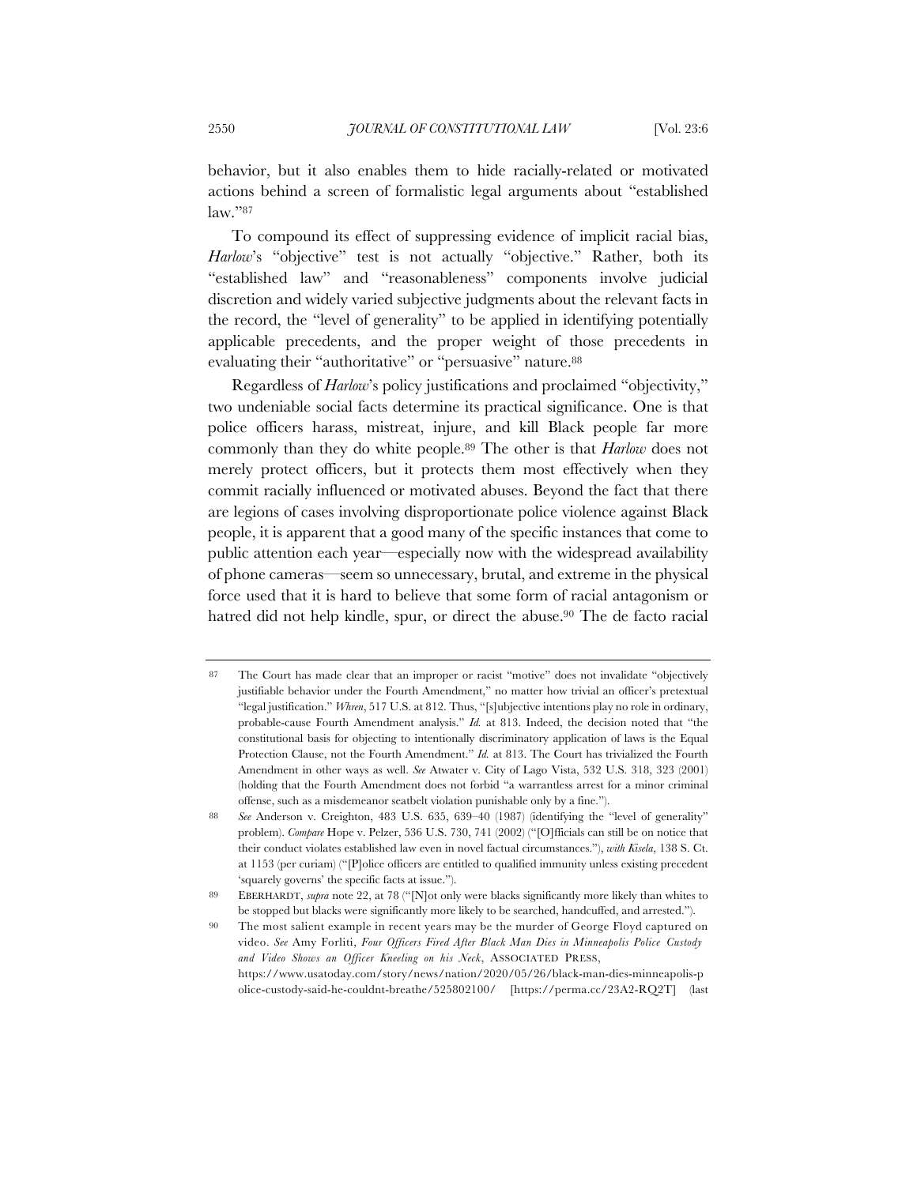behavior, but it also enables them to hide racially-related or motivated actions behind a screen of formalistic legal arguments about "established law."[87]

To compound its effect of suppressing evidence of implicit racial bias, *Harlow*'s "objective" test is not actually "objective." Rather, both its "established law" and "reasonableness" components involve judicial discretion and widely varied subjective judgments about the relevant facts in the record, the "level of generality" to be applied in identifying potentially applicable precedents, and the proper weight of those precedents in evaluating their "authoritative" or "persuasive" nature.[88]

Regardless of *Harlow*'s policy justifications and proclaimed "objectivity," two undeniable social facts determine its practical significance. One is that police officers harass, mistreat, injure, and kill Black people far more commonly than they do white people.[89] The other is that *Harlow* does not merely protect officers, but it protects them most effectively when they commit racially influenced or motivated abuses. Beyond the fact that there are legions of cases involving disproportionate police violence against Black people, it is apparent that a good many of the specific instances that come to public attention each year—especially now with the widespread availability of phone cameras—seem so unnecessary, brutal, and extreme in the physical force used that it is hard to believe that some form of racial antagonism or hatred did not help kindle, spur, or direct the abuse.[90] The de facto racial

---

87 The Court has made clear that an improper or racist "motive" does not invalidate "objectively justifiable behavior under the Fourth Amendment," no matter how trivial an officer's pretextual "legal justification." *Whren*, 517 U.S. at 812. Thus, "[s]ubjective intentions play no role in ordinary, probable-cause Fourth Amendment analysis." *Id.* at 813. Indeed, the decision noted that "the constitutional basis for objecting to intentionally discriminatory application of laws is the Equal Protection Clause, not the Fourth Amendment." *Id.* at 813. The Court has trivialized the Fourth Amendment in other ways as well. *See* Atwater v. City of Lago Vista, 532 U.S. 318, 323 (2001) (holding that the Fourth Amendment does not forbid "a warrantless arrest for a minor criminal offense, such as a misdemeanor seatbelt violation punishable only by a fine.").

88 *See* Anderson v. Creighton, 483 U.S. 635, 639–40 (1987) (identifying the "level of generality" problem). *Compare* Hope v. Pelzer, 536 U.S. 730, 741 (2002) ("[O]fficials can still be on notice that their conduct violates established law even in novel factual circumstances."), *with Kisela*, 138 S. Ct. at 1153 (per curiam) ("[P]olice officers are entitled to qualified immunity unless existing precedent 'squarely governs' the specific facts at issue.").

89 EBERHARDT, *supra* note 22, at 78 ("[N]ot only were blacks significantly more likely than whites to be stopped but blacks were significantly more likely to be searched, handcuffed, and arrested.").

90 The most salient example in recent years may be the murder of George Floyd captured on video. *See* Amy Forliti, *Four Officers Fired After Black Man Dies in Minneapolis Police Custody and Video Shows an Officer Kneeling on his Neck*, ASSOCIATED PRESS, https://www.usatoday.com/story/news/nation/2020/05/26/black-man-dies-minneapolis-police-custody-said-he-couldnt-breathe/525802100/ [https://perma.cc/23A2-RQ2T] (last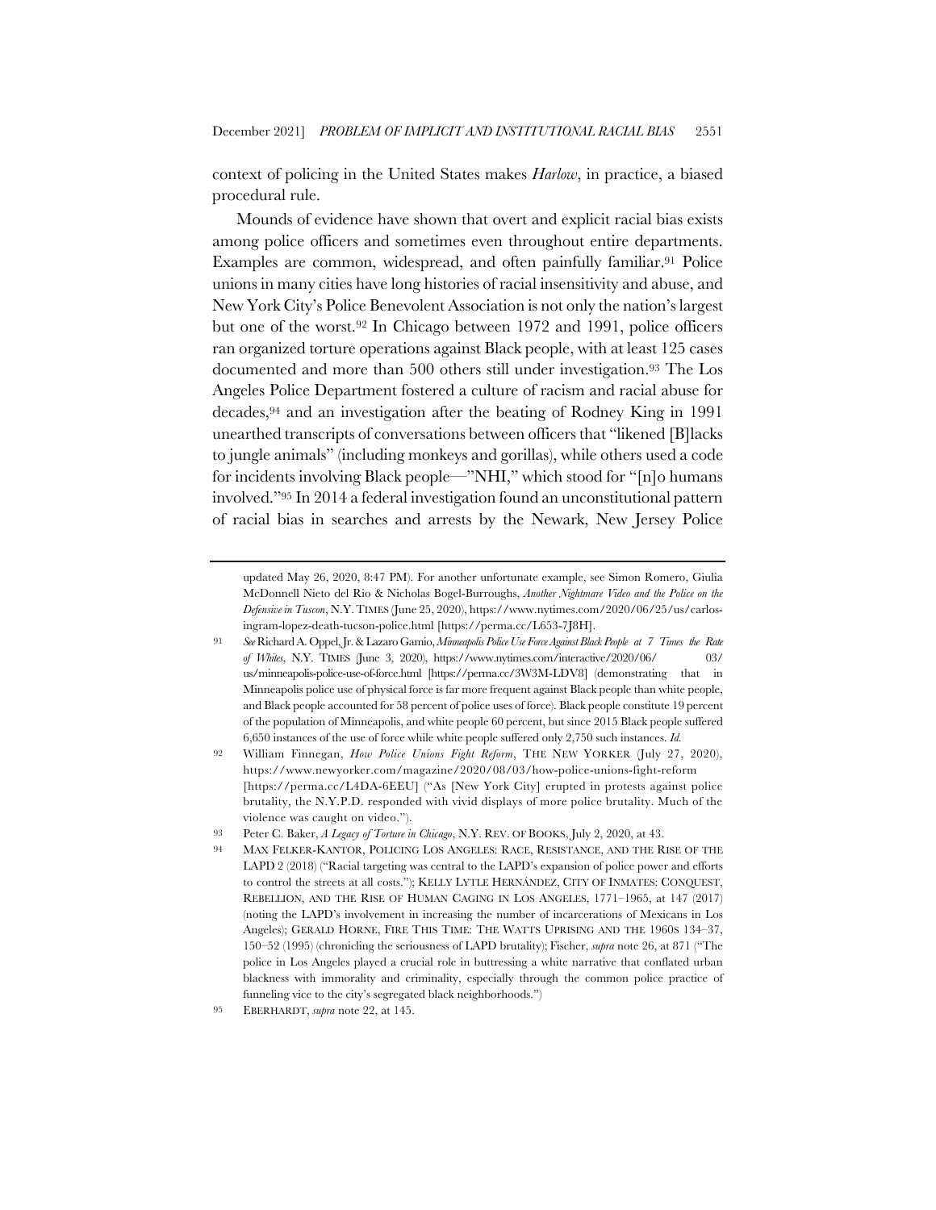context of policing in the United States makes *Harlow*, in practice, a biased procedural rule.

Mounds of evidence have shown that overt and explicit racial bias exists among police officers and sometimes even throughout entire departments. Examples are common, widespread, and often painfully familiar.[91] Police unions in many cities have long histories of racial insensitivity and abuse, and New York City's Police Benevolent Association is not only the nation's largest but one of the worst.[92] In Chicago between 1972 and 1991, police officers ran organized torture operations against Black people, with at least 125 cases documented and more than 500 others still under investigation.[93] The Los Angeles Police Department fostered a culture of racism and racial abuse for decades,[94] and an investigation after the beating of Rodney King in 1991 unearthed transcripts of conversations between officers that "likened [B]lacks to jungle animals" (including monkeys and gorillas), while others used a code for incidents involving Black people—"NHI," which stood for "[n]o humans involved."[95] In 2014 a federal investigation found an unconstitutional pattern of racial bias in searches and arrests by the Newark, New Jersey Police

---

updated May 26, 2020, 8:47 PM). For another unfortunate example, see Simon Romero, Giulia McDonnell Nieto del Rio & Nicholas Bogel-Burroughs, *Another Nightmare Video and the Police on the Defensive in Tuscon*, N.Y. TIMES (June 25, 2020), https://www.nytimes.com/2020/06/25/us/carlos-ingram-lopez-death-tucson-police.html [https://perma.cc/L653-7J8H].

91 *See* Richard A. Oppel, Jr. & Lazaro Gamio, *Minneapolis Police Use Force Against Black People at 7 Times the Rate of Whites*, N.Y. TIMES (June 3, 2020), https://www.nytimes.com/interactive/2020/06/03/us/minneapolis-police-use-of-force.html [https://perma.cc/3W3M-LDV8] (demonstrating that in Minneapolis police use of physical force is far more frequent against Black people than white people, and Black people accounted for 58 percent of police uses of force). Black people constitute 19 percent of the population of Minneapolis, and white people 60 percent, but since 2015 Black people suffered 6,650 instances of the use of force while white people suffered only 2,750 such instances. *Id.*

92 William Finnegan, *How Police Unions Fight Reform*, THE NEW YORKER (July 27, 2020), https://www.newyorker.com/magazine/2020/08/03/how-police-unions-fight-reform [https://perma.cc/L4DA-6EEU] ("As [New York City] erupted in protests against police brutality, the N.Y.P.D. responded with vivid displays of more police brutality. Much of the violence was caught on video.").

93 Peter C. Baker, *A Legacy of Torture in Chicago*, N.Y. REV. OF BOOKS, July 2, 2020, at 43.

94 MAX FELKER-KANTOR, POLICING LOS ANGELES: RACE, RESISTANCE, AND THE RISE OF THE LAPD 2 (2018) ("Racial targeting was central to the LAPD's expansion of police power and efforts to control the streets at all costs."); KELLY LYTLE HERNÁNDEZ, CITY OF INMATES: CONQUEST, REBELLION, AND THE RISE OF HUMAN CAGING IN LOS ANGELES, 1771–1965, at 147 (2017) (noting the LAPD's involvement in increasing the number of incarcerations of Mexicans in Los Angeles); GERALD HORNE, FIRE THIS TIME: THE WATTS UPRISING AND THE 1960S 134–37, 150–52 (1995) (chronicling the seriousness of LAPD brutality); Fischer, *supra* note 26, at 871 ("The police in Los Angeles played a crucial role in buttressing a white narrative that conflated urban blackness with immorality and criminality, especially through the common police practice of funneling vice to the city's segregated black neighborhoods.")

95 EBERHARDT, *supra* note 22, at 145.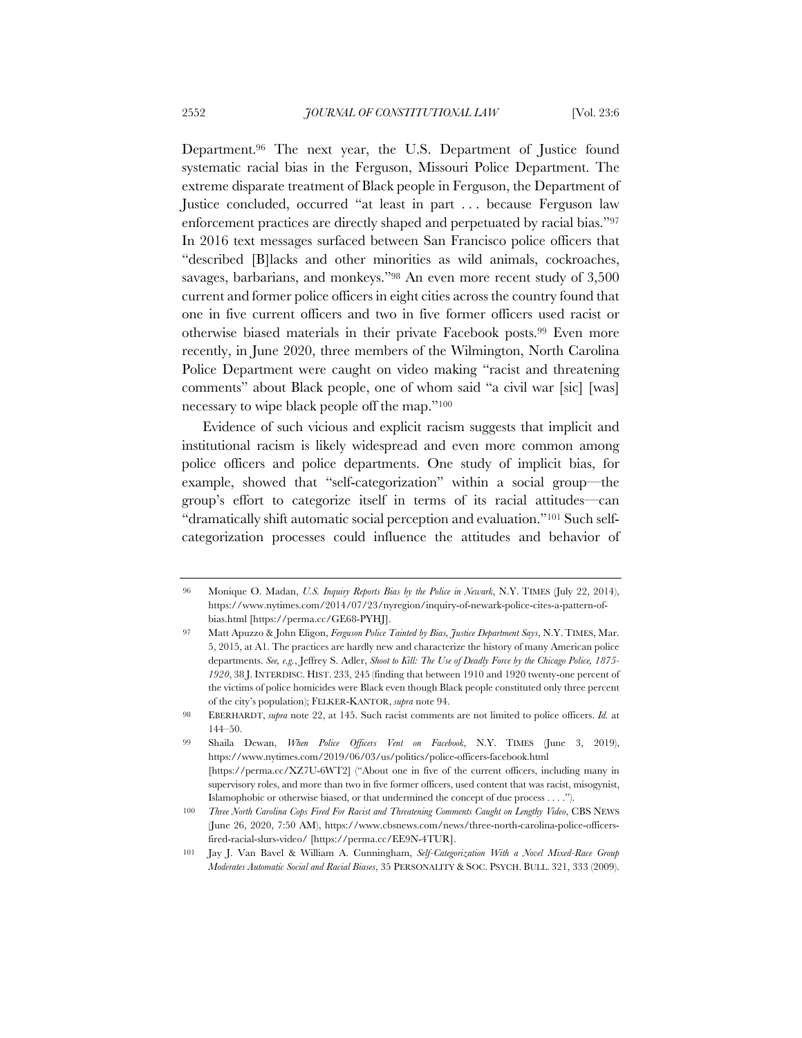Department.[96] The next year, the U.S. Department of Justice found systematic racial bias in the Ferguson, Missouri Police Department. The extreme disparate treatment of Black people in Ferguson, the Department of Justice concluded, occurred "at least in part . . . because Ferguson law enforcement practices are directly shaped and perpetuated by racial bias."[97] In 2016 text messages surfaced between San Francisco police officers that "described [B]lacks and other minorities as wild animals, cockroaches, savages, barbarians, and monkeys."[98] An even more recent study of 3,500 current and former police officers in eight cities across the country found that one in five current officers and two in five former officers used racist or otherwise biased materials in their private Facebook posts.[99] Even more recently, in June 2020, three members of the Wilmington, North Carolina Police Department were caught on video making "racist and threatening comments" about Black people, one of whom said "a civil war [sic] [was] necessary to wipe black people off the map."[100]

Evidence of such vicious and explicit racism suggests that implicit and institutional racism is likely widespread and even more common among police officers and police departments. One study of implicit bias, for example, showed that "self-categorization" within a social group—the group's effort to categorize itself in terms of its racial attitudes—can "dramatically shift automatic social perception and evaluation."[101] Such self-categorization processes could influence the attitudes and behavior of

---

96 Monique O. Madan, *U.S. Inquiry Reports Bias by the Police in Newark*, N.Y. TIMES (July 22, 2014), https://www.nytimes.com/2014/07/23/nyregion/inquiry-of-newark-police-cites-a-pattern-of-bias.html [https://perma.cc/GE68-PYHJ].

97 Matt Apuzzo & John Eligon, *Ferguson Police Tainted by Bias, Justice Department Says*, N.Y. TIMES, Mar. 5, 2015, at A1. The practices are hardly new and characterize the history of many American police departments. *See, e.g.*, Jeffrey S. Adler, *Shoot to Kill: The Use of Deadly Force by the Chicago Police, 1875-1920*, 38 J. INTERDISC. HIST. 233, 245 (finding that between 1910 and 1920 twenty-one percent of the victims of police homicides were Black even though Black people constituted only three percent of the city's population); FELKER-KANTOR, *supra* note 94.

98 EBERHARDT, *supra* note 22, at 145. Such racist comments are not limited to police officers. *Id.* at 144–50.

99 Shaila Dewan, *When Police Officers Vent on Facebook*, N.Y. TIMES (June 3, 2019), https://www.nytimes.com/2019/06/03/us/politics/police-officers-facebook.html [https://perma.cc/XZ7U-6WT2] ("About one in five of the current officers, including many in supervisory roles, and more than two in five former officers, used content that was racist, misogynist, Islamophobic or otherwise biased, or that undermined the concept of due process . . . .").

100 *Three North Carolina Cops Fired For Racist and Threatening Comments Caught on Lengthy Video*, CBS NEWS (June 26, 2020, 7:50 AM), https://www.cbsnews.com/news/three-north-carolina-police-officers-fired-racial-slurs-video/ [https://perma.cc/EE9N-4TUR].

101 Jay J. Van Bavel & William A. Cunningham, *Self-Categorization With a Novel Mixed-Race Group Moderates Automatic Social and Racial Biases*, 35 PERSONALITY & SOC. PSYCH. BULL. 321, 333 (2009).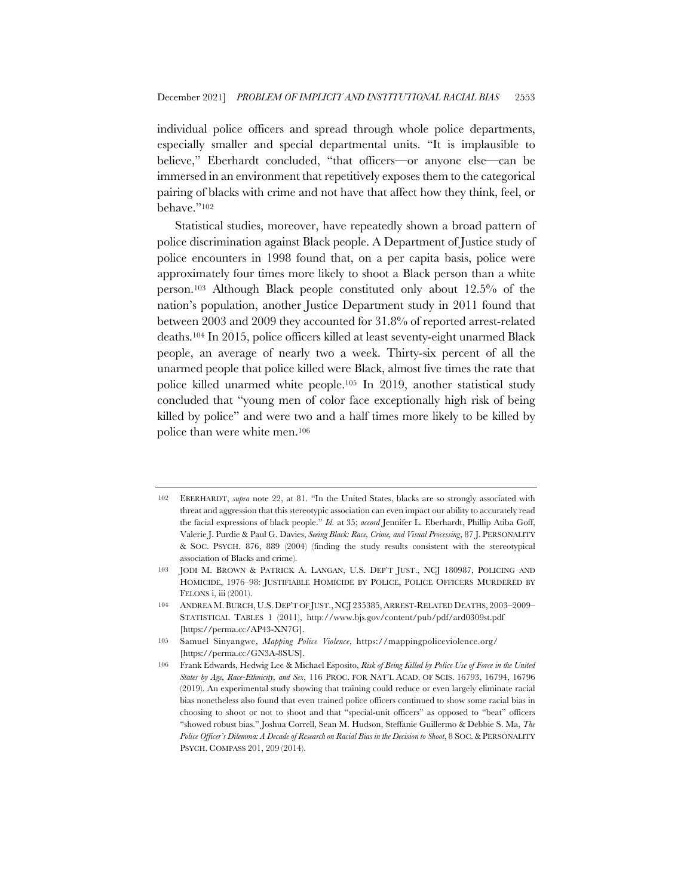individual police officers and spread through whole police departments, especially smaller and special departmental units. "It is implausible to believe," Eberhardt concluded, "that officers—or anyone else—can be immersed in an environment that repetitively exposes them to the categorical pairing of blacks with crime and not have that affect how they think, feel, or behave."[102]

Statistical studies, moreover, have repeatedly shown a broad pattern of police discrimination against Black people. A Department of Justice study of police encounters in 1998 found that, on a per capita basis, police were approximately four times more likely to shoot a Black person than a white person.[103] Although Black people constituted only about 12.5% of the nation's population, another Justice Department study in 2011 found that between 2003 and 2009 they accounted for 31.8% of reported arrest-related deaths.[104] In 2015, police officers killed at least seventy-eight unarmed Black people, an average of nearly two a week. Thirty-six percent of all the unarmed people that police killed were Black, almost five times the rate that police killed unarmed white people.[105] In 2019, another statistical study concluded that "young men of color face exceptionally high risk of being killed by police" and were two and a half times more likely to be killed by police than were white men.[106]

---

[102] EBERHARDT, *supra* note 22, at 81. "In the United States, blacks are so strongly associated with threat and aggression that this stereotypic association can even impact our ability to accurately read the facial expressions of black people." *Id.* at 35; *accord* Jennifer L. Eberhardt, Phillip Atiba Goff, Valerie J. Purdie & Paul G. Davies, *Seeing Black: Race, Crime, and Visual Processing*, 87 J. PERSONALITY & SOC. PSYCH. 876, 889 (2004) (finding the study results consistent with the stereotypical association of Blacks and crime).

[103] JODI M. BROWN & PATRICK A. LANGAN, U.S. DEP'T JUST., NCJ 180987, POLICING AND HOMICIDE, 1976–98: JUSTIFIABLE HOMICIDE BY POLICE, POLICE OFFICERS MURDERED BY FELONS i, iii (2001).

[104] ANDREA M. BURCH, U.S. DEP'T OF JUST., NCJ 235385, ARREST-RELATED DEATHS, 2003–2009– STATISTICAL TABLES 1 (2011), http://www.bjs.gov/content/pub/pdf/ard0309st.pdf [https://perma.cc/AP43-XN7G].

[105] Samuel Sinyangwe, *Mapping Police Violence*, https://mappingpoliceviolence.org/ [https://perma.cc/GN3A-8SUS].

[106] Frank Edwards, Hedwig Lee & Michael Esposito, *Risk of Being Killed by Police Use of Force in the United States by Age, Race-Ethnicity, and Sex*, 116 PROC. FOR NAT'L ACAD. OF SCIS. 16793, 16794, 16796 (2019). An experimental study showing that training could reduce or even largely eliminate racial bias nonetheless also found that even trained police officers continued to show some racial bias in choosing to shoot or not to shoot and that "special-unit officers" as opposed to "beat" officers "showed robust bias." Joshua Correll, Sean M. Hudson, Steffanie Guillermo & Debbie S. Ma, *The Police Officer's Dilemma: A Decade of Research on Racial Bias in the Decision to Shoot*, 8 SOC. & PERSONALITY PSYCH. COMPASS 201, 209 (2014).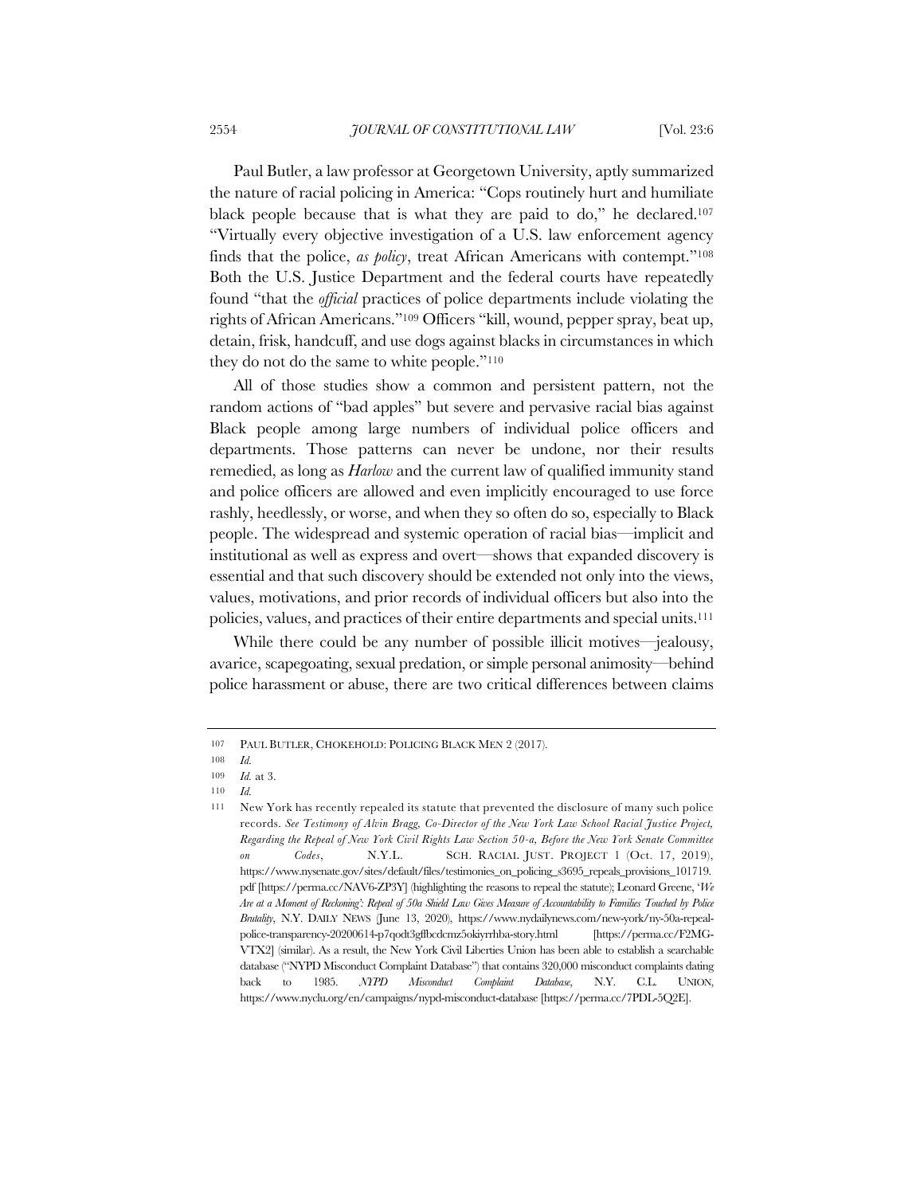Paul Butler, a law professor at Georgetown University, aptly summarized the nature of racial policing in America: "Cops routinely hurt and humiliate black people because that is what they are paid to do," he declared.[107] "Virtually every objective investigation of a U.S. law enforcement agency finds that the police, *as policy*, treat African Americans with contempt."[108] Both the U.S. Justice Department and the federal courts have repeatedly found "that the *official* practices of police departments include violating the rights of African Americans."[109] Officers "kill, wound, pepper spray, beat up, detain, frisk, handcuff, and use dogs against blacks in circumstances in which they do not do the same to white people."[110]

All of those studies show a common and persistent pattern, not the random actions of "bad apples" but severe and pervasive racial bias against Black people among large numbers of individual police officers and departments. Those patterns can never be undone, nor their results remedied, as long as *Harlow* and the current law of qualified immunity stand and police officers are allowed and even implicitly encouraged to use force rashly, heedlessly, or worse, and when they so often do so, especially to Black people. The widespread and systemic operation of racial bias—implicit and institutional as well as express and overt—shows that expanded discovery is essential and that such discovery should be extended not only into the views, values, motivations, and prior records of individual officers but also into the policies, values, and practices of their entire departments and special units.[111]

While there could be any number of possible illicit motives—jealousy, avarice, scapegoating, sexual predation, or simple personal animosity—behind police harassment or abuse, there are two critical differences between claims

---

107 PAUL BUTLER, CHOKEHOLD: POLICING BLACK MEN 2 (2017).

108 *Id.*

109 *Id.* at 3.

110 *Id.*

111 New York has recently repealed its statute that prevented the disclosure of many such police records. *See Testimony of Alvin Bragg, Co-Director of the New York Law School Racial Justice Project, Regarding the Repeal of New York Civil Rights Law Section 50-a, Before the New York Senate Committee on Codes*, N.Y.L. SCH. RACIAL JUST. PROJECT 1 (Oct. 17, 2019), https://www.nysenate.gov/sites/default/files/testimonies_on_policing_s3695_repeals_provisions_101719.pdf [https://perma.cc/NAV6-ZP3Y] (highlighting the reasons to repeal the statute); Leonard Greene, '*We Are at a Moment of Reckoning': Repeal of 50a Shield Law Gives Measure of Accountability to Families Touched by Police Brutality*, N.Y. DAILY NEWS (June 13, 2020), https://www.nydailynews.com/new-york/ny-50a-repeal-police-transparency-20200614-p7qodt3gffbcdcmz5okiyrrhba-story.html [https://perma.cc/F2MG-VTX2] (similar). As a result, the New York Civil Liberties Union has been able to establish a searchable database ("NYPD Misconduct Complaint Database") that contains 320,000 misconduct complaints dating back to 1985. *NYPD Misconduct Complaint Database*, N.Y. C.L. UNION, https://www.nyclu.org/en/campaigns/nypd-misconduct-database [https://perma.cc/7PDL-5Q2E].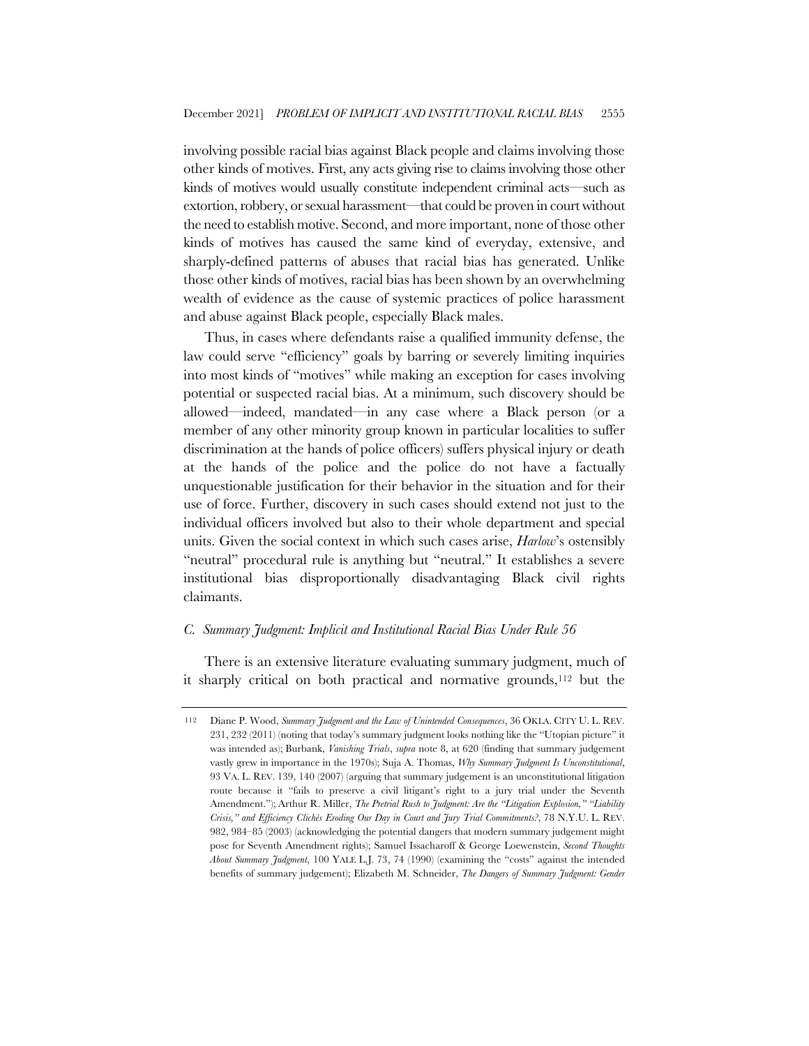involving possible racial bias against Black people and claims involving those other kinds of motives. First, any acts giving rise to claims involving those other kinds of motives would usually constitute independent criminal acts—such as extortion, robbery, or sexual harassment—that could be proven in court without the need to establish motive. Second, and more important, none of those other kinds of motives has caused the same kind of everyday, extensive, and sharply-defined patterns of abuses that racial bias has generated. Unlike those other kinds of motives, racial bias has been shown by an overwhelming wealth of evidence as the cause of systemic practices of police harassment and abuse against Black people, especially Black males.

Thus, in cases where defendants raise a qualified immunity defense, the law could serve "efficiency" goals by barring or severely limiting inquiries into most kinds of "motives" while making an exception for cases involving potential or suspected racial bias. At a minimum, such discovery should be allowed—indeed, mandated—in any case where a Black person (or a member of any other minority group known in particular localities to suffer discrimination at the hands of police officers) suffers physical injury or death at the hands of the police and the police do not have a factually unquestionable justification for their behavior in the situation and for their use of force. Further, discovery in such cases should extend not just to the individual officers involved but also to their whole department and special units. Given the social context in which such cases arise, *Harlow*'s ostensibly "neutral" procedural rule is anything but "neutral." It establishes a severe institutional bias disproportionally disadvantaging Black civil rights claimants.

### C. *Summary Judgment: Implicit and Institutional Racial Bias Under Rule 56*

There is an extensive literature evaluating summary judgment, much of it sharply critical on both practical and normative grounds,[112] but the

---

[112] Diane P. Wood, *Summary Judgment and the Law of Unintended Consequences*, 36 OKLA. CITY U. L. REV. 231, 232 (2011) (noting that today's summary judgment looks nothing like the "Utopian picture" it was intended as); Burbank, *Vanishing Trials*, *supra* note 8, at 620 (finding that summary judgement vastly grew in importance in the 1970s); Suja A. Thomas, *Why Summary Judgment Is Unconstitutional*, 93 VA. L. REV. 139, 140 (2007) (arguing that summary judgement is an unconstitutional litigation route because it "fails to preserve a civil litigant's right to a jury trial under the Seventh Amendment."); Arthur R. Miller, *The Pretrial Rush to Judgment: Are the "Litigation Explosion," "Liability Crisis," and Efficiency Clichés Eroding Our Day in Court and Jury Trial Commitments?*, 78 N.Y.U. L. REV. 982, 984–85 (2003) (acknowledging the potential dangers that modern summary judgement might pose for Seventh Amendment rights); Samuel Issacharoff & George Loewenstein, *Second Thoughts About Summary Judgment*, 100 YALE L.J. 73, 74 (1990) (examining the "costs" against the intended benefits of summary judgement); Elizabeth M. Schneider, *The Dangers of Summary Judgment: Gender*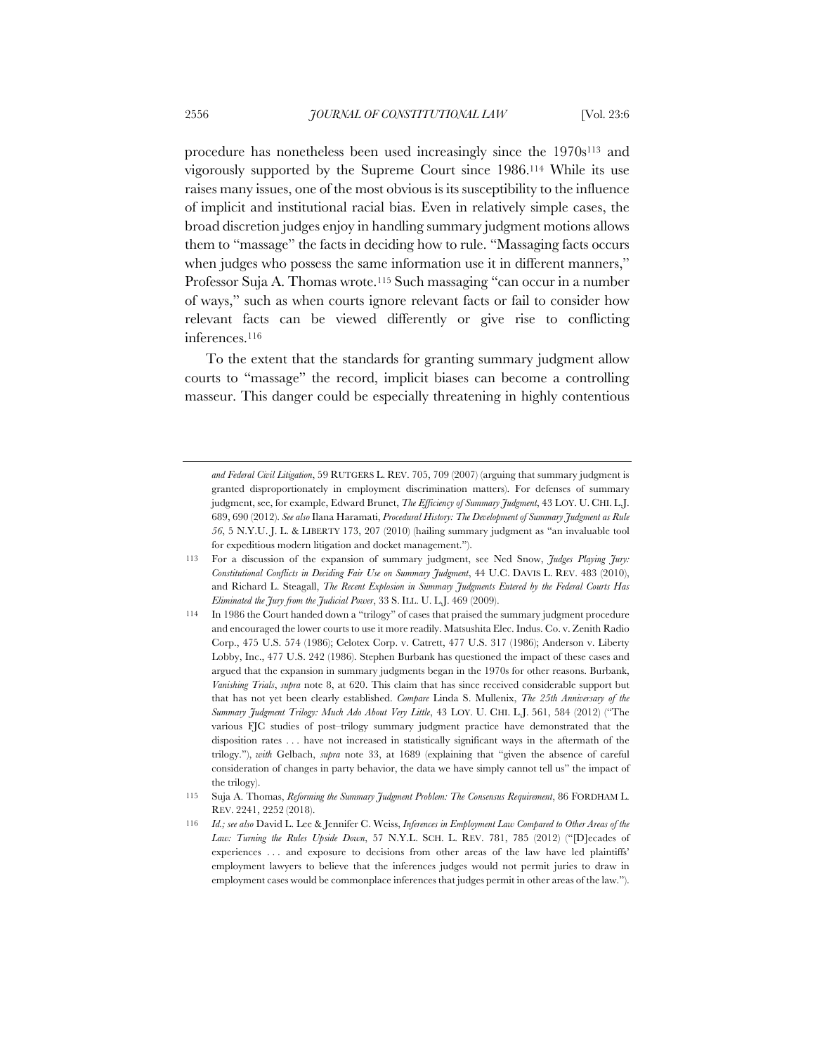procedure has nonetheless been used increasingly since the 1970s[113] and vigorously supported by the Supreme Court since 1986.[114] While its use raises many issues, one of the most obvious is its susceptibility to the influence of implicit and institutional racial bias. Even in relatively simple cases, the broad discretion judges enjoy in handling summary judgment motions allows them to "massage" the facts in deciding how to rule. "Massaging facts occurs when judges who possess the same information use it in different manners," Professor Suja A. Thomas wrote.[115] Such massaging "can occur in a number of ways," such as when courts ignore relevant facts or fail to consider how relevant facts can be viewed differently or give rise to conflicting inferences.[116]

To the extent that the standards for granting summary judgment allow courts to "massage" the record, implicit biases can become a controlling masseur. This danger could be especially threatening in highly contentious

---

*and Federal Civil Litigation*, 59 RUTGERS L. REV. 705, 709 (2007) (arguing that summary judgment is granted disproportionately in employment discrimination matters). For defenses of summary judgment, see, for example, Edward Brunet, *The Efficiency of Summary Judgment*, 43 LOY. U. CHI. L.J. 689, 690 (2012). *See also* Ilana Haramati, *Procedural History: The Development of Summary Judgment as Rule 56*, 5 N.Y.U. J. L. & LIBERTY 173, 207 (2010) (hailing summary judgment as "an invaluable tool for expeditious modern litigation and docket management.").

113 For a discussion of the expansion of summary judgment, see Ned Snow, *Judges Playing Jury: Constitutional Conflicts in Deciding Fair Use on Summary Judgment*, 44 U.C. DAVIS L. REV. 483 (2010), and Richard L. Steagall, *The Recent Explosion in Summary Judgments Entered by the Federal Courts Has Eliminated the Jury from the Judicial Power*, 33 S. ILL. U. L.J. 469 (2009).

114 In 1986 the Court handed down a "trilogy" of cases that praised the summary judgment procedure and encouraged the lower courts to use it more readily. Matsushita Elec. Indus. Co. v. Zenith Radio Corp., 475 U.S. 574 (1986); Celotex Corp. v. Catrett, 477 U.S. 317 (1986); Anderson v. Liberty Lobby, Inc., 477 U.S. 242 (1986). Stephen Burbank has questioned the impact of these cases and argued that the expansion in summary judgments began in the 1970s for other reasons. Burbank, *Vanishing Trials*, *supra* note 8, at 620. This claim that has since received considerable support but that has not yet been clearly established. *Compare* Linda S. Mullenix, *The 25th Anniversary of the Summary Judgment Trilogy: Much Ado About Very Little*, 43 LOY. U. CHI. L.J. 561, 584 (2012) ("The various FJC studies of post–trilogy summary judgment practice have demonstrated that the disposition rates . . . have not increased in statistically significant ways in the aftermath of the trilogy."), *with* Gelbach, *supra* note 33, at 1689 (explaining that "given the absence of careful consideration of changes in party behavior, the data we have simply cannot tell us" the impact of the trilogy).

115 Suja A. Thomas, *Reforming the Summary Judgment Problem: The Consensus Requirement*, 86 FORDHAM L. REV. 2241, 2252 (2018).

116 *Id.; see also* David L. Lee & Jennifer C. Weiss, *Inferences in Employment Law Compared to Other Areas of the Law: Turning the Rules Upside Down*, 57 N.Y.L. SCH. L. REV. 781, 785 (2012) ("[D]ecades of experiences . . . and exposure to decisions from other areas of the law have led plaintiffs' employment lawyers to believe that the inferences judges would not permit juries to draw in employment cases would be commonplace inferences that judges permit in other areas of the law.").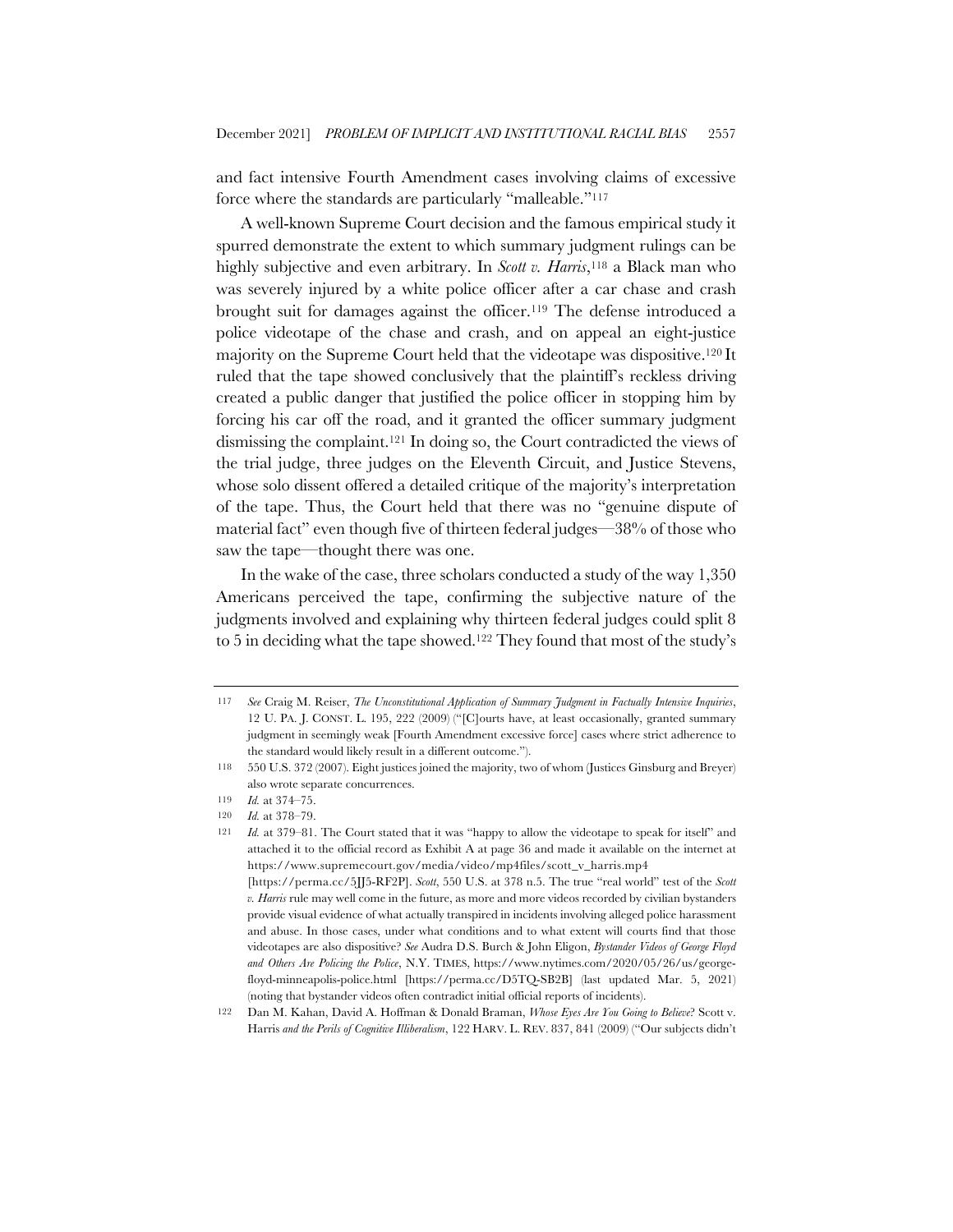and fact intensive Fourth Amendment cases involving claims of excessive force where the standards are particularly "malleable."[117]

A well-known Supreme Court decision and the famous empirical study it spurred demonstrate the extent to which summary judgment rulings can be highly subjective and even arbitrary. In *Scott v. Harris*,[118] a Black man who was severely injured by a white police officer after a car chase and crash brought suit for damages against the officer.[119] The defense introduced a police videotape of the chase and crash, and on appeal an eight-justice majority on the Supreme Court held that the videotape was dispositive.[120] It ruled that the tape showed conclusively that the plaintiff's reckless driving created a public danger that justified the police officer in stopping him by forcing his car off the road, and it granted the officer summary judgment dismissing the complaint.[121] In doing so, the Court contradicted the views of the trial judge, three judges on the Eleventh Circuit, and Justice Stevens, whose solo dissent offered a detailed critique of the majority's interpretation of the tape. Thus, the Court held that there was no "genuine dispute of material fact" even though five of thirteen federal judges—38% of those who saw the tape—thought there was one.

In the wake of the case, three scholars conducted a study of the way 1,350 Americans perceived the tape, confirming the subjective nature of the judgments involved and explaining why thirteen federal judges could split 8 to 5 in deciding what the tape showed.[122] They found that most of the study's

---

117 *See* Craig M. Reiser, *The Unconstitutional Application of Summary Judgment in Factually Intensive Inquiries*, 12 U. PA. J. CONST. L. 195, 222 (2009) ("[C]ourts have, at least occasionally, granted summary judgment in seemingly weak [Fourth Amendment excessive force] cases where strict adherence to the standard would likely result in a different outcome.").

118 550 U.S. 372 (2007). Eight justices joined the majority, two of whom (Justices Ginsburg and Breyer) also wrote separate concurrences.

119 *Id.* at 374–75.

120 *Id.* at 378–79.

121 *Id.* at 379–81. The Court stated that it was "happy to allow the videotape to speak for itself" and attached it to the official record as Exhibit A at page 36 and made it available on the internet at https://www.supremecourt.gov/media/video/mp4files/scott_v_harris.mp4 [https://perma.cc/5JJ5-RF2P]. *Scott*, 550 U.S. at 378 n.5. The true "real world" test of the *Scott v. Harris* rule may well come in the future, as more and more videos recorded by civilian bystanders provide visual evidence of what actually transpired in incidents involving alleged police harassment and abuse. In those cases, under what conditions and to what extent will courts find that those videotapes are also dispositive? *See* Audra D.S. Burch & John Eligon, *Bystander Videos of George Floyd and Others Are Policing the Police*, N.Y. TIMES, https://www.nytimes.com/2020/05/26/us/george-floyd-minneapolis-police.html [https://perma.cc/D5TQ-SB2B] (last updated Mar. 5, 2021) (noting that bystander videos often contradict initial official reports of incidents).

122 Dan M. Kahan, David A. Hoffman & Donald Braman, *Whose Eyes Are You Going to Believe?* Scott v. Harris *and the Perils of Cognitive Illiberalism*, 122 HARV. L. REV. 837, 841 (2009) ("Our subjects didn't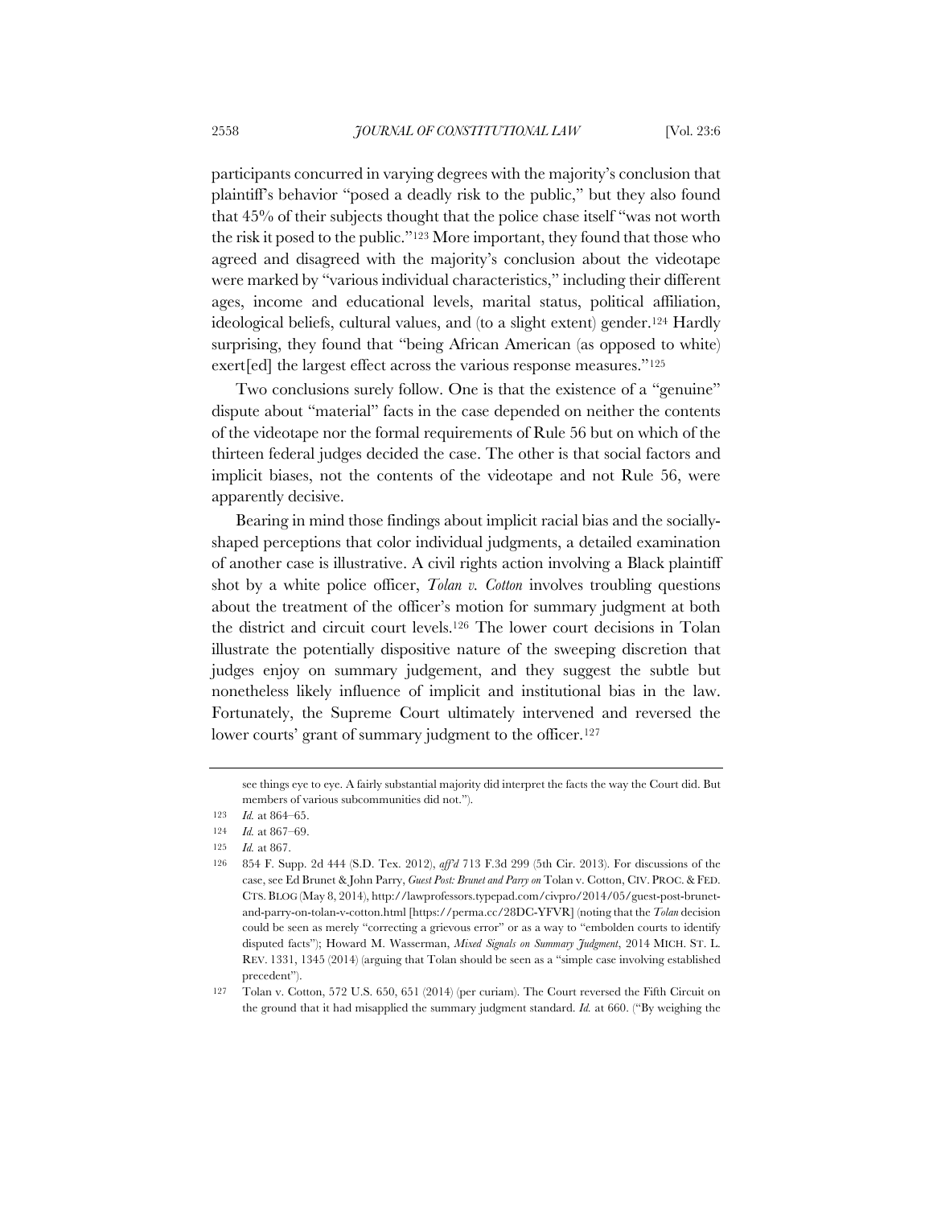participants concurred in varying degrees with the majority's conclusion that plaintiff's behavior "posed a deadly risk to the public," but they also found that 45% of their subjects thought that the police chase itself "was not worth the risk it posed to the public."[123] More important, they found that those who agreed and disagreed with the majority's conclusion about the videotape were marked by "various individual characteristics," including their different ages, income and educational levels, marital status, political affiliation, ideological beliefs, cultural values, and (to a slight extent) gender.[124] Hardly surprising, they found that "being African American (as opposed to white) exert[ed] the largest effect across the various response measures."[125]

Two conclusions surely follow. One is that the existence of a "genuine" dispute about "material" facts in the case depended on neither the contents of the videotape nor the formal requirements of Rule 56 but on which of the thirteen federal judges decided the case. The other is that social factors and implicit biases, not the contents of the videotape and not Rule 56, were apparently decisive.

Bearing in mind those findings about implicit racial bias and the socially-shaped perceptions that color individual judgments, a detailed examination of another case is illustrative. A civil rights action involving a Black plaintiff shot by a white police officer, *Tolan v. Cotton* involves troubling questions about the treatment of the officer's motion for summary judgment at both the district and circuit court levels.[126] The lower court decisions in Tolan illustrate the potentially dispositive nature of the sweeping discretion that judges enjoy on summary judgement, and they suggest the subtle but nonetheless likely influence of implicit and institutional bias in the law. Fortunately, the Supreme Court ultimately intervened and reversed the lower courts' grant of summary judgment to the officer.[127]

---

see things eye to eye. A fairly substantial majority did interpret the facts the way the Court did. But members of various subcommunities did not.").

123 *Id.* at 864–65.

124 *Id.* at 867–69.

125 *Id.* at 867.

126 854 F. Supp. 2d 444 (S.D. Tex. 2012), *aff'd* 713 F.3d 299 (5th Cir. 2013). For discussions of the case, see Ed Brunet & John Parry, *Guest Post: Brunet and Parry on* Tolan v. Cotton, CIV. PROC. & FED. CTS. BLOG (May 8, 2014), http://lawprofessors.typepad.com/civpro/2014/05/guest-post-brunet-and-parry-on-tolan-v-cotton.html [https://perma.cc/28DC-YFVR] (noting that the *Tolan* decision could be seen as merely "correcting a grievous error" or as a way to "embolden courts to identify disputed facts"); Howard M. Wasserman, *Mixed Signals on Summary Judgment*, 2014 MICH. ST. L. REV. 1331, 1345 (2014) (arguing that Tolan should be seen as a "simple case involving established precedent").

127 Tolan v. Cotton, 572 U.S. 650, 651 (2014) (per curiam). The Court reversed the Fifth Circuit on the ground that it had misapplied the summary judgment standard. *Id.* at 660. ("By weighing the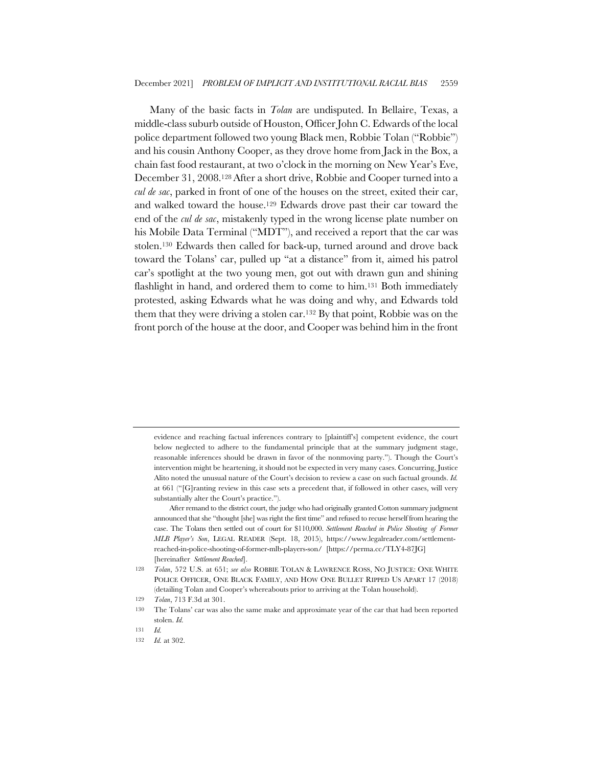Many of the basic facts in *Tolan* are undisputed. In Bellaire, Texas, a middle-class suburb outside of Houston, Officer John C. Edwards of the local police department followed two young Black men, Robbie Tolan ("Robbie") and his cousin Anthony Cooper, as they drove home from Jack in the Box, a chain fast food restaurant, at two o'clock in the morning on New Year's Eve, December 31, 2008.[128] After a short drive, Robbie and Cooper turned into a *cul de sac*, parked in front of one of the houses on the street, exited their car, and walked toward the house.[129] Edwards drove past their car toward the end of the *cul de sac*, mistakenly typed in the wrong license plate number on his Mobile Data Terminal ("MDT"), and received a report that the car was stolen.[130] Edwards then called for back-up, turned around and drove back toward the Tolans' car, pulled up "at a distance" from it, aimed his patrol car's spotlight at the two young men, got out with drawn gun and shining flashlight in hand, and ordered them to come to him.[131] Both immediately protested, asking Edwards what he was doing and why, and Edwards told them that they were driving a stolen car.[132] By that point, Robbie was on the front porch of the house at the door, and Cooper was behind him in the front

---

evidence and reaching factual inferences contrary to [plaintiff's] competent evidence, the court below neglected to adhere to the fundamental principle that at the summary judgment stage, reasonable inferences should be drawn in favor of the nonmoving party."). Though the Court's intervention might be heartening, it should not be expected in very many cases. Concurring, Justice Alito noted the unusual nature of the Court's decision to review a case on such factual grounds. *Id.* at 661 ("[G]ranting review in this case sets a precedent that, if followed in other cases, will very substantially alter the Court's practice.").

After remand to the district court, the judge who had originally granted Cotton summary judgment announced that she "thought [she] was right the first time" and refused to recuse herself from hearing the case. The Tolans then settled out of court for $110,000. *Settlement Reached in Police Shooting of Former MLB Player's Son*, LEGAL READER (Sept. 18, 2015), https://www.legalreader.com/settlement-reached-in-police-shooting-of-former-mlb-players-son/ [https://perma.cc/TLY4-87JG] [hereinafter *Settlement Reached*].

128 *Tolan*, 572 U.S. at 651; *see also* ROBBIE TOLAN & LAWRENCE ROSS, NO JUSTICE: ONE WHITE POLICE OFFICER, ONE BLACK FAMILY, AND HOW ONE BULLET RIPPED US APART 17 (2018) (detailing Tolan and Cooper's whereabouts prior to arriving at the Tolan household).

129 *Tolan*, 713 F.3d at 301.

130 The Tolans' car was also the same make and approximate year of the car that had been reported stolen. *Id.*

131 *Id.*

132 *Id.* at 302.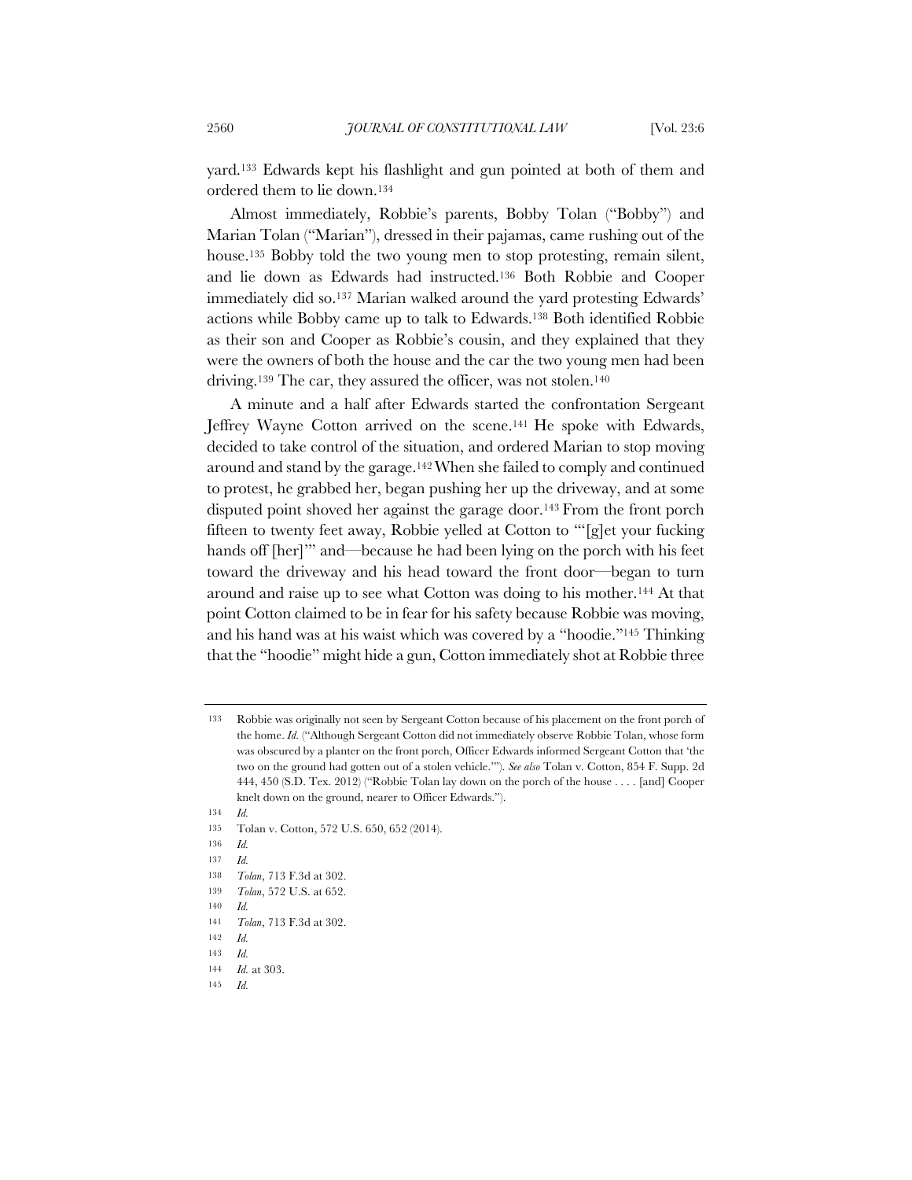yard.[133] Edwards kept his flashlight and gun pointed at both of them and ordered them to lie down.[134]

Almost immediately, Robbie's parents, Bobby Tolan ("Bobby") and Marian Tolan ("Marian"), dressed in their pajamas, came rushing out of the house.[135] Bobby told the two young men to stop protesting, remain silent, and lie down as Edwards had instructed.[136] Both Robbie and Cooper immediately did so.[137] Marian walked around the yard protesting Edwards' actions while Bobby came up to talk to Edwards.[138] Both identified Robbie as their son and Cooper as Robbie's cousin, and they explained that they were the owners of both the house and the car the two young men had been driving.[139] The car, they assured the officer, was not stolen.[140]

A minute and a half after Edwards started the confrontation Sergeant Jeffrey Wayne Cotton arrived on the scene.[141] He spoke with Edwards, decided to take control of the situation, and ordered Marian to stop moving around and stand by the garage.[142] When she failed to comply and continued to protest, he grabbed her, began pushing her up the driveway, and at some disputed point shoved her against the garage door.[143] From the front porch fifteen to twenty feet away, Robbie yelled at Cotton to "'[g]et your fucking hands off [her]'" and—because he had been lying on the porch with his feet toward the driveway and his head toward the front door—began to turn around and raise up to see what Cotton was doing to his mother.[144] At that point Cotton claimed to be in fear for his safety because Robbie was moving, and his hand was at his waist which was covered by a "hoodie."[145] Thinking that the "hoodie" might hide a gun, Cotton immediately shot at Robbie three

---

133 Robbie was originally not seen by Sergeant Cotton because of his placement on the front porch of the home. *Id.* ("Although Sergeant Cotton did not immediately observe Robbie Tolan, whose form was obscured by a planter on the front porch, Officer Edwards informed Sergeant Cotton that 'the two on the ground had gotten out of a stolen vehicle.'"). *See also* Tolan v. Cotton, 854 F. Supp. 2d 444, 450 (S.D. Tex. 2012) ("Robbie Tolan lay down on the porch of the house . . . . [and] Cooper knelt down on the ground, nearer to Officer Edwards.").

134 *Id.*

135 Tolan v. Cotton, 572 U.S. 650, 652 (2014).

136 *Id.*

137 *Id.*

138 *Tolan*, 713 F.3d at 302.

139 *Tolan*, 572 U.S. at 652.

140 *Id.*

141 *Tolan*, 713 F.3d at 302.

142 *Id.*

143 *Id.*

144 *Id.* at 303.

145 *Id.*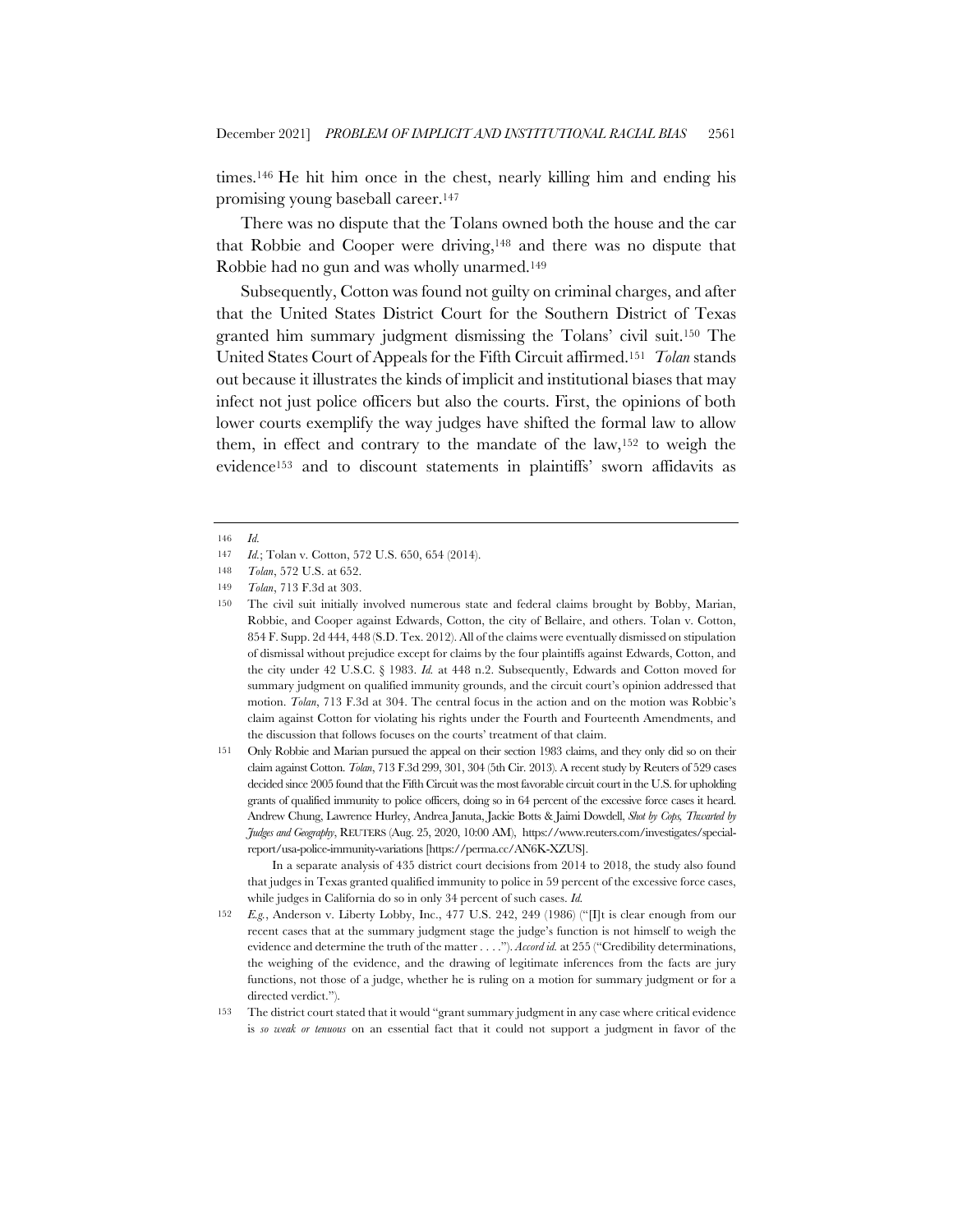times.[146] He hit him once in the chest, nearly killing him and ending his promising young baseball career.[147]

There was no dispute that the Tolans owned both the house and the car that Robbie and Cooper were driving,[148] and there was no dispute that Robbie had no gun and was wholly unarmed.[149]

Subsequently, Cotton was found not guilty on criminal charges, and after that the United States District Court for the Southern District of Texas granted him summary judgment dismissing the Tolans' civil suit.[150] The United States Court of Appeals for the Fifth Circuit affirmed.[151] *Tolan* stands out because it illustrates the kinds of implicit and institutional biases that may infect not just police officers but also the courts. First, the opinions of both lower courts exemplify the way judges have shifted the formal law to allow them, in effect and contrary to the mandate of the law,[152] to weigh the evidence[153] and to discount statements in plaintiffs' sworn affidavits as

---

146 *Id.*

147 *Id.*; Tolan v. Cotton, 572 U.S. 650, 654 (2014).

148 *Tolan*, 572 U.S. at 652.

149 *Tolan*, 713 F.3d at 303.

150 The civil suit initially involved numerous state and federal claims brought by Bobby, Marian, Robbie, and Cooper against Edwards, Cotton, the city of Bellaire, and others. Tolan v. Cotton, 854 F. Supp. 2d 444, 448 (S.D. Tex. 2012). All of the claims were eventually dismissed on stipulation of dismissal without prejudice except for claims by the four plaintiffs against Edwards, Cotton, and the city under 42 U.S.C. § 1983. *Id.* at 448 n.2. Subsequently, Edwards and Cotton moved for summary judgment on qualified immunity grounds, and the circuit court's opinion addressed that motion. *Tolan*, 713 F.3d at 304. The central focus in the action and on the motion was Robbie's claim against Cotton for violating his rights under the Fourth and Fourteenth Amendments, and the discussion that follows focuses on the courts' treatment of that claim.

151 Only Robbie and Marian pursued the appeal on their section 1983 claims, and they only did so on their claim against Cotton. *Tolan*, 713 F.3d 299, 301, 304 (5th Cir. 2013). A recent study by Reuters of 529 cases decided since 2005 found that the Fifth Circuit was the most favorable circuit court in the U.S. for upholding grants of qualified immunity to police officers, doing so in 64 percent of the excessive force cases it heard. Andrew Chung, Lawrence Hurley, Andrea Januta, Jackie Botts & Jaimi Dowdell, *Shot by Cops, Thwarted by Judges and Geography*, REUTERS (Aug. 25, 2020, 10:00 AM), https://www.reuters.com/investigates/special-report/usa-police-immunity-variations [https://perma.cc/AN6K-XZUS].

In a separate analysis of 435 district court decisions from 2014 to 2018, the study also found that judges in Texas granted qualified immunity to police in 59 percent of the excessive force cases, while judges in California do so in only 34 percent of such cases. *Id.*

152 *E.g.*, Anderson v. Liberty Lobby, Inc., 477 U.S. 242, 249 (1986) ("[I]t is clear enough from our recent cases that at the summary judgment stage the judge's function is not himself to weigh the evidence and determine the truth of the matter . . . ."). *Accord id.* at 255 ("Credibility determinations, the weighing of the evidence, and the drawing of legitimate inferences from the facts are jury functions, not those of a judge, whether he is ruling on a motion for summary judgment or for a directed verdict.").

153 The district court stated that it would "grant summary judgment in any case where critical evidence is *so weak or tenuous* on an essential fact that it could not support a judgment in favor of the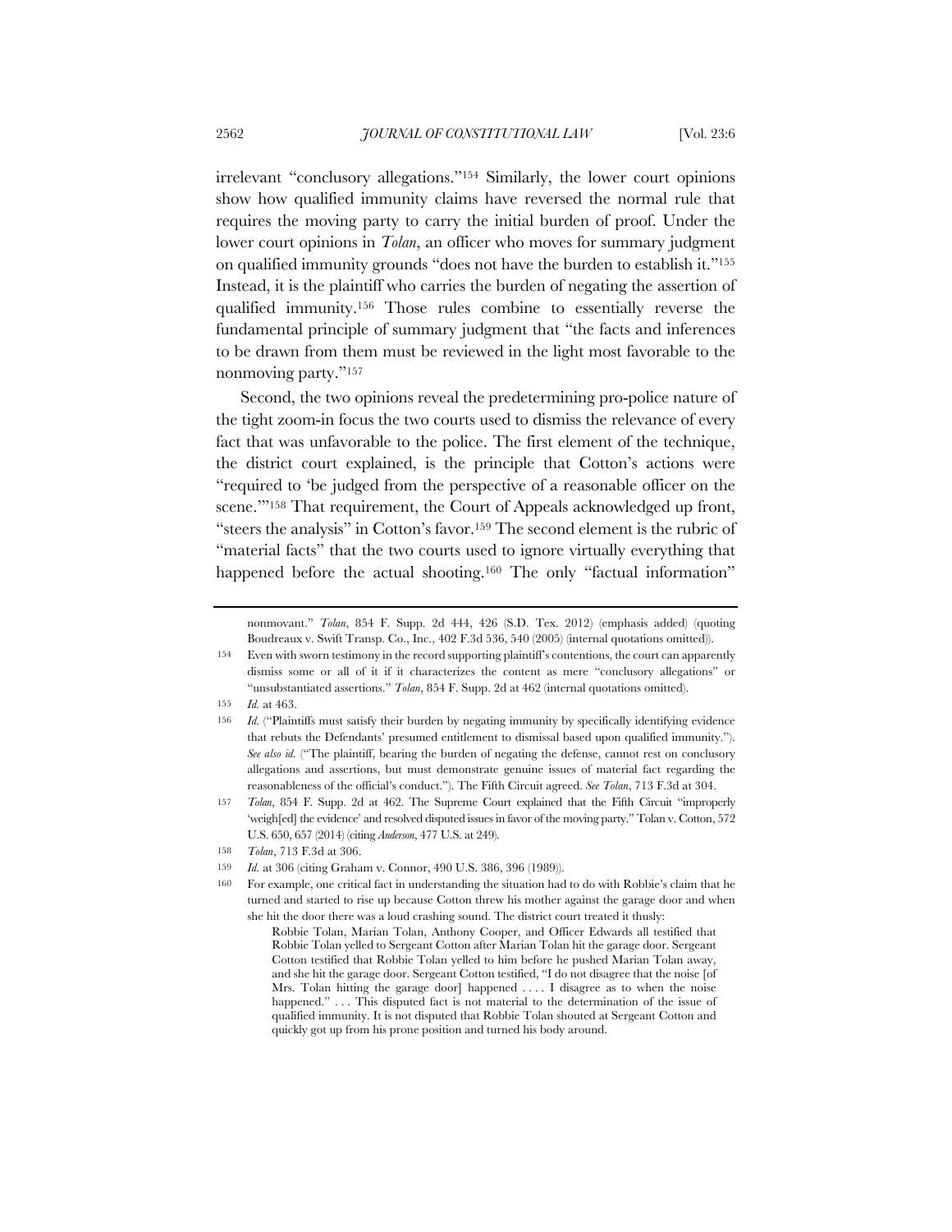irrelevant "conclusory allegations."[154] Similarly, the lower court opinions show how qualified immunity claims have reversed the normal rule that requires the moving party to carry the initial burden of proof. Under the lower court opinions in *Tolan*, an officer who moves for summary judgment on qualified immunity grounds "does not have the burden to establish it."[155] Instead, it is the plaintiff who carries the burden of negating the assertion of qualified immunity.[156] Those rules combine to essentially reverse the fundamental principle of summary judgment that "the facts and inferences to be drawn from them must be reviewed in the light most favorable to the nonmoving party."[157]

Second, the two opinions reveal the predetermining pro-police nature of the tight zoom-in focus the two courts used to dismiss the relevance of every fact that was unfavorable to the police. The first element of the technique, the district court explained, is the principle that Cotton's actions were "required to 'be judged from the perspective of a reasonable officer on the scene.'"[158] That requirement, the Court of Appeals acknowledged up front, "steers the analysis" in Cotton's favor.[159] The second element is the rubric of "material facts" that the two courts used to ignore virtually everything that happened before the actual shooting.[160] The only "factual information"

---

nonmovant." *Tolan*, 854 F. Supp. 2d 444, 426 (S.D. Tex. 2012) (emphasis added) (quoting Boudreaux v. Swift Transp. Co., Inc., 402 F.3d 536, 540 (2005) (internal quotations omitted)).

154 Even with sworn testimony in the record supporting plaintiff's contentions, the court can apparently dismiss some or all of it if it characterizes the content as mere "conclusory allegations" or "unsubstantiated assertions." *Tolan*, 854 F. Supp. 2d at 462 (internal quotations omitted).

155 *Id.* at 463.

156 *Id.* ("Plaintiffs must satisfy their burden by negating immunity by specifically identifying evidence that rebuts the Defendants' presumed entitlement to dismissal based upon qualified immunity."). *See also id.* ("The plaintiff, bearing the burden of negating the defense, cannot rest on conclusory allegations and assertions, but must demonstrate genuine issues of material fact regarding the reasonableness of the official's conduct."). The Fifth Circuit agreed. *See Tolan*, 713 F.3d at 304.

157 *Tolan*, 854 F. Supp. 2d at 462. The Supreme Court explained that the Fifth Circuit "improperly 'weigh[ed] the evidence' and resolved disputed issues in favor of the moving party." Tolan v. Cotton, 572 U.S. 650, 657 (2014) (citing *Anderson*, 477 U.S. at 249).

158 *Tolan*, 713 F.3d at 306.

159 *Id.* at 306 (citing Graham v. Connor, 490 U.S. 386, 396 (1989)).

160 For example, one critical fact in understanding the situation had to do with Robbie's claim that he turned and started to rise up because Cotton threw his mother against the garage door and when she hit the door there was a loud crashing sound. The district court treated it thusly:

> Robbie Tolan, Marian Tolan, Anthony Cooper, and Officer Edwards all testified that Robbie Tolan yelled to Sergeant Cotton after Marian Tolan hit the garage door. Sergeant Cotton testified that Robbie Tolan yelled to him before he pushed Marian Tolan away, and she hit the garage door. Sergeant Cotton testified, "I do not disagree that the noise [of Mrs. Tolan hitting the garage door] happened . . . . I disagree as to when the noise happened." . . . This disputed fact is not material to the determination of the issue of qualified immunity. It is not disputed that Robbie Tolan shouted at Sergeant Cotton and quickly got up from his prone position and turned his body around.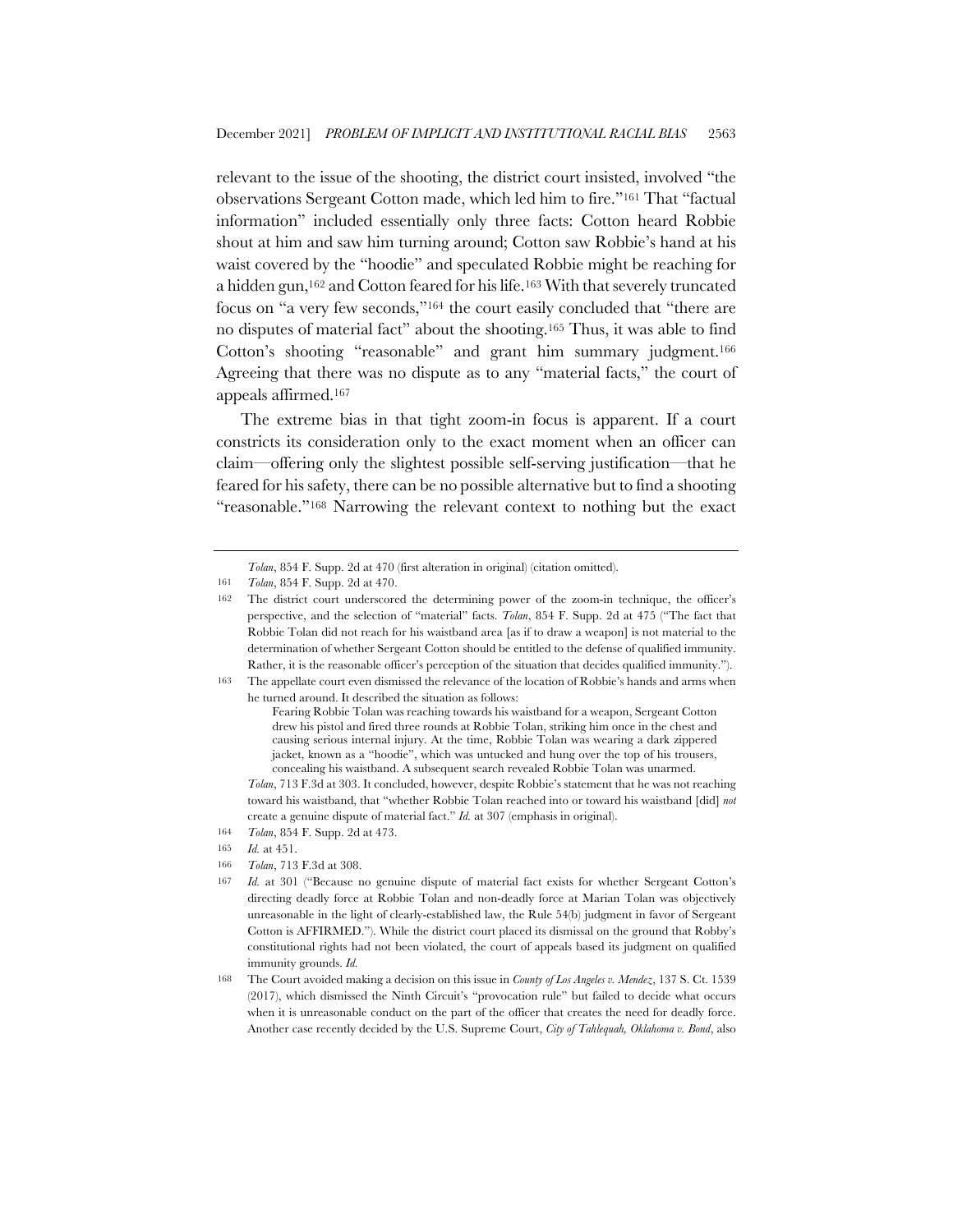relevant to the issue of the shooting, the district court insisted, involved "the observations Sergeant Cotton made, which led him to fire."[161] That "factual information" included essentially only three facts: Cotton heard Robbie shout at him and saw him turning around; Cotton saw Robbie's hand at his waist covered by the "hoodie" and speculated Robbie might be reaching for a hidden gun,[162] and Cotton feared for his life.[163] With that severely truncated focus on "a very few seconds,"[164] the court easily concluded that "there are no disputes of material fact" about the shooting.[165] Thus, it was able to find Cotton's shooting "reasonable" and grant him summary judgment.[166] Agreeing that there was no dispute as to any "material facts," the court of appeals affirmed.[167]

The extreme bias in that tight zoom-in focus is apparent. If a court constricts its consideration only to the exact moment when an officer can claim—offering only the slightest possible self-serving justification—that he feared for his safety, there can be no possible alternative but to find a shooting "reasonable."[168] Narrowing the relevant context to nothing but the exact

---

*Tolan*, 854 F. Supp. 2d at 470 (first alteration in original) (citation omitted).

161 *Tolan*, 854 F. Supp. 2d at 470.

162 The district court underscored the determining power of the zoom-in technique, the officer's perspective, and the selection of "material" facts. *Tolan*, 854 F. Supp. 2d at 475 ("The fact that Robbie Tolan did not reach for his waistband area [as if to draw a weapon] is not material to the determination of whether Sergeant Cotton should be entitled to the defense of qualified immunity. Rather, it is the reasonable officer's perception of the situation that decides qualified immunity.").

163 The appellate court even dismissed the relevance of the location of Robbie's hands and arms when he turned around. It described the situation as follows:

> Fearing Robbie Tolan was reaching towards his waistband for a weapon, Sergeant Cotton drew his pistol and fired three rounds at Robbie Tolan, striking him once in the chest and causing serious internal injury. At the time, Robbie Tolan was wearing a dark zippered jacket, known as a "hoodie", which was untucked and hung over the top of his trousers, concealing his waistband. A subsequent search revealed Robbie Tolan was unarmed.

*Tolan*, 713 F.3d at 303. It concluded, however, despite Robbie's statement that he was not reaching toward his waistband, that "whether Robbie Tolan reached into or toward his waistband [did] *not* create a genuine dispute of material fact." *Id.* at 307 (emphasis in original).

164 *Tolan*, 854 F. Supp. 2d at 473.

165 *Id.* at 451.

166 *Tolan*, 713 F.3d at 308.

167 *Id.* at 301 ("Because no genuine dispute of material fact exists for whether Sergeant Cotton's directing deadly force at Robbie Tolan and non-deadly force at Marian Tolan was objectively unreasonable in the light of clearly-established law, the Rule 54(b) judgment in favor of Sergeant Cotton is AFFIRMED."). While the district court placed its dismissal on the ground that Robby's constitutional rights had not been violated, the court of appeals based its judgment on qualified immunity grounds. *Id.*

168 The Court avoided making a decision on this issue in *County of Los Angeles v. Mendez*, 137 S. Ct. 1539 (2017), which dismissed the Ninth Circuit's "provocation rule" but failed to decide what occurs when it is unreasonable conduct on the part of the officer that creates the need for deadly force. Another case recently decided by the U.S. Supreme Court, *City of Tahlequah, Oklahoma v. Bond*, also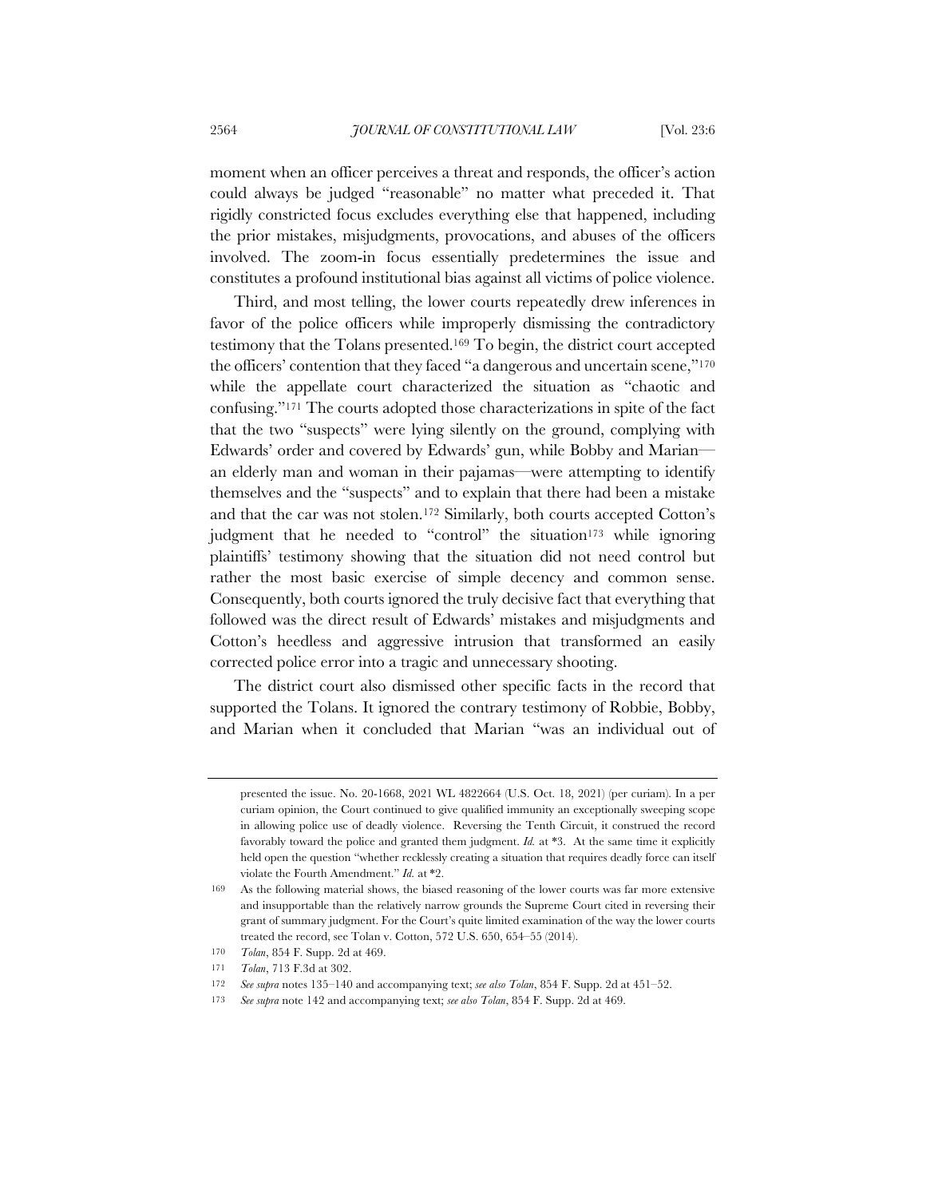moment when an officer perceives a threat and responds, the officer's action could always be judged "reasonable" no matter what preceded it. That rigidly constricted focus excludes everything else that happened, including the prior mistakes, misjudgments, provocations, and abuses of the officers involved. The zoom-in focus essentially predetermines the issue and constitutes a profound institutional bias against all victims of police violence.

Third, and most telling, the lower courts repeatedly drew inferences in favor of the police officers while improperly dismissing the contradictory testimony that the Tolans presented.[169] To begin, the district court accepted the officers' contention that they faced "a dangerous and uncertain scene,"[170] while the appellate court characterized the situation as "chaotic and confusing."[171] The courts adopted those characterizations in spite of the fact that the two "suspects" were lying silently on the ground, complying with Edwards' order and covered by Edwards' gun, while Bobby and Marian—an elderly man and woman in their pajamas—were attempting to identify themselves and the "suspects" and to explain that there had been a mistake and that the car was not stolen.[172] Similarly, both courts accepted Cotton's judgment that he needed to "control" the situation[173] while ignoring plaintiffs' testimony showing that the situation did not need control but rather the most basic exercise of simple decency and common sense. Consequently, both courts ignored the truly decisive fact that everything that followed was the direct result of Edwards' mistakes and misjudgments and Cotton's heedless and aggressive intrusion that transformed an easily corrected police error into a tragic and unnecessary shooting.

The district court also dismissed other specific facts in the record that supported the Tolans. It ignored the contrary testimony of Robbie, Bobby, and Marian when it concluded that Marian "was an individual out of

---

presented the issue. No. 20-1668, 2021 WL 4822664 (U.S. Oct. 18, 2021) (per curiam). In a per curiam opinion, the Court continued to give qualified immunity an exceptionally sweeping scope in allowing police use of deadly violence. Reversing the Tenth Circuit, it construed the record favorably toward the police and granted them judgment. *Id.* at *3. At the same time it explicitly held open the question "whether recklessly creating a situation that requires deadly force can itself violate the Fourth Amendment." *Id.* at *2.

169 As the following material shows, the biased reasoning of the lower courts was far more extensive and insupportable than the relatively narrow grounds the Supreme Court cited in reversing their grant of summary judgment. For the Court's quite limited examination of the way the lower courts treated the record, see Tolan v. Cotton, 572 U.S. 650, 654–55 (2014).

170 *Tolan*, 854 F. Supp. 2d at 469.

171 *Tolan*, 713 F.3d at 302.

172 *See supra* notes 135–140 and accompanying text; *see also Tolan*, 854 F. Supp. 2d at 451–52.

173 *See supra* note 142 and accompanying text; *see also Tolan*, 854 F. Supp. 2d at 469.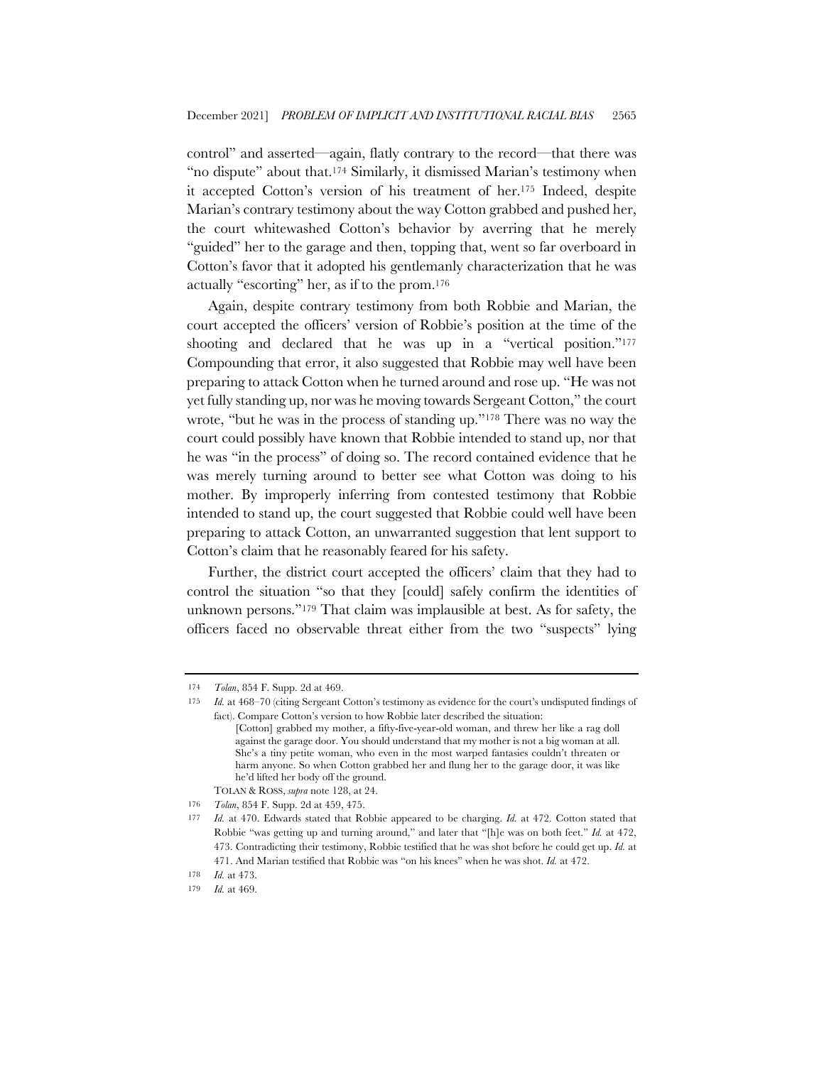control" and asserted—again, flatly contrary to the record—that there was "no dispute" about that.[174] Similarly, it dismissed Marian's testimony when it accepted Cotton's version of his treatment of her.[175] Indeed, despite Marian's contrary testimony about the way Cotton grabbed and pushed her, the court whitewashed Cotton's behavior by averring that he merely "guided" her to the garage and then, topping that, went so far overboard in Cotton's favor that it adopted his gentlemanly characterization that he was actually "escorting" her, as if to the prom.[176]

Again, despite contrary testimony from both Robbie and Marian, the court accepted the officers' version of Robbie's position at the time of the shooting and declared that he was up in a "vertical position."[177] Compounding that error, it also suggested that Robbie may well have been preparing to attack Cotton when he turned around and rose up. "He was not yet fully standing up, nor was he moving towards Sergeant Cotton," the court wrote, "but he was in the process of standing up."[178] There was no way the court could possibly have known that Robbie intended to stand up, nor that he was "in the process" of doing so. The record contained evidence that he was merely turning around to better see what Cotton was doing to his mother. By improperly inferring from contested testimony that Robbie intended to stand up, the court suggested that Robbie could well have been preparing to attack Cotton, an unwarranted suggestion that lent support to Cotton's claim that he reasonably feared for his safety.

Further, the district court accepted the officers' claim that they had to control the situation "so that they [could] safely confirm the identities of unknown persons."[179] That claim was implausible at best. As for safety, the officers faced no observable threat either from the two "suspects" lying

---

174 *Tolan*, 854 F. Supp. 2d at 469.

175 *Id.* at 468–70 (citing Sergeant Cotton's testimony as evidence for the court's undisputed findings of fact). Compare Cotton's version to how Robbie later described the situation:

> [Cotton] grabbed my mother, a fifty-five-year-old woman, and threw her like a rag doll against the garage door. You should understand that my mother is not a big woman at all. She's a tiny petite woman, who even in the most warped fantasies couldn't threaten or harm anyone. So when Cotton grabbed her and flung her to the garage door, it was like he'd lifted her body off the ground.

TOLAN & ROSS, *supra* note 128, at 24.

176 *Tolan*, 854 F. Supp. 2d at 459, 475.

177 *Id.* at 470. Edwards stated that Robbie appeared to be charging. *Id.* at 472. Cotton stated that Robbie "was getting up and turning around," and later that "[h]e was on both feet." *Id.* at 472, 473. Contradicting their testimony, Robbie testified that he was shot before he could get up. *Id.* at 471. And Marian testified that Robbie was "on his knees" when he was shot. *Id.* at 472.

178 *Id.* at 473.

179 *Id.* at 469.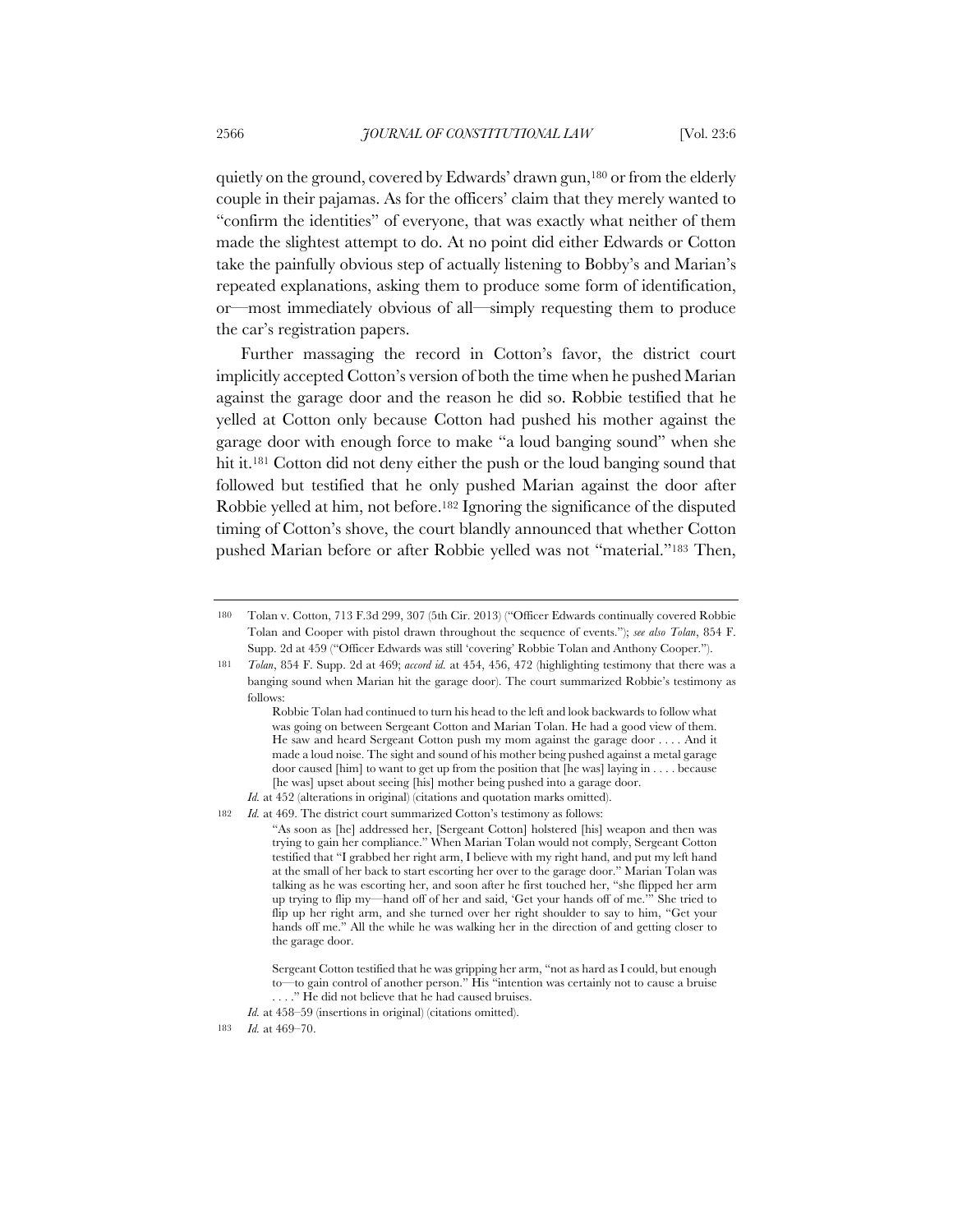quietly on the ground, covered by Edwards' drawn gun,[180] or from the elderly couple in their pajamas. As for the officers' claim that they merely wanted to "confirm the identities" of everyone, that was exactly what neither of them made the slightest attempt to do. At no point did either Edwards or Cotton take the painfully obvious step of actually listening to Bobby's and Marian's repeated explanations, asking them to produce some form of identification, or—most immediately obvious of all—simply requesting them to produce the car's registration papers.

Further massaging the record in Cotton's favor, the district court implicitly accepted Cotton's version of both the time when he pushed Marian against the garage door and the reason he did so. Robbie testified that he yelled at Cotton only because Cotton had pushed his mother against the garage door with enough force to make "a loud banging sound" when she hit it.[181] Cotton did not deny either the push or the loud banging sound that followed but testified that he only pushed Marian against the door after Robbie yelled at him, not before.[182] Ignoring the significance of the disputed timing of Cotton's shove, the court blandly announced that whether Cotton pushed Marian before or after Robbie yelled was not "material."[183] Then,

---

180 Tolan v. Cotton, 713 F.3d 299, 307 (5th Cir. 2013) ("Officer Edwards continually covered Robbie Tolan and Cooper with pistol drawn throughout the sequence of events."); *see also Tolan*, 854 F. Supp. 2d at 459 ("Officer Edwards was still 'covering' Robbie Tolan and Anthony Cooper.").

181 *Tolan*, 854 F. Supp. 2d at 469; *accord id.* at 454, 456, 472 (highlighting testimony that there was a banging sound when Marian hit the garage door). The court summarized Robbie's testimony as follows:

> Robbie Tolan had continued to turn his head to the left and look backwards to follow what was going on between Sergeant Cotton and Marian Tolan. He had a good view of them. He saw and heard Sergeant Cotton push my mom against the garage door . . . . And it made a loud noise. The sight and sound of his mother being pushed against a metal garage door caused [him] to want to get up from the position that [he was] laying in . . . . because [he was] upset about seeing [his] mother being pushed into a garage door.

*Id.* at 452 (alterations in original) (citations and quotation marks omitted).

182 *Id.* at 469. The district court summarized Cotton's testimony as follows:

> "As soon as [he] addressed her, [Sergeant Cotton] holstered [his] weapon and then was trying to gain her compliance." When Marian Tolan would not comply, Sergeant Cotton testified that "I grabbed her right arm, I believe with my right hand, and put my left hand at the small of her back to start escorting her over to the garage door." Marian Tolan was talking as he was escorting her, and soon after he first touched her, "she flipped her arm up trying to flip my—hand off of her and said, 'Get your hands off of me.'" She tried to flip up her right arm, and she turned over her right shoulder to say to him, "Get your hands off me." All the while he was walking her in the direction of and getting closer to the garage door.
>
> Sergeant Cotton testified that he was gripping her arm, "not as hard as I could, but enough to—to gain control of another person." His "intention was certainly not to cause a bruise . . . ." He did not believe that he had caused bruises.

*Id.* at 458–59 (insertions in original) (citations omitted).

183 *Id.* at 469–70.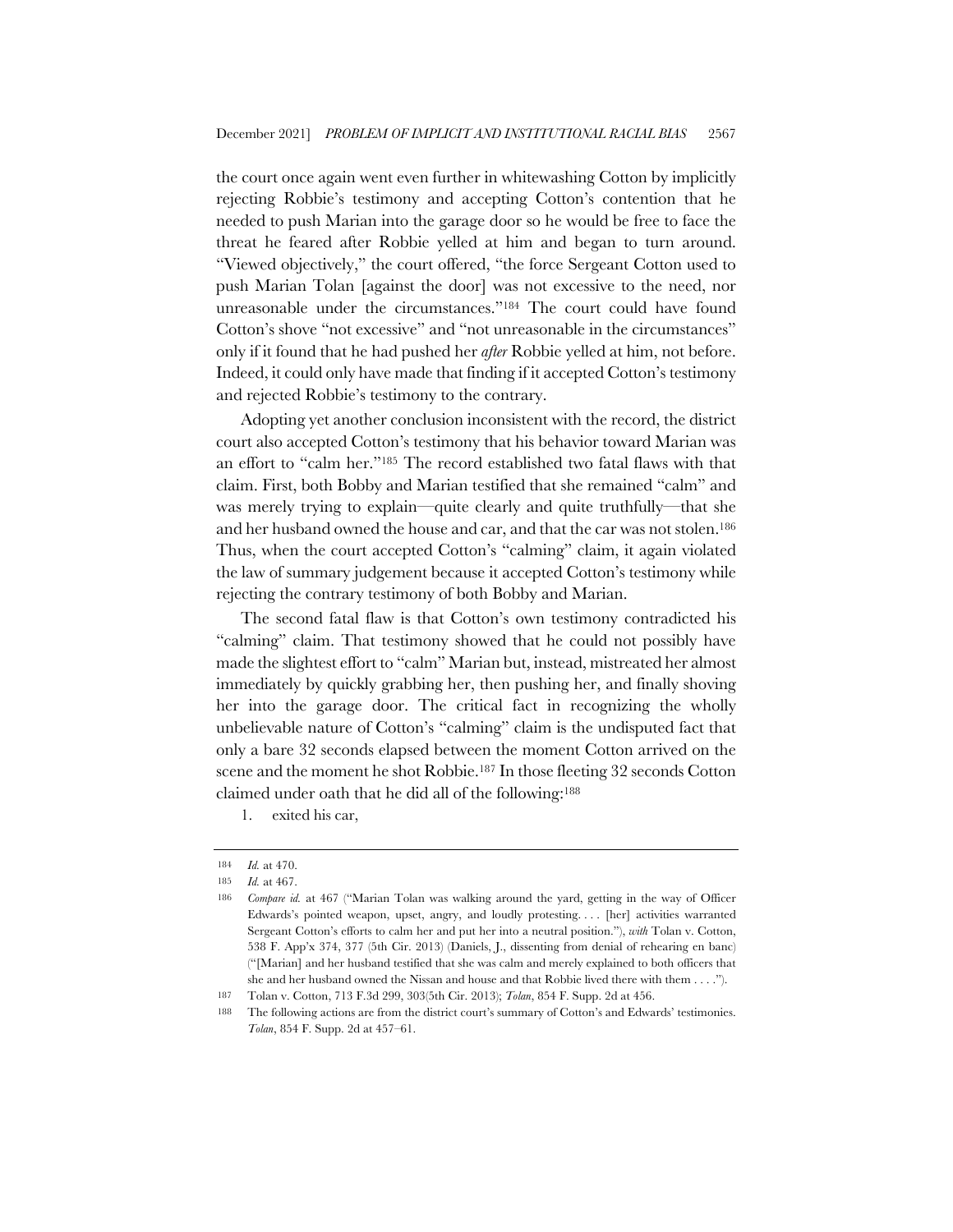the court once again went even further in whitewashing Cotton by implicitly rejecting Robbie's testimony and accepting Cotton's contention that he needed to push Marian into the garage door so he would be free to face the threat he feared after Robbie yelled at him and began to turn around. "Viewed objectively," the court offered, "the force Sergeant Cotton used to push Marian Tolan [against the door] was not excessive to the need, nor unreasonable under the circumstances."[184] The court could have found Cotton's shove "not excessive" and "not unreasonable in the circumstances" only if it found that he had pushed her *after* Robbie yelled at him, not before. Indeed, it could only have made that finding if it accepted Cotton's testimony and rejected Robbie's testimony to the contrary.

Adopting yet another conclusion inconsistent with the record, the district court also accepted Cotton's testimony that his behavior toward Marian was an effort to "calm her."[185] The record established two fatal flaws with that claim. First, both Bobby and Marian testified that she remained "calm" and was merely trying to explain—quite clearly and quite truthfully—that she and her husband owned the house and car, and that the car was not stolen.[186] Thus, when the court accepted Cotton's "calming" claim, it again violated the law of summary judgement because it accepted Cotton's testimony while rejecting the contrary testimony of both Bobby and Marian.

The second fatal flaw is that Cotton's own testimony contradicted his "calming" claim. That testimony showed that he could not possibly have made the slightest effort to "calm" Marian but, instead, mistreated her almost immediately by quickly grabbing her, then pushing her, and finally shoving her into the garage door. The critical fact in recognizing the wholly unbelievable nature of Cotton's "calming" claim is the undisputed fact that only a bare 32 seconds elapsed between the moment Cotton arrived on the scene and the moment he shot Robbie.[187] In those fleeting 32 seconds Cotton claimed under oath that he did all of the following:[188]

1. exited his car,

---

184 *Id.* at 470.

185 *Id.* at 467.

186 *Compare id.* at 467 ("Marian Tolan was walking around the yard, getting in the way of Officer Edwards's pointed weapon, upset, angry, and loudly protesting. . . . [her] activities warranted Sergeant Cotton's efforts to calm her and put her into a neutral position."), *with* Tolan v. Cotton, 538 F. App'x 374, 377 (5th Cir. 2013) (Daniels, J., dissenting from denial of rehearing en banc) ("[Marian] and her husband testified that she was calm and merely explained to both officers that she and her husband owned the Nissan and house and that Robbie lived there with them . . . .").

187 Tolan v. Cotton, 713 F.3d 299, 303(5th Cir. 2013); *Tolan*, 854 F. Supp. 2d at 456.

188 The following actions are from the district court's summary of Cotton's and Edwards' testimonies. *Tolan*, 854 F. Supp. 2d at 457–61.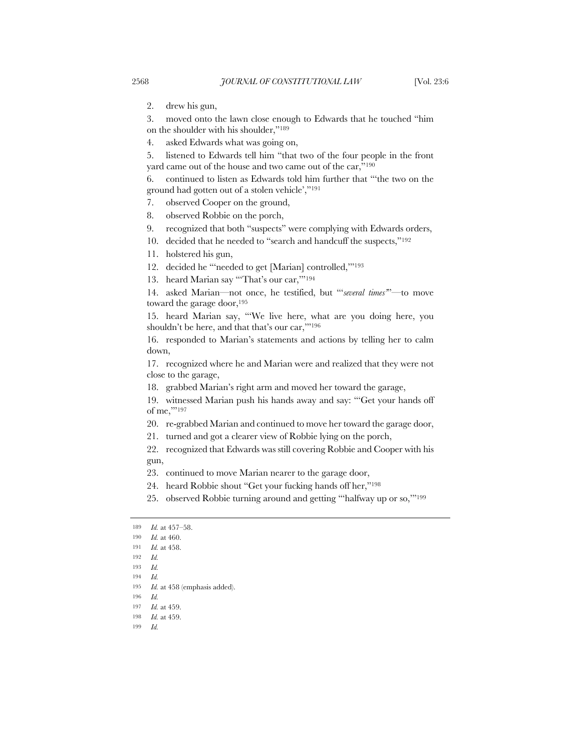2. drew his gun,

3. moved onto the lawn close enough to Edwards that he touched "him on the shoulder with his shoulder,"[189]

4. asked Edwards what was going on,

5. listened to Edwards tell him "that two of the four people in the front yard came out of the house and two came out of the car,"[190]

6. continued to listen as Edwards told him further that "'the two on the ground had gotten out of a stolen vehicle',"[191]

7. observed Cooper on the ground,

8. observed Robbie on the porch,

9. recognized that both "suspects" were complying with Edwards orders,

10. decided that he needed to "search and handcuff the suspects,"[192]

11. holstered his gun,

12. decided he "'needed to get [Marian] controlled,'"[193]

13. heard Marian say "'That's our car,'"[194]

14. asked Marian—not once, he testified, but "'*several times*'"—to move toward the garage door,[195]

15. heard Marian say, "'We live here, what are you doing here, you shouldn't be here, and that that's our car,'"[196]

16. responded to Marian's statements and actions by telling her to calm down,

17. recognized where he and Marian were and realized that they were not close to the garage,

18. grabbed Marian's right arm and moved her toward the garage,

19. witnessed Marian push his hands away and say: "'Get your hands off of me,'"[197]

20. re-grabbed Marian and continued to move her toward the garage door,

21. turned and got a clearer view of Robbie lying on the porch,

22. recognized that Edwards was still covering Robbie and Cooper with his gun,

23. continued to move Marian nearer to the garage door,

24. heard Robbie shout "Get your fucking hands off her,"[198]

25. observed Robbie turning around and getting "'halfway up or so,'"[199]

---

[189] *Id.* at 457–58.

[190] *Id.* at 460.

[191] *Id.* at 458.

[192] *Id.*

[193] *Id.*

[194] *Id.*

[195] *Id.* at 458 (emphasis added).

[196] *Id.*

[197] *Id.* at 459.

[198] *Id.* at 459.

[199] *Id.*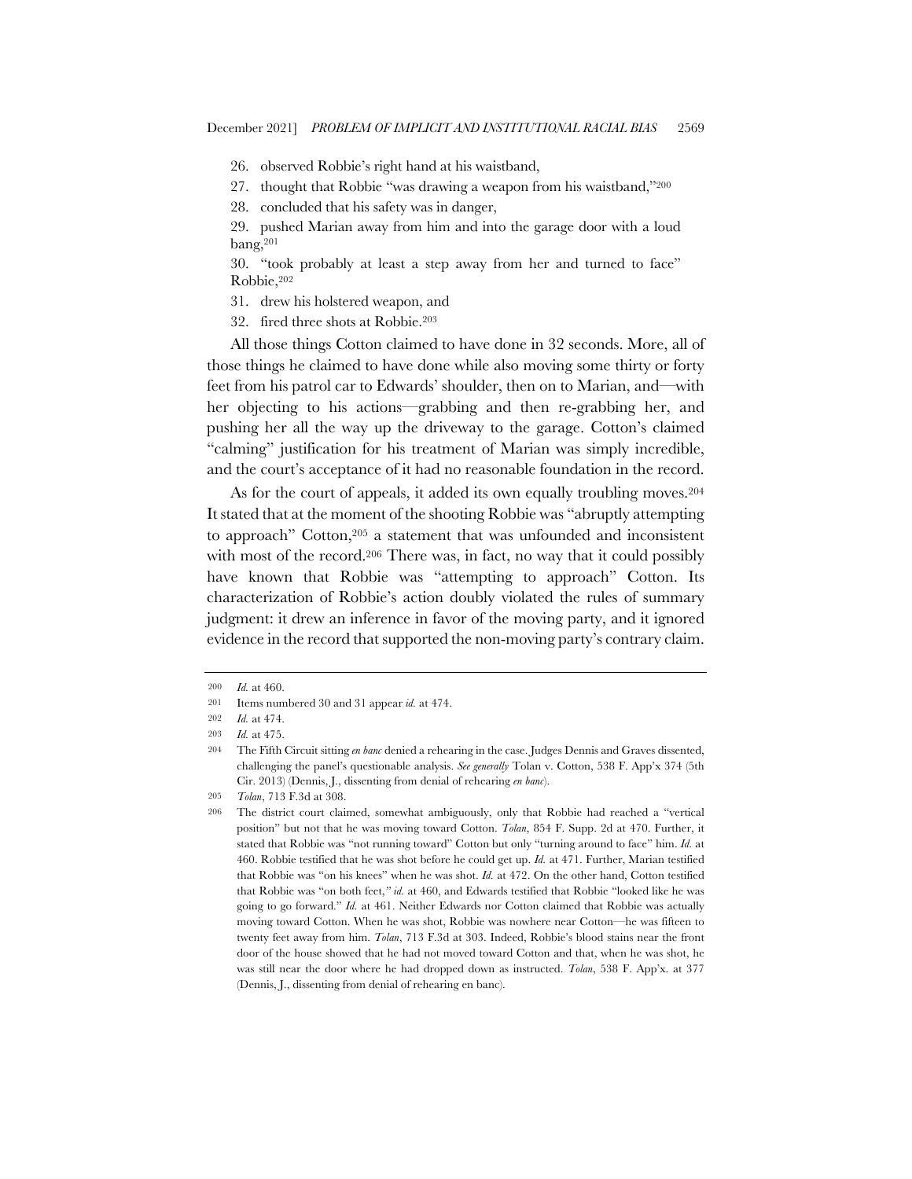26. observed Robbie's right hand at his waistband,
27. thought that Robbie "was drawing a weapon from his waistband,"[200]
28. concluded that his safety was in danger,
29. pushed Marian away from him and into the garage door with a loud bang,[201]
30. "took probably at least a step away from her and turned to face" Robbie,[202]
31. drew his holstered weapon, and
32. fired three shots at Robbie.[203]

All those things Cotton claimed to have done in 32 seconds. More, all of those things he claimed to have done while also moving some thirty or forty feet from his patrol car to Edwards' shoulder, then on to Marian, and—with her objecting to his actions—grabbing and then re-grabbing her, and pushing her all the way up the driveway to the garage. Cotton's claimed "calming" justification for his treatment of Marian was simply incredible, and the court's acceptance of it had no reasonable foundation in the record.

As for the court of appeals, it added its own equally troubling moves.[204] It stated that at the moment of the shooting Robbie was "abruptly attempting to approach" Cotton,[205] a statement that was unfounded and inconsistent with most of the record.[206] There was, in fact, no way that it could possibly have known that Robbie was "attempting to approach" Cotton. Its characterization of Robbie's action doubly violated the rules of summary judgment: it drew an inference in favor of the moving party, and it ignored evidence in the record that supported the non-moving party's contrary claim.

---

200 *Id.* at 460.

201 Items numbered 30 and 31 appear *id.* at 474.

202 *Id.* at 474.

203 *Id.* at 475.

204 The Fifth Circuit sitting *en banc* denied a rehearing in the case. Judges Dennis and Graves dissented, challenging the panel's questionable analysis. *See generally* Tolan v. Cotton, 538 F. App'x 374 (5th Cir. 2013) (Dennis, J., dissenting from denial of rehearing *en banc*).

205 *Tolan*, 713 F.3d at 308.

206 The district court claimed, somewhat ambiguously, only that Robbie had reached a "vertical position" but not that he was moving toward Cotton. *Tolan*, 854 F. Supp. 2d at 470. Further, it stated that Robbie was "not running toward" Cotton but only "turning around to face" him. *Id.* at 460. Robbie testified that he was shot before he could get up. *Id.* at 471. Further, Marian testified that Robbie was "on his knees" when he was shot. *Id.* at 472. On the other hand, Cotton testified that Robbie was "on both feet," *id.* at 460, and Edwards testified that Robbie "looked like he was going to go forward." *Id.* at 461. Neither Edwards nor Cotton claimed that Robbie was actually moving toward Cotton. When he was shot, Robbie was nowhere near Cotton—he was fifteen to twenty feet away from him. *Tolan*, 713 F.3d at 303. Indeed, Robbie's blood stains near the front door of the house showed that he had not moved toward Cotton and that, when he was shot, he was still near the door where he had dropped down as instructed. *Tolan*, 538 F. App'x. at 377 (Dennis, J., dissenting from denial of rehearing en banc).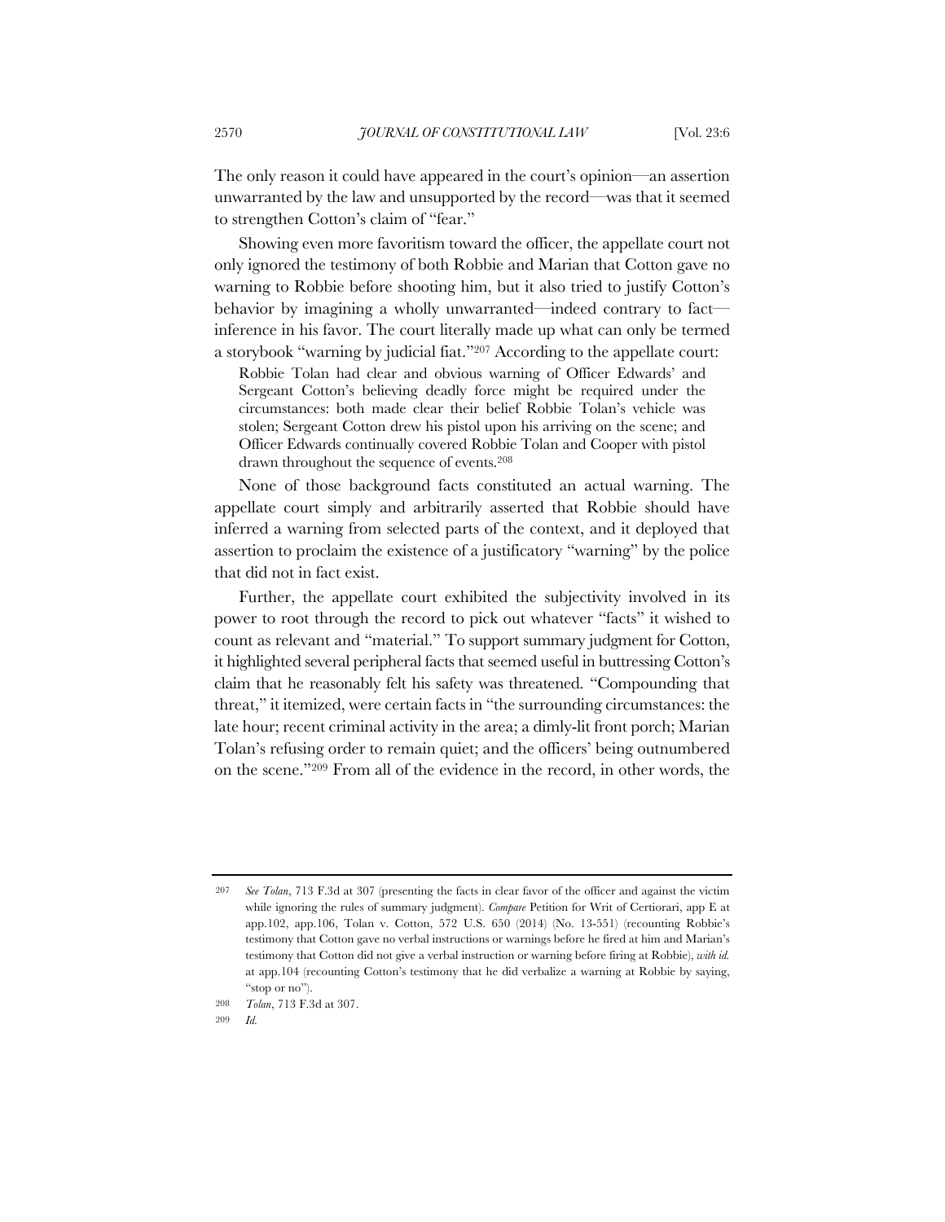The only reason it could have appeared in the court's opinion—an assertion unwarranted by the law and unsupported by the record—was that it seemed to strengthen Cotton's claim of "fear."

Showing even more favoritism toward the officer, the appellate court not only ignored the testimony of both Robbie and Marian that Cotton gave no warning to Robbie before shooting him, but it also tried to justify Cotton's behavior by imagining a wholly unwarranted—indeed contrary to fact—inference in his favor. The court literally made up what can only be termed a storybook "warning by judicial fiat."[207] According to the appellate court:

> Robbie Tolan had clear and obvious warning of Officer Edwards' and Sergeant Cotton's believing deadly force might be required under the circumstances: both made clear their belief Robbie Tolan's vehicle was stolen; Sergeant Cotton drew his pistol upon his arriving on the scene; and Officer Edwards continually covered Robbie Tolan and Cooper with pistol drawn throughout the sequence of events.[208]

None of those background facts constituted an actual warning. The appellate court simply and arbitrarily asserted that Robbie should have inferred a warning from selected parts of the context, and it deployed that assertion to proclaim the existence of a justificatory "warning" by the police that did not in fact exist.

Further, the appellate court exhibited the subjectivity involved in its power to root through the record to pick out whatever "facts" it wished to count as relevant and "material." To support summary judgment for Cotton, it highlighted several peripheral facts that seemed useful in buttressing Cotton's claim that he reasonably felt his safety was threatened. "Compounding that threat," it itemized, were certain facts in "the surrounding circumstances: the late hour; recent criminal activity in the area; a dimly-lit front porch; Marian Tolan's refusing order to remain quiet; and the officers' being outnumbered on the scene."[209] From all of the evidence in the record, in other words, the

---

207 *See Tolan*, 713 F.3d at 307 (presenting the facts in clear favor of the officer and against the victim while ignoring the rules of summary judgment). *Compare* Petition for Writ of Certiorari, app E at app.102, app.106, Tolan v. Cotton, 572 U.S. 650 (2014) (No. 13-551) (recounting Robbie's testimony that Cotton gave no verbal instructions or warnings before he fired at him and Marian's testimony that Cotton did not give a verbal instruction or warning before firing at Robbie), *with id.* at app.104 (recounting Cotton's testimony that he did verbalize a warning at Robbie by saying, "stop or no").

208 *Tolan*, 713 F.3d at 307.

209 *Id.*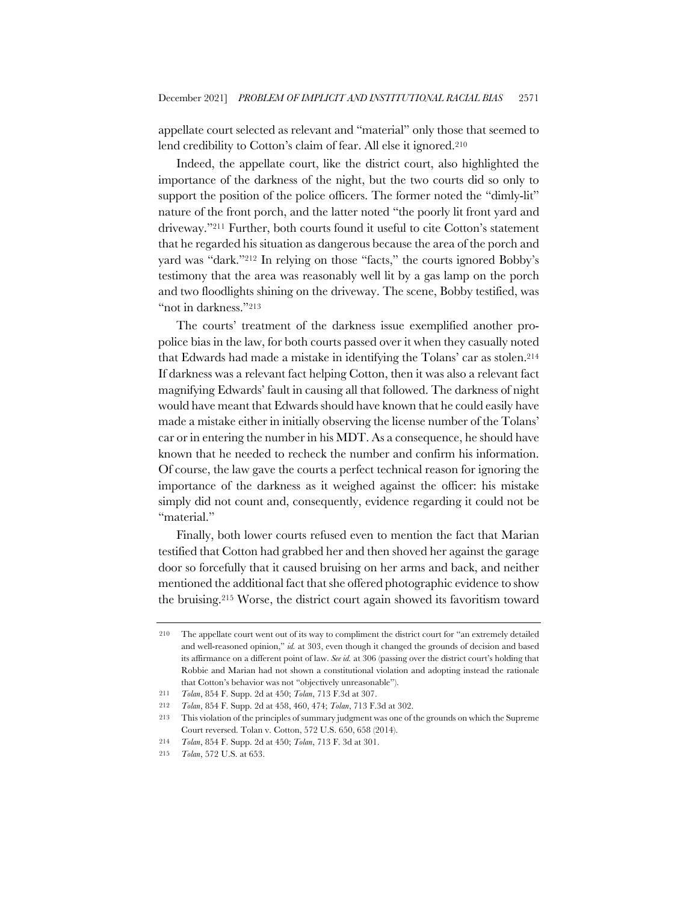appellate court selected as relevant and "material" only those that seemed to lend credibility to Cotton's claim of fear. All else it ignored.[210]

Indeed, the appellate court, like the district court, also highlighted the importance of the darkness of the night, but the two courts did so only to support the position of the police officers. The former noted the "dimly-lit" nature of the front porch, and the latter noted "the poorly lit front yard and driveway."[211] Further, both courts found it useful to cite Cotton's statement that he regarded his situation as dangerous because the area of the porch and yard was "dark."[212] In relying on those "facts," the courts ignored Bobby's testimony that the area was reasonably well lit by a gas lamp on the porch and two floodlights shining on the driveway. The scene, Bobby testified, was "not in darkness."[213]

The courts' treatment of the darkness issue exemplified another pro-police bias in the law, for both courts passed over it when they casually noted that Edwards had made a mistake in identifying the Tolans' car as stolen.[214] If darkness was a relevant fact helping Cotton, then it was also a relevant fact magnifying Edwards' fault in causing all that followed. The darkness of night would have meant that Edwards should have known that he could easily have made a mistake either in initially observing the license number of the Tolans' car or in entering the number in his MDT. As a consequence, he should have known that he needed to recheck the number and confirm his information. Of course, the law gave the courts a perfect technical reason for ignoring the importance of the darkness as it weighed against the officer: his mistake simply did not count and, consequently, evidence regarding it could not be "material."

Finally, both lower courts refused even to mention the fact that Marian testified that Cotton had grabbed her and then shoved her against the garage door so forcefully that it caused bruising on her arms and back, and neither mentioned the additional fact that she offered photographic evidence to show the bruising.[215] Worse, the district court again showed its favoritism toward

---

210 The appellate court went out of its way to compliment the district court for "an extremely detailed and well-reasoned opinion," *id.* at 303, even though it changed the grounds of decision and based its affirmance on a different point of law. *See id.* at 306 (passing over the district court's holding that Robbie and Marian had not shown a constitutional violation and adopting instead the rationale that Cotton's behavior was not "objectively unreasonable").

211 *Tolan*, 854 F. Supp. 2d at 450; *Tolan*, 713 F.3d at 307.

212 *Tolan*, 854 F. Supp. 2d at 458, 460, 474; *Tolan*, 713 F.3d at 302.

213 This violation of the principles of summary judgment was one of the grounds on which the Supreme Court reversed. Tolan v. Cotton, 572 U.S. 650, 658 (2014).

214 *Tolan*, 854 F. Supp. 2d at 450; *Tolan*, 713 F. 3d at 301.

215 *Tolan*, 572 U.S. at 653.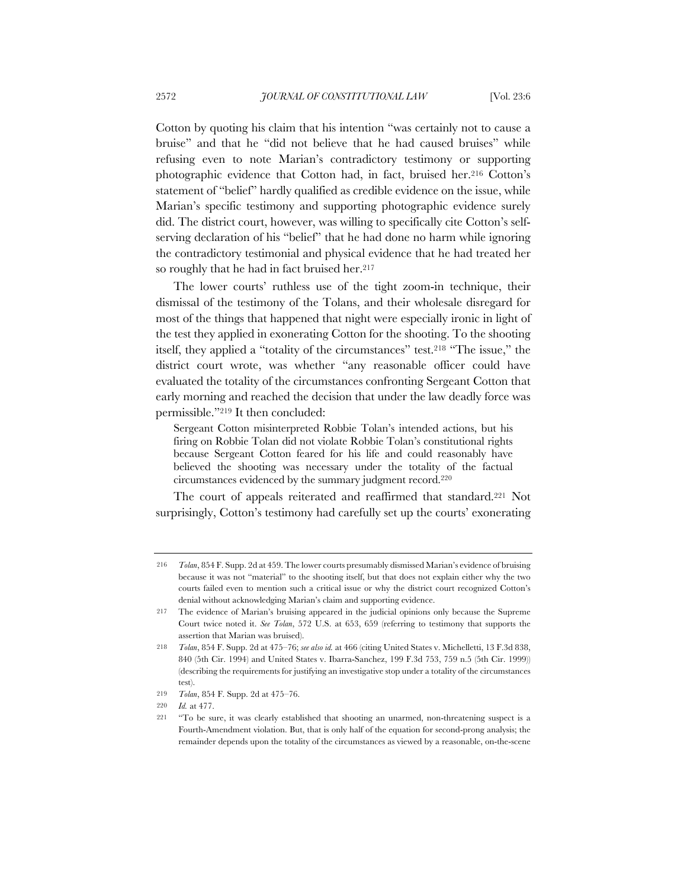Cotton by quoting his claim that his intention "was certainly not to cause a bruise" and that he "did not believe that he had caused bruises" while refusing even to note Marian's contradictory testimony or supporting photographic evidence that Cotton had, in fact, bruised her.[216] Cotton's statement of "belief" hardly qualified as credible evidence on the issue, while Marian's specific testimony and supporting photographic evidence surely did. The district court, however, was willing to specifically cite Cotton's self-serving declaration of his "belief" that he had done no harm while ignoring the contradictory testimonial and physical evidence that he had treated her so roughly that he had in fact bruised her.[217]

The lower courts' ruthless use of the tight zoom-in technique, their dismissal of the testimony of the Tolans, and their wholesale disregard for most of the things that happened that night were especially ironic in light of the test they applied in exonerating Cotton for the shooting. To the shooting itself, they applied a "totality of the circumstances" test.[218] "The issue," the district court wrote, was whether "any reasonable officer could have evaluated the totality of the circumstances confronting Sergeant Cotton that early morning and reached the decision that under the law deadly force was permissible."[219] It then concluded:

> Sergeant Cotton misinterpreted Robbie Tolan's intended actions, but his firing on Robbie Tolan did not violate Robbie Tolan's constitutional rights because Sergeant Cotton feared for his life and could reasonably have believed the shooting was necessary under the totality of the factual circumstances evidenced by the summary judgment record.[220]

The court of appeals reiterated and reaffirmed that standard.[221] Not surprisingly, Cotton's testimony had carefully set up the courts' exonerating

---

216 *Tolan*, 854 F. Supp. 2d at 459. The lower courts presumably dismissed Marian's evidence of bruising because it was not "material" to the shooting itself, but that does not explain either why the two courts failed even to mention such a critical issue or why the district court recognized Cotton's denial without acknowledging Marian's claim and supporting evidence.

217 The evidence of Marian's bruising appeared in the judicial opinions only because the Supreme Court twice noted it. *See Tolan*, 572 U.S. at 653, 659 (referring to testimony that supports the assertion that Marian was bruised).

218 *Tolan*, 854 F. Supp. 2d at 475–76; *see also id.* at 466 (citing United States v. Michelletti, 13 F.3d 838, 840 (5th Cir. 1994) and United States v. Ibarra-Sanchez, 199 F.3d 753, 759 n.5 (5th Cir. 1999)) (describing the requirements for justifying an investigative stop under a totality of the circumstances test).

219 *Tolan*, 854 F. Supp. 2d at 475–76.

220 *Id.* at 477.

221 "To be sure, it was clearly established that shooting an unarmed, non-threatening suspect is a Fourth-Amendment violation. But, that is only half of the equation for second-prong analysis; the remainder depends upon the totality of the circumstances as viewed by a reasonable, on-the-scene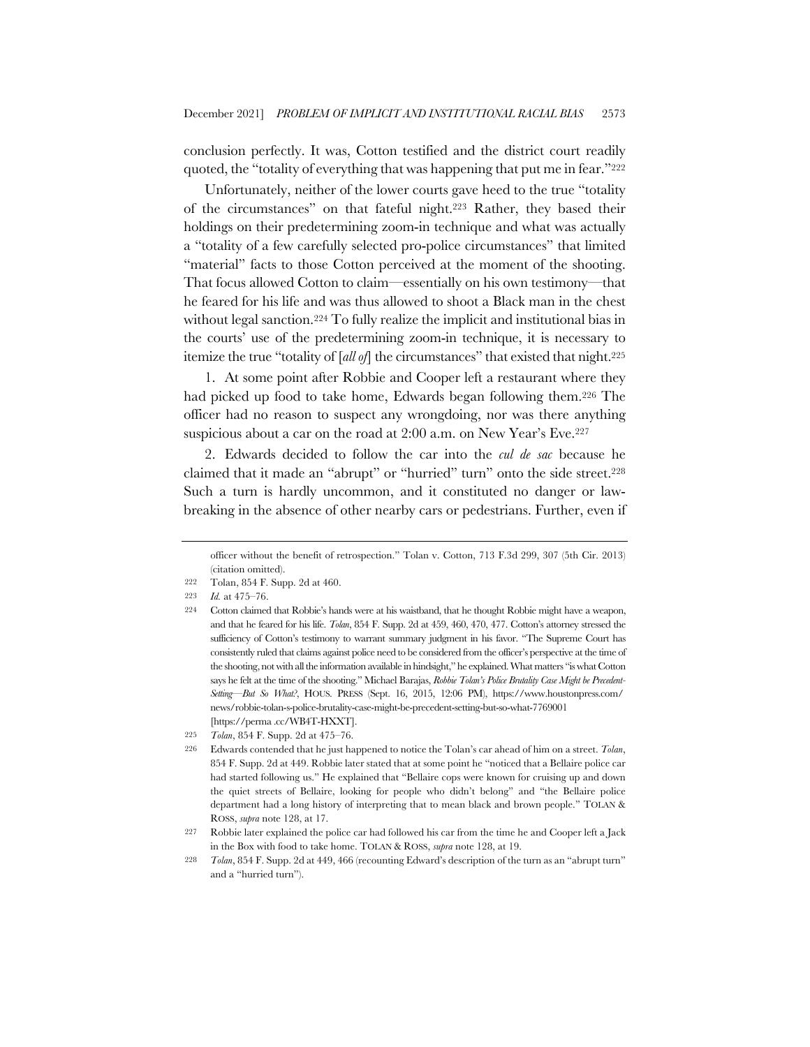conclusion perfectly. It was, Cotton testified and the district court readily quoted, the "totality of everything that was happening that put me in fear."[222]

Unfortunately, neither of the lower courts gave heed to the true "totality of the circumstances" on that fateful night.[223] Rather, they based their holdings on their predetermining zoom-in technique and what was actually a "totality of a few carefully selected pro-police circumstances" that limited "material" facts to those Cotton perceived at the moment of the shooting. That focus allowed Cotton to claim—essentially on his own testimony—that he feared for his life and was thus allowed to shoot a Black man in the chest without legal sanction.[224] To fully realize the implicit and institutional bias in the courts' use of the predetermining zoom-in technique, it is necessary to itemize the true "totality of [*all of*] the circumstances" that existed that night.[225]

1. At some point after Robbie and Cooper left a restaurant where they had picked up food to take home, Edwards began following them.[226] The officer had no reason to suspect any wrongdoing, nor was there anything suspicious about a car on the road at 2:00 a.m. on New Year's Eve.[227]

2. Edwards decided to follow the car into the *cul de sac* because he claimed that it made an "abrupt" or "hurried" turn" onto the side street.[228] Such a turn is hardly uncommon, and it constituted no danger or law-breaking in the absence of other nearby cars or pedestrians. Further, even if

---

officer without the benefit of retrospection." Tolan v. Cotton, 713 F.3d 299, 307 (5th Cir. 2013) (citation omitted).

222 Tolan, 854 F. Supp. 2d at 460.

223 *Id.* at 475–76.

224 Cotton claimed that Robbie's hands were at his waistband, that he thought Robbie might have a weapon, and that he feared for his life. *Tolan*, 854 F. Supp. 2d at 459, 460, 470, 477. Cotton's attorney stressed the sufficiency of Cotton's testimony to warrant summary judgment in his favor. "The Supreme Court has consistently ruled that claims against police need to be considered from the officer's perspective at the time of the shooting, not with all the information available in hindsight," he explained. What matters "is what Cotton says he felt at the time of the shooting." Michael Barajas, *Robbie Tolan's Police Brutality Case Might be Precedent-Setting—But So What?*, HOUS. PRESS (Sept. 16, 2015, 12:06 PM), https://www.houstonpress.com/news/robbie-tolan-s-police-brutality-case-might-be-precedent-setting-but-so-what-7769001 [https://perma .cc/WB4T-HXXT].

225 *Tolan*, 854 F. Supp. 2d at 475–76.

226 Edwards contended that he just happened to notice the Tolan's car ahead of him on a street. *Tolan*, 854 F. Supp. 2d at 449. Robbie later stated that at some point he "noticed that a Bellaire police car had started following us." He explained that "Bellaire cops were known for cruising up and down the quiet streets of Bellaire, looking for people who didn't belong" and "the Bellaire police department had a long history of interpreting that to mean black and brown people." TOLAN & ROSS, *supra* note 128, at 17.

227 Robbie later explained the police car had followed his car from the time he and Cooper left a Jack in the Box with food to take home. TOLAN & ROSS, *supra* note 128, at 19.

228 *Tolan*, 854 F. Supp. 2d at 449, 466 (recounting Edward's description of the turn as an "abrupt turn" and a "hurried turn").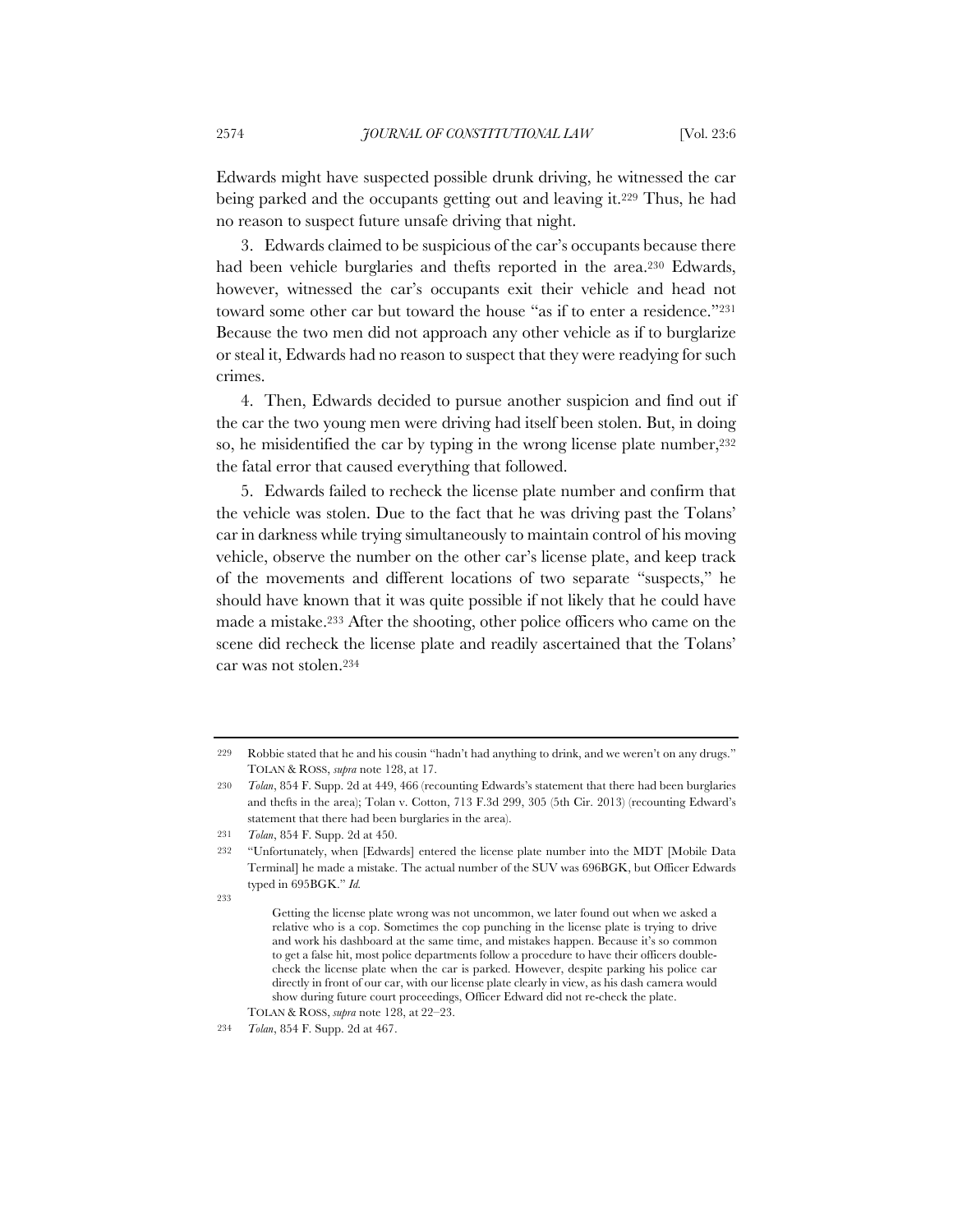Edwards might have suspected possible drunk driving, he witnessed the car being parked and the occupants getting out and leaving it.[229] Thus, he had no reason to suspect future unsafe driving that night.

3. Edwards claimed to be suspicious of the car's occupants because there had been vehicle burglaries and thefts reported in the area.[230] Edwards, however, witnessed the car's occupants exit their vehicle and head not toward some other car but toward the house "as if to enter a residence."[231] Because the two men did not approach any other vehicle as if to burglarize or steal it, Edwards had no reason to suspect that they were readying for such crimes.

4. Then, Edwards decided to pursue another suspicion and find out if the car the two young men were driving had itself been stolen. But, in doing so, he misidentified the car by typing in the wrong license plate number,[232] the fatal error that caused everything that followed.

5. Edwards failed to recheck the license plate number and confirm that the vehicle was stolen. Due to the fact that he was driving past the Tolans' car in darkness while trying simultaneously to maintain control of his moving vehicle, observe the number on the other car's license plate, and keep track of the movements and different locations of two separate "suspects," he should have known that it was quite possible if not likely that he could have made a mistake.[233] After the shooting, other police officers who came on the scene did recheck the license plate and readily ascertained that the Tolans' car was not stolen.[234]

---

229 Robbie stated that he and his cousin "hadn't had anything to drink, and we weren't on any drugs." TOLAN & ROSS, *supra* note 128, at 17.

230 *Tolan*, 854 F. Supp. 2d at 449, 466 (recounting Edwards's statement that there had been burglaries and thefts in the area); Tolan v. Cotton, 713 F.3d 299, 305 (5th Cir. 2013) (recounting Edward's statement that there had been burglaries in the area).

231 *Tolan*, 854 F. Supp. 2d at 450.

232 "Unfortunately, when [Edwards] entered the license plate number into the MDT [Mobile Data Terminal] he made a mistake. The actual number of the SUV was 696BGK, but Officer Edwards typed in 695BGK." *Id.*

233

> Getting the license plate wrong was not uncommon, we later found out when we asked a relative who is a cop. Sometimes the cop punching in the license plate is trying to drive and work his dashboard at the same time, and mistakes happen. Because it's so common to get a false hit, most police departments follow a procedure to have their officers double-check the license plate when the car is parked. However, despite parking his police car directly in front of our car, with our license plate clearly in view, as his dash camera would show during future court proceedings, Officer Edward did not re-check the plate.

TOLAN & ROSS, *supra* note 128, at 22–23.

234 *Tolan*, 854 F. Supp. 2d at 467.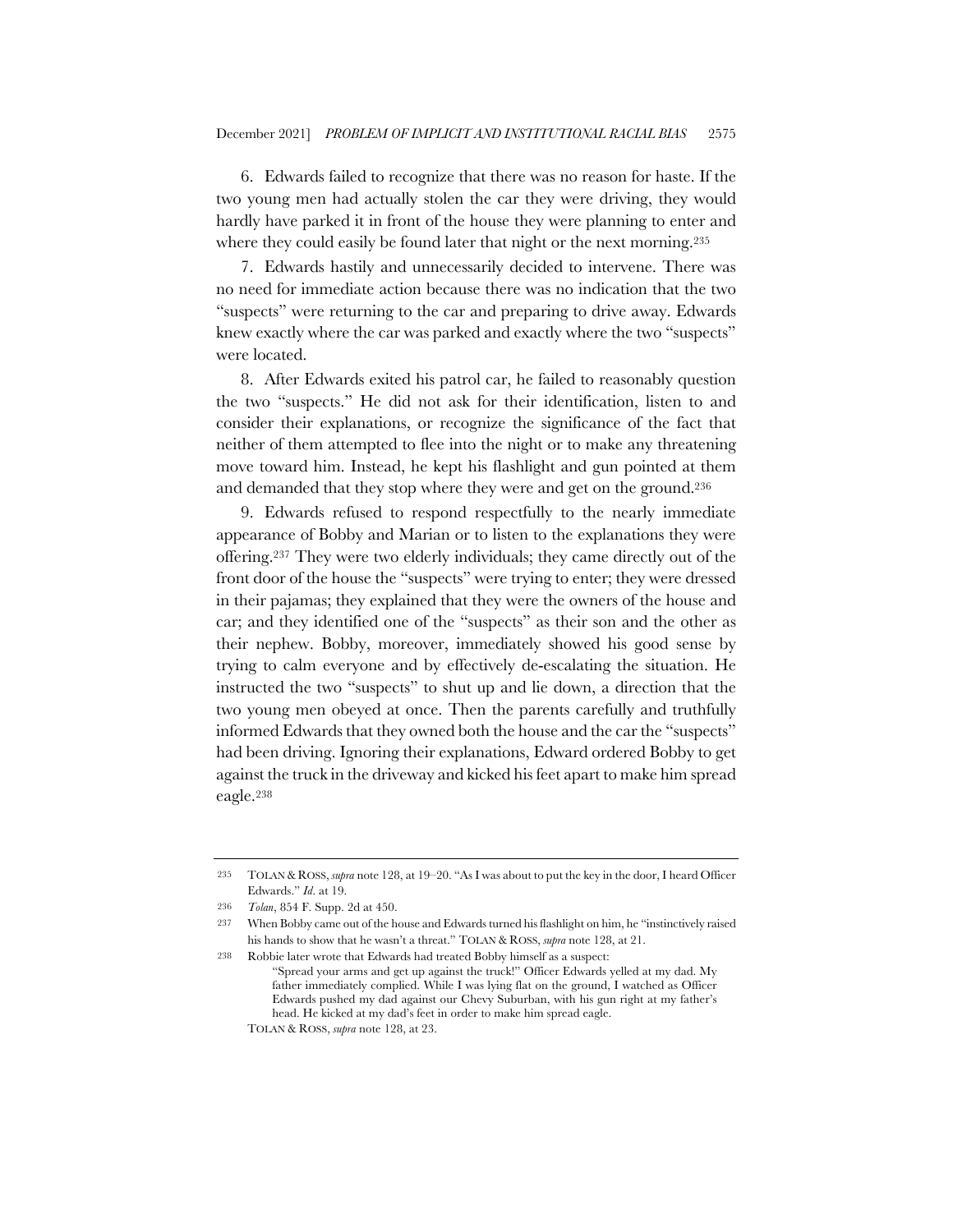6. Edwards failed to recognize that there was no reason for haste. If the two young men had actually stolen the car they were driving, they would hardly have parked it in front of the house they were planning to enter and where they could easily be found later that night or the next morning.[235]

7. Edwards hastily and unnecessarily decided to intervene. There was no need for immediate action because there was no indication that the two "suspects" were returning to the car and preparing to drive away. Edwards knew exactly where the car was parked and exactly where the two "suspects" were located.

8. After Edwards exited his patrol car, he failed to reasonably question the two "suspects." He did not ask for their identification, listen to and consider their explanations, or recognize the significance of the fact that neither of them attempted to flee into the night or to make any threatening move toward him. Instead, he kept his flashlight and gun pointed at them and demanded that they stop where they were and get on the ground.[236]

9. Edwards refused to respond respectfully to the nearly immediate appearance of Bobby and Marian or to listen to the explanations they were offering.[237] They were two elderly individuals; they came directly out of the front door of the house the "suspects" were trying to enter; they were dressed in their pajamas; they explained that they were the owners of the house and car; and they identified one of the "suspects" as their son and the other as their nephew. Bobby, moreover, immediately showed his good sense by trying to calm everyone and by effectively de-escalating the situation. He instructed the two "suspects" to shut up and lie down, a direction that the two young men obeyed at once. Then the parents carefully and truthfully informed Edwards that they owned both the house and the car the "suspects" had been driving. Ignoring their explanations, Edward ordered Bobby to get against the truck in the driveway and kicked his feet apart to make him spread eagle.[238]

---

235 TOLAN & ROSS, *supra* note 128, at 19–20. "As I was about to put the key in the door, I heard Officer Edwards." *Id.* at 19.

236 *Tolan*, 854 F. Supp. 2d at 450.

237 When Bobby came out of the house and Edwards turned his flashlight on him, he "instinctively raised his hands to show that he wasn't a threat." TOLAN & ROSS, *supra* note 128, at 21.

238 Robbie later wrote that Edwards had treated Bobby himself as a suspect:

> "Spread your arms and get up against the truck!" Officer Edwards yelled at my dad. My father immediately complied. While I was lying flat on the ground, I watched as Officer Edwards pushed my dad against our Chevy Suburban, with his gun right at my father's head. He kicked at my dad's feet in order to make him spread eagle.

TOLAN & ROSS, *supra* note 128, at 23.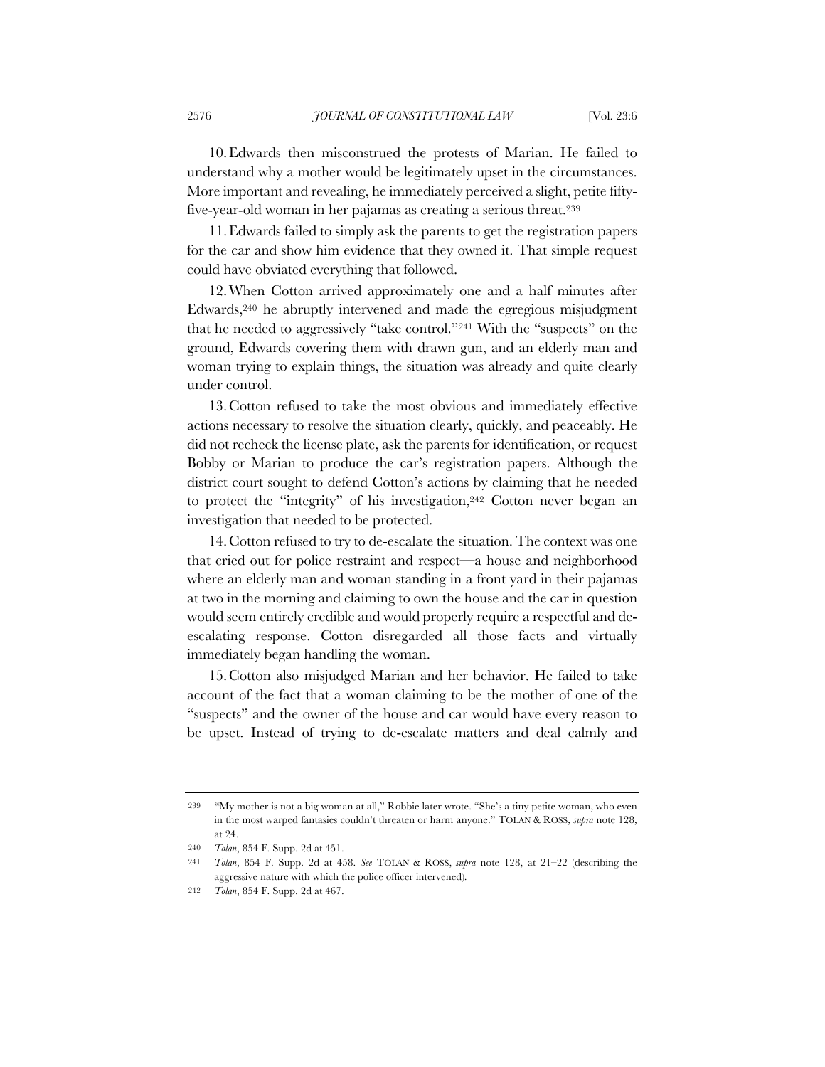10. Edwards then misconstrued the protests of Marian. He failed to understand why a mother would be legitimately upset in the circumstances. More important and revealing, he immediately perceived a slight, petite fifty-five-year-old woman in her pajamas as creating a serious threat.[239]

11. Edwards failed to simply ask the parents to get the registration papers for the car and show him evidence that they owned it. That simple request could have obviated everything that followed.

12. When Cotton arrived approximately one and a half minutes after Edwards,[240] he abruptly intervened and made the egregious misjudgment that he needed to aggressively "take control."[241] With the "suspects" on the ground, Edwards covering them with drawn gun, and an elderly man and woman trying to explain things, the situation was already and quite clearly under control.

13. Cotton refused to take the most obvious and immediately effective actions necessary to resolve the situation clearly, quickly, and peaceably. He did not recheck the license plate, ask the parents for identification, or request Bobby or Marian to produce the car's registration papers. Although the district court sought to defend Cotton's actions by claiming that he needed to protect the "integrity" of his investigation,[242] Cotton never began an investigation that needed to be protected.

14. Cotton refused to try to de-escalate the situation. The context was one that cried out for police restraint and respect—a house and neighborhood where an elderly man and woman standing in a front yard in their pajamas at two in the morning and claiming to own the house and the car in question would seem entirely credible and would properly require a respectful and de-escalating response. Cotton disregarded all those facts and virtually immediately began handling the woman.

15. Cotton also misjudged Marian and her behavior. He failed to take account of the fact that a woman claiming to be the mother of one of the "suspects" and the owner of the house and car would have every reason to be upset. Instead of trying to de-escalate matters and deal calmly and

---

239 "My mother is not a big woman at all," Robbie later wrote. "She's a tiny petite woman, who even in the most warped fantasies couldn't threaten or harm anyone." TOLAN & ROSS, *supra* note 128, at 24.

240 *Tolan*, 854 F. Supp. 2d at 451.

241 *Tolan*, 854 F. Supp. 2d at 458. *See* TOLAN & ROSS, *supra* note 128, at 21–22 (describing the aggressive nature with which the police officer intervened).

242 *Tolan*, 854 F. Supp. 2d at 467.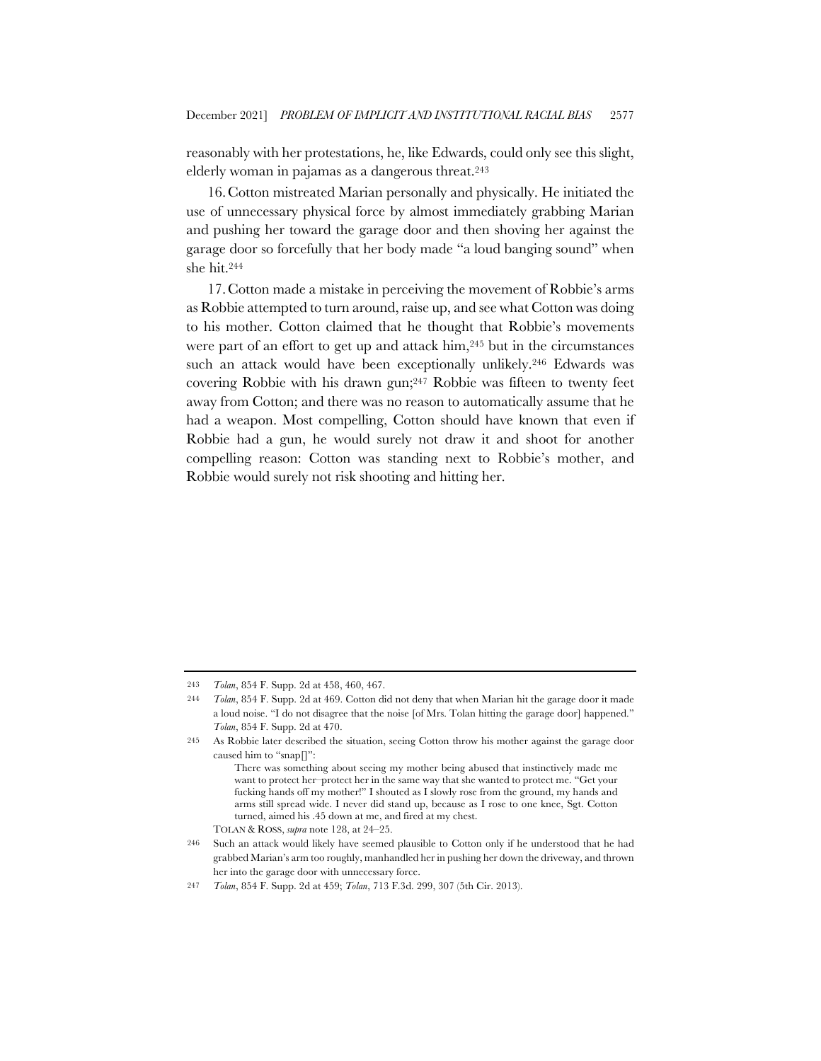reasonably with her protestations, he, like Edwards, could only see this slight, elderly woman in pajamas as a dangerous threat.[243]

16. Cotton mistreated Marian personally and physically. He initiated the use of unnecessary physical force by almost immediately grabbing Marian and pushing her toward the garage door and then shoving her against the garage door so forcefully that her body made "a loud banging sound" when she hit.[244]

17. Cotton made a mistake in perceiving the movement of Robbie's arms as Robbie attempted to turn around, raise up, and see what Cotton was doing to his mother. Cotton claimed that he thought that Robbie's movements were part of an effort to get up and attack him,[245] but in the circumstances such an attack would have been exceptionally unlikely.[246] Edwards was covering Robbie with his drawn gun;[247] Robbie was fifteen to twenty feet away from Cotton; and there was no reason to automatically assume that he had a weapon. Most compelling, Cotton should have known that even if Robbie had a gun, he would surely not draw it and shoot for another compelling reason: Cotton was standing next to Robbie's mother, and Robbie would surely not risk shooting and hitting her.

---

[243] *Tolan*, 854 F. Supp. 2d at 458, 460, 467.

[244] *Tolan*, 854 F. Supp. 2d at 469. Cotton did not deny that when Marian hit the garage door it made a loud noise. "I do not disagree that the noise [of Mrs. Tolan hitting the garage door] happened." *Tolan*, 854 F. Supp. 2d at 470.

[245] As Robbie later described the situation, seeing Cotton throw his mother against the garage door caused him to "snap[]":

> There was something about seeing my mother being abused that instinctively made me want to protect her–protect her in the same way that she wanted to protect me. "Get your fucking hands off my mother!" I shouted as I slowly rose from the ground, my hands and arms still spread wide. I never did stand up, because as I rose to one knee, Sgt. Cotton turned, aimed his .45 down at me, and fired at my chest.

TOLAN & ROSS, *supra* note 128, at 24–25.

[246] Such an attack would likely have seemed plausible to Cotton only if he understood that he had grabbed Marian's arm too roughly, manhandled her in pushing her down the driveway, and thrown her into the garage door with unnecessary force.

[247] *Tolan*, 854 F. Supp. 2d at 459; *Tolan*, 713 F.3d. 299, 307 (5th Cir. 2013).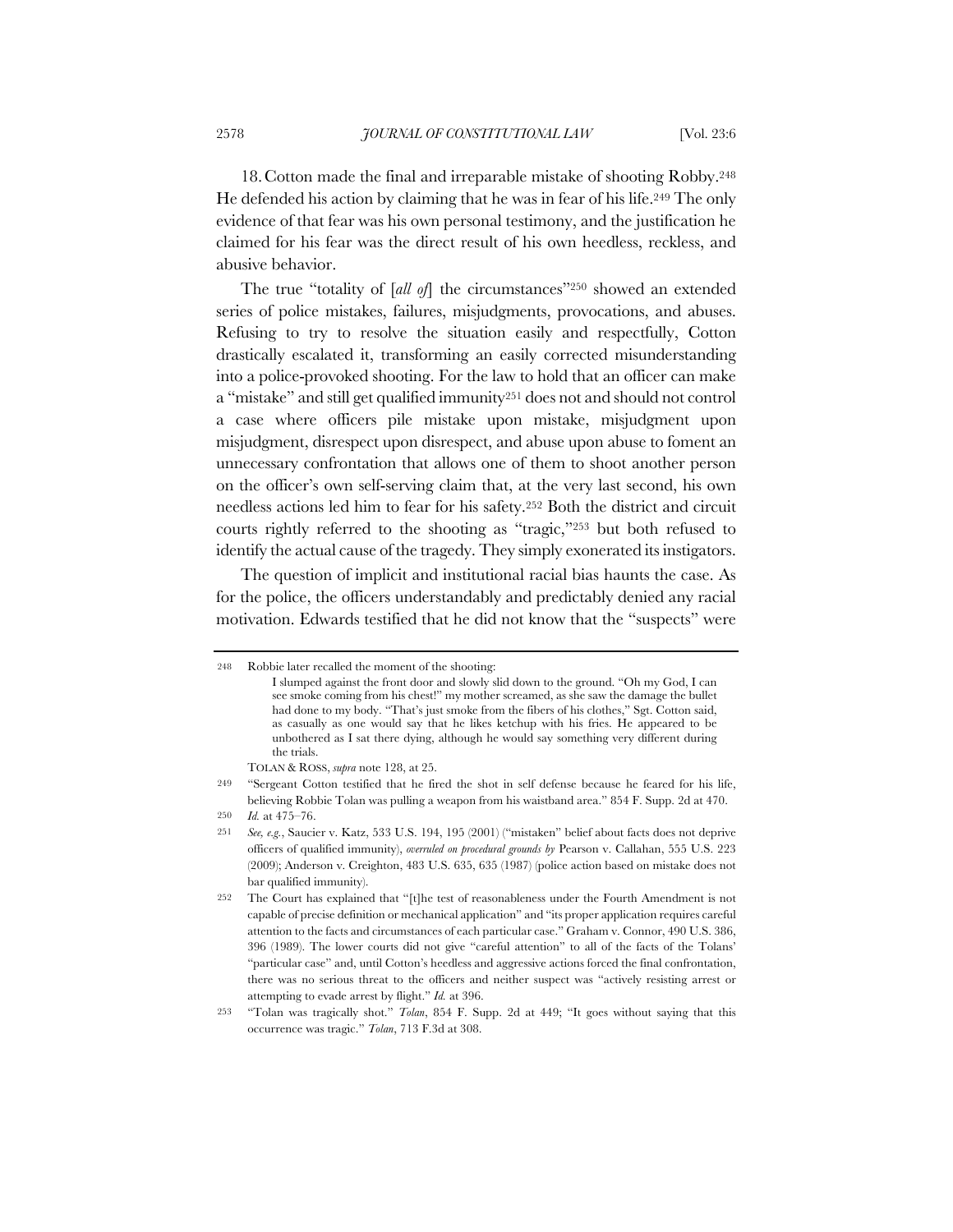18. Cotton made the final and irreparable mistake of shooting Robby.[248] He defended his action by claiming that he was in fear of his life.[249] The only evidence of that fear was his own personal testimony, and the justification he claimed for his fear was the direct result of his own heedless, reckless, and abusive behavior.

The true "totality of [*all of*] the circumstances"[250] showed an extended series of police mistakes, failures, misjudgments, provocations, and abuses. Refusing to try to resolve the situation easily and respectfully, Cotton drastically escalated it, transforming an easily corrected misunderstanding into a police-provoked shooting. For the law to hold that an officer can make a "mistake" and still get qualified immunity[251] does not and should not control a case where officers pile mistake upon mistake, misjudgment upon misjudgment, disrespect upon disrespect, and abuse upon abuse to foment an unnecessary confrontation that allows one of them to shoot another person on the officer's own self-serving claim that, at the very last second, his own needless actions led him to fear for his safety.[252] Both the district and circuit courts rightly referred to the shooting as "tragic,"[253] but both refused to identify the actual cause of the tragedy. They simply exonerated its instigators.

The question of implicit and institutional racial bias haunts the case. As for the police, the officers understandably and predictably denied any racial motivation. Edwards testified that he did not know that the "suspects" were

---

248 Robbie later recalled the moment of the shooting:

> I slumped against the front door and slowly slid down to the ground. "Oh my God, I can see smoke coming from his chest!" my mother screamed, as she saw the damage the bullet had done to my body. "That's just smoke from the fibers of his clothes," Sgt. Cotton said, as casually as one would say that he likes ketchup with his fries. He appeared to be unbothered as I sat there dying, although he would say something very different during the trials.

TOLAN & ROSS, *supra* note 128, at 25.

249 "Sergeant Cotton testified that he fired the shot in self defense because he feared for his life, believing Robbie Tolan was pulling a weapon from his waistband area." 854 F. Supp. 2d at 470.

250 *Id.* at 475–76.

251 *See, e.g.*, Saucier v. Katz, 533 U.S. 194, 195 (2001) ("mistaken" belief about facts does not deprive officers of qualified immunity), *overruled on procedural grounds by* Pearson v. Callahan, 555 U.S. 223 (2009); Anderson v. Creighton, 483 U.S. 635, 635 (1987) (police action based on mistake does not bar qualified immunity).

252 The Court has explained that "[t]he test of reasonableness under the Fourth Amendment is not capable of precise definition or mechanical application" and "its proper application requires careful attention to the facts and circumstances of each particular case." Graham v. Connor, 490 U.S. 386, 396 (1989). The lower courts did not give "careful attention" to all of the facts of the Tolans' "particular case" and, until Cotton's heedless and aggressive actions forced the final confrontation, there was no serious threat to the officers and neither suspect was "actively resisting arrest or attempting to evade arrest by flight." *Id.* at 396.

253 "Tolan was tragically shot." *Tolan*, 854 F. Supp. 2d at 449; "It goes without saying that this occurrence was tragic." *Tolan*, 713 F.3d at 308.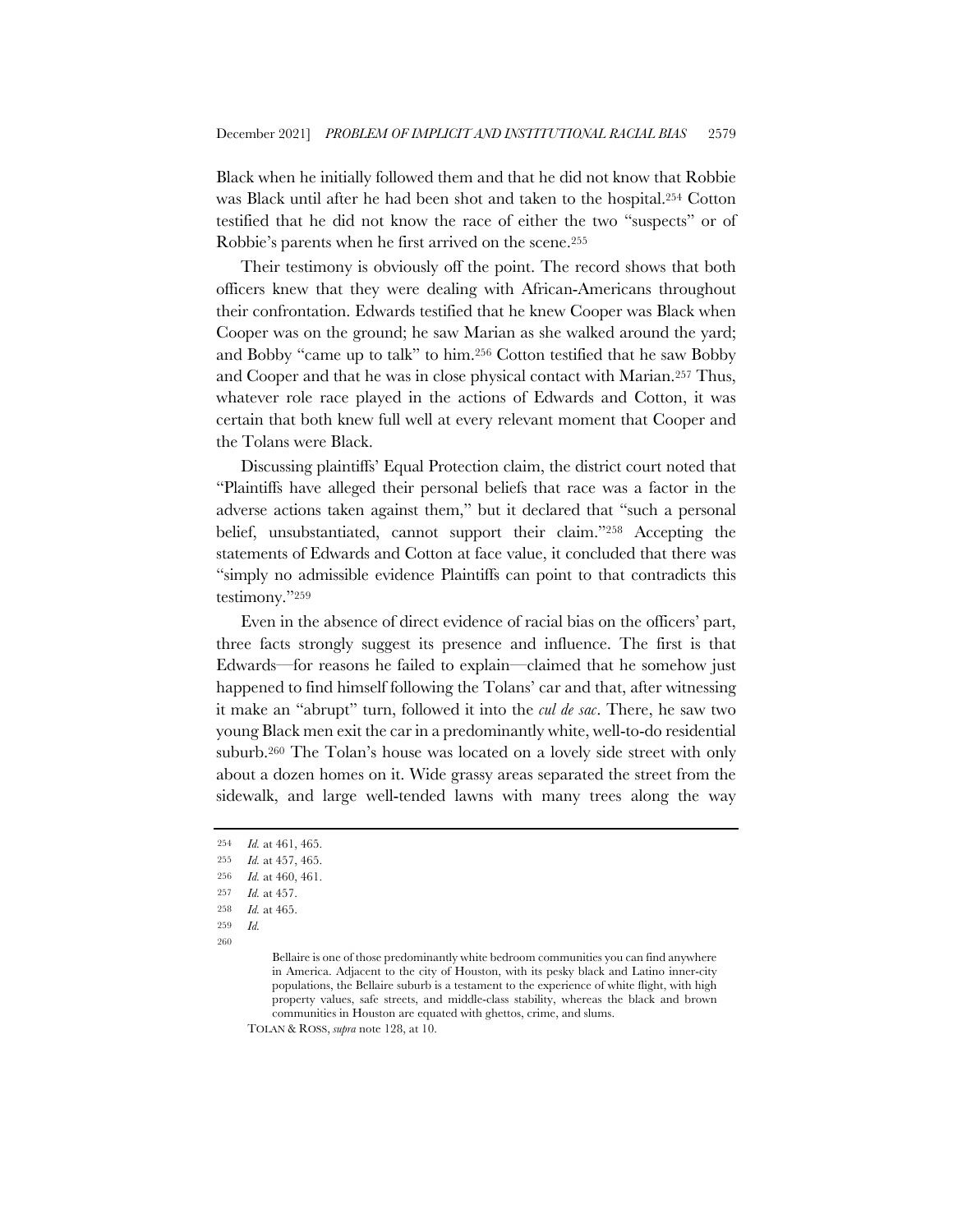Black when he initially followed them and that he did not know that Robbie was Black until after he had been shot and taken to the hospital.[254] Cotton testified that he did not know the race of either the two "suspects" or of Robbie's parents when he first arrived on the scene.[255]

Their testimony is obviously off the point. The record shows that both officers knew that they were dealing with African-Americans throughout their confrontation. Edwards testified that he knew Cooper was Black when Cooper was on the ground; he saw Marian as she walked around the yard; and Bobby "came up to talk" to him.[256] Cotton testified that he saw Bobby and Cooper and that he was in close physical contact with Marian.[257] Thus, whatever role race played in the actions of Edwards and Cotton, it was certain that both knew full well at every relevant moment that Cooper and the Tolans were Black.

Discussing plaintiffs' Equal Protection claim, the district court noted that "Plaintiffs have alleged their personal beliefs that race was a factor in the adverse actions taken against them," but it declared that "such a personal belief, unsubstantiated, cannot support their claim."[258] Accepting the statements of Edwards and Cotton at face value, it concluded that there was "simply no admissible evidence Plaintiffs can point to that contradicts this testimony."[259]

Even in the absence of direct evidence of racial bias on the officers' part, three facts strongly suggest its presence and influence. The first is that Edwards—for reasons he failed to explain—claimed that he somehow just happened to find himself following the Tolans' car and that, after witnessing it make an "abrupt" turn, followed it into the *cul de sac*. There, he saw two young Black men exit the car in a predominantly white, well-to-do residential suburb.[260] The Tolan's house was located on a lovely side street with only about a dozen homes on it. Wide grassy areas separated the street from the sidewalk, and large well-tended lawns with many trees along the way

---

254 *Id.* at 461, 465.

255 *Id.* at 457, 465.

256 *Id.* at 460, 461.

257 *Id.* at 457.

258 *Id.* at 465.

259 *Id.*

260

> Bellaire is one of those predominantly white bedroom communities you can find anywhere in America. Adjacent to the city of Houston, with its pesky black and Latino inner-city populations, the Bellaire suburb is a testament to the experience of white flight, with high property values, safe streets, and middle-class stability, whereas the black and brown communities in Houston are equated with ghettos, crime, and slums.

TOLAN & ROSS, *supra* note 128, at 10.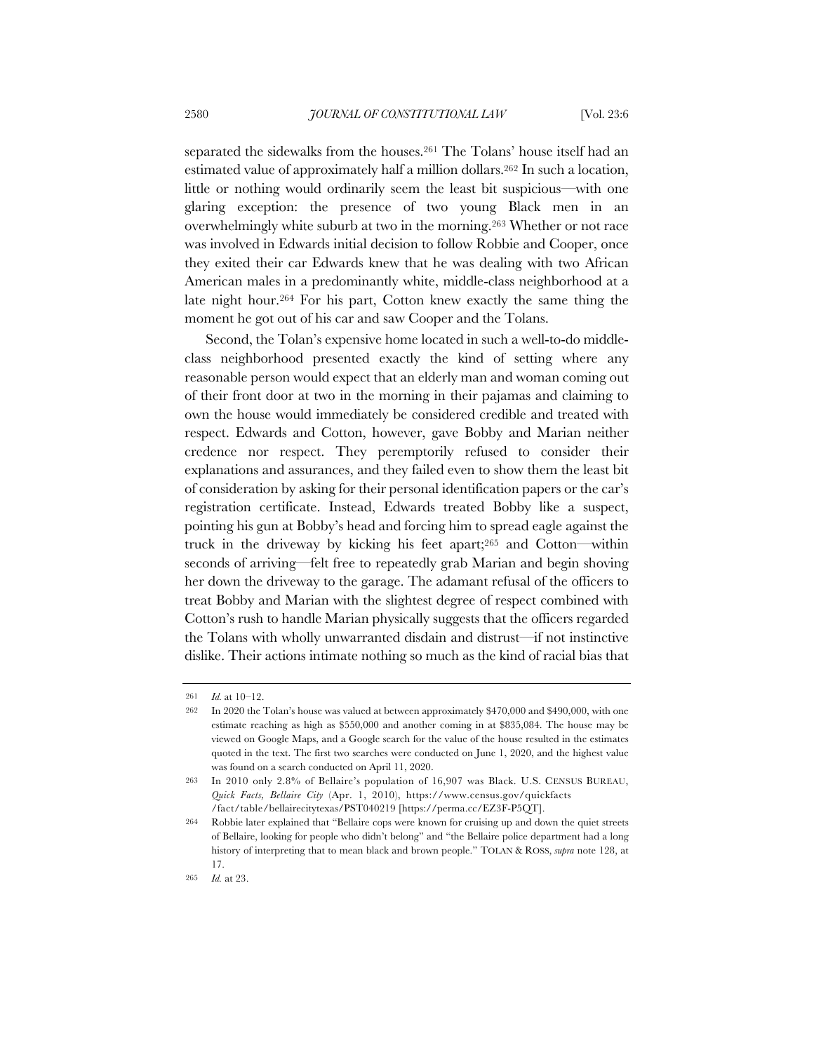separated the sidewalks from the houses.[261] The Tolans' house itself had an estimated value of approximately half a million dollars.[262] In such a location, little or nothing would ordinarily seem the least bit suspicious—with one glaring exception: the presence of two young Black men in an overwhelmingly white suburb at two in the morning.[263] Whether or not race was involved in Edwards initial decision to follow Robbie and Cooper, once they exited their car Edwards knew that he was dealing with two African American males in a predominantly white, middle-class neighborhood at a late night hour.[264] For his part, Cotton knew exactly the same thing the moment he got out of his car and saw Cooper and the Tolans.

Second, the Tolan's expensive home located in such a well-to-do middle-class neighborhood presented exactly the kind of setting where any reasonable person would expect that an elderly man and woman coming out of their front door at two in the morning in their pajamas and claiming to own the house would immediately be considered credible and treated with respect. Edwards and Cotton, however, gave Bobby and Marian neither credence nor respect. They peremptorily refused to consider their explanations and assurances, and they failed even to show them the least bit of consideration by asking for their personal identification papers or the car's registration certificate. Instead, Edwards treated Bobby like a suspect, pointing his gun at Bobby's head and forcing him to spread eagle against the truck in the driveway by kicking his feet apart;[265] and Cotton—within seconds of arriving—felt free to repeatedly grab Marian and begin shoving her down the driveway to the garage. The adamant refusal of the officers to treat Bobby and Marian with the slightest degree of respect combined with Cotton's rush to handle Marian physically suggests that the officers regarded the Tolans with wholly unwarranted disdain and distrust—if not instinctive dislike. Their actions intimate nothing so much as the kind of racial bias that

---

261 *Id.* at 10–12.

262 In 2020 the Tolan's house was valued at between approximately $470,000 and $490,000, with one estimate reaching as high as $550,000 and another coming in at $835,084. The house may be viewed on Google Maps, and a Google search for the value of the house resulted in the estimates quoted in the text. The first two searches were conducted on June 1, 2020, and the highest value was found on a search conducted on April 11, 2020.

263 In 2010 only 2.8% of Bellaire's population of 16,907 was Black. U.S. CENSUS BUREAU, *Quick Facts, Bellaire City* (Apr. 1, 2010), https://www.census.gov/quickfacts/fact/table/bellairecitytexas/PST040219 [https://perma.cc/EZ3F-P5QT].

264 Robbie later explained that "Bellaire cops were known for cruising up and down the quiet streets of Bellaire, looking for people who didn't belong" and "the Bellaire police department had a long history of interpreting that to mean black and brown people." TOLAN & ROSS, *supra* note 128, at 17.

265 *Id.* at 23.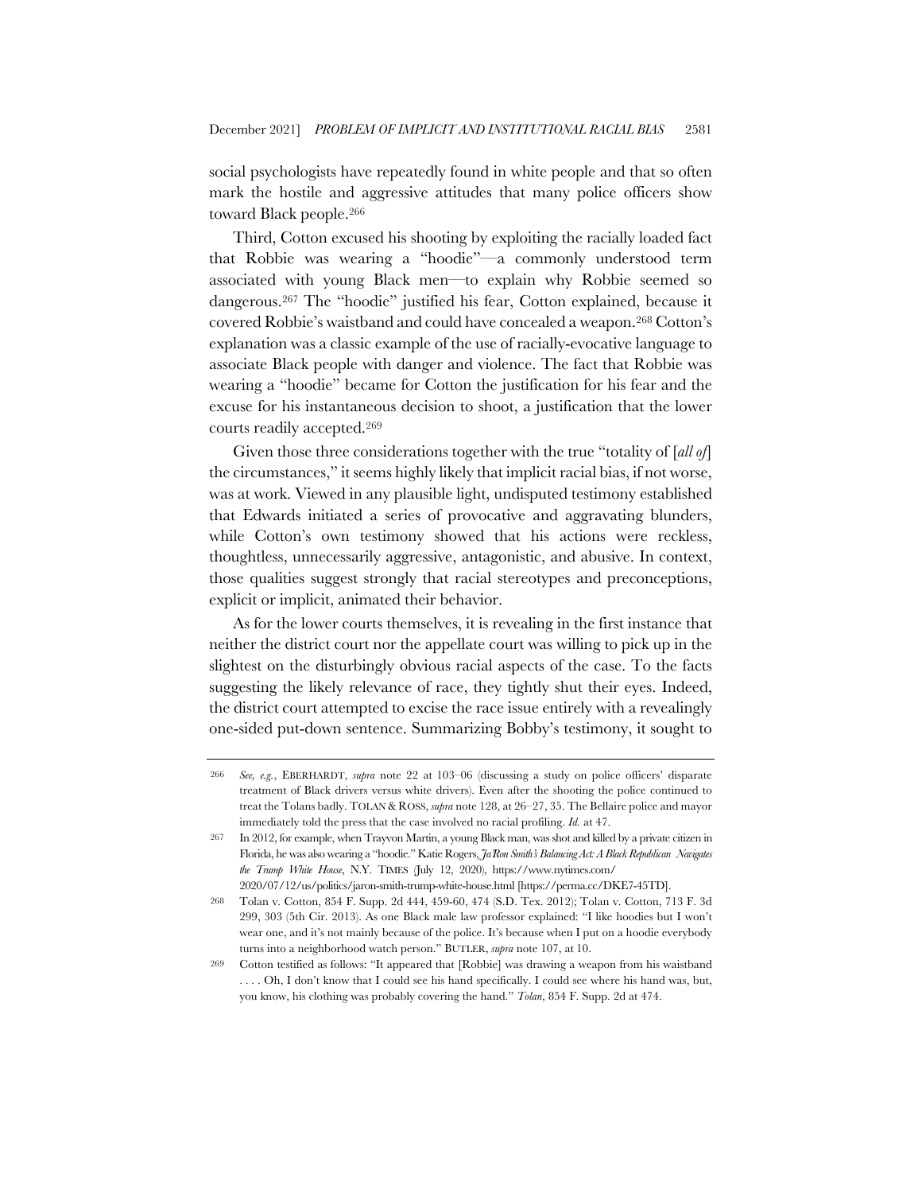social psychologists have repeatedly found in white people and that so often mark the hostile and aggressive attitudes that many police officers show toward Black people.[266]

Third, Cotton excused his shooting by exploiting the racially loaded fact that Robbie was wearing a "hoodie"—a commonly understood term associated with young Black men—to explain why Robbie seemed so dangerous.[267] The "hoodie" justified his fear, Cotton explained, because it covered Robbie's waistband and could have concealed a weapon.[268] Cotton's explanation was a classic example of the use of racially-evocative language to associate Black people with danger and violence. The fact that Robbie was wearing a "hoodie" became for Cotton the justification for his fear and the excuse for his instantaneous decision to shoot, a justification that the lower courts readily accepted.[269]

Given those three considerations together with the true "totality of [*all of*] the circumstances," it seems highly likely that implicit racial bias, if not worse, was at work. Viewed in any plausible light, undisputed testimony established that Edwards initiated a series of provocative and aggravating blunders, while Cotton's own testimony showed that his actions were reckless, thoughtless, unnecessarily aggressive, antagonistic, and abusive. In context, those qualities suggest strongly that racial stereotypes and preconceptions, explicit or implicit, animated their behavior.

As for the lower courts themselves, it is revealing in the first instance that neither the district court nor the appellate court was willing to pick up in the slightest on the disturbingly obvious racial aspects of the case. To the facts suggesting the likely relevance of race, they tightly shut their eyes. Indeed, the district court attempted to excise the race issue entirely with a revealingly one-sided put-down sentence. Summarizing Bobby's testimony, it sought to

---

266 *See, e.g.*, EBERHARDT, *supra* note 22 at 103–06 (discussing a study on police officers' disparate treatment of Black drivers versus white drivers). Even after the shooting the police continued to treat the Tolans badly. TOLAN & ROSS, *supra* note 128, at 26–27, 35. The Bellaire police and mayor immediately told the press that the case involved no racial profiling. *Id.* at 47.

267 In 2012, for example, when Trayvon Martin, a young Black man, was shot and killed by a private citizen in Florida, he was also wearing a "hoodie." Katie Rogers, *Ja'Ron Smith's Balancing Act: A Black Republican Navigates the Trump White House*, N.Y. TIMES (July 12, 2020), https://www.nytimes.com/2020/07/12/us/politics/jaron-smith-trump-white-house.html [https://perma.cc/DKE7-45TD].

268 Tolan v. Cotton, 854 F. Supp. 2d 444, 459-60, 474 (S.D. Tex. 2012); Tolan v. Cotton, 713 F. 3d 299, 303 (5th Cir. 2013). As one Black male law professor explained: "I like hoodies but I won't wear one, and it's not mainly because of the police. It's because when I put on a hoodie everybody turns into a neighborhood watch person." BUTLER, *supra* note 107, at 10.

269 Cotton testified as follows: "It appeared that [Robbie] was drawing a weapon from his waistband . . . . Oh, I don't know that I could see his hand specifically. I could see where his hand was, but, you know, his clothing was probably covering the hand." *Tolan*, 854 F. Supp. 2d at 474.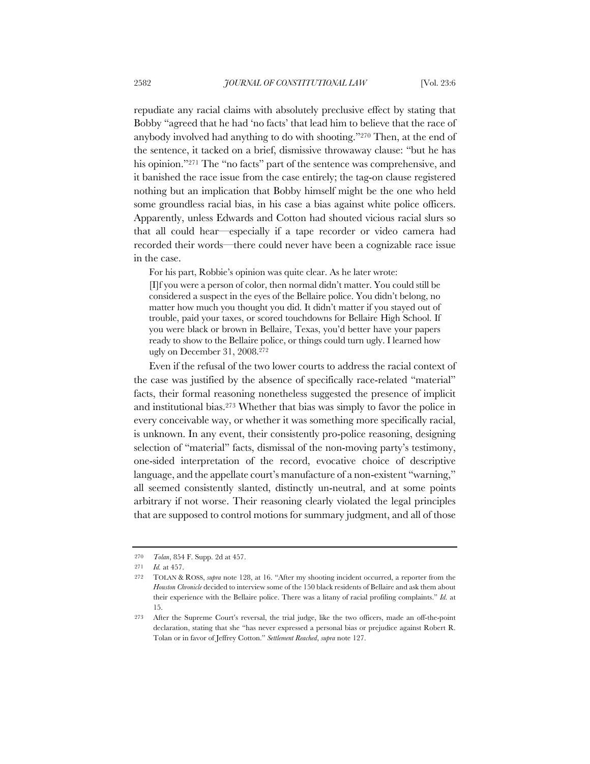repudiate any racial claims with absolutely preclusive effect by stating that Bobby "agreed that he had 'no facts' that lead him to believe that the race of anybody involved had anything to do with shooting."[270] Then, at the end of the sentence, it tacked on a brief, dismissive throwaway clause: "but he has his opinion."[271] The "no facts" part of the sentence was comprehensive, and it banished the race issue from the case entirely; the tag-on clause registered nothing but an implication that Bobby himself might be the one who held some groundless racial bias, in his case a bias against white police officers. Apparently, unless Edwards and Cotton had shouted vicious racial slurs so that all could hear—especially if a tape recorder or video camera had recorded their words—there could never have been a cognizable race issue in the case.

For his part, Robbie's opinion was quite clear. As he later wrote:

> [I]f you were a person of color, then normal didn't matter. You could still be considered a suspect in the eyes of the Bellaire police. You didn't belong, no matter how much you thought you did. It didn't matter if you stayed out of trouble, paid your taxes, or scored touchdowns for Bellaire High School. If you were black or brown in Bellaire, Texas, you'd better have your papers ready to show to the Bellaire police, or things could turn ugly. I learned how ugly on December 31, 2008.[272]

Even if the refusal of the two lower courts to address the racial context of the case was justified by the absence of specifically race-related "material" facts, their formal reasoning nonetheless suggested the presence of implicit and institutional bias.[273] Whether that bias was simply to favor the police in every conceivable way, or whether it was something more specifically racial, is unknown. In any event, their consistently pro-police reasoning, designing selection of "material" facts, dismissal of the non-moving party's testimony, one-sided interpretation of the record, evocative choice of descriptive language, and the appellate court's manufacture of a non-existent "warning," all seemed consistently slanted, distinctly un-neutral, and at some points arbitrary if not worse. Their reasoning clearly violated the legal principles that are supposed to control motions for summary judgment, and all of those

---

270 *Tolan*, 854 F. Supp. 2d at 457.

271 *Id.* at 457.

272 TOLAN & ROSS, *supra* note 128, at 16. "After my shooting incident occurred, a reporter from the *Houston Chronicle* decided to interview some of the 150 black residents of Bellaire and ask them about their experience with the Bellaire police. There was a litany of racial profiling complaints." *Id.* at 15.

273 After the Supreme Court's reversal, the trial judge, like the two officers, made an off-the-point declaration, stating that she "has never expressed a personal bias or prejudice against Robert R. Tolan or in favor of Jeffrey Cotton." *Settlement Reached*, *supra* note 127.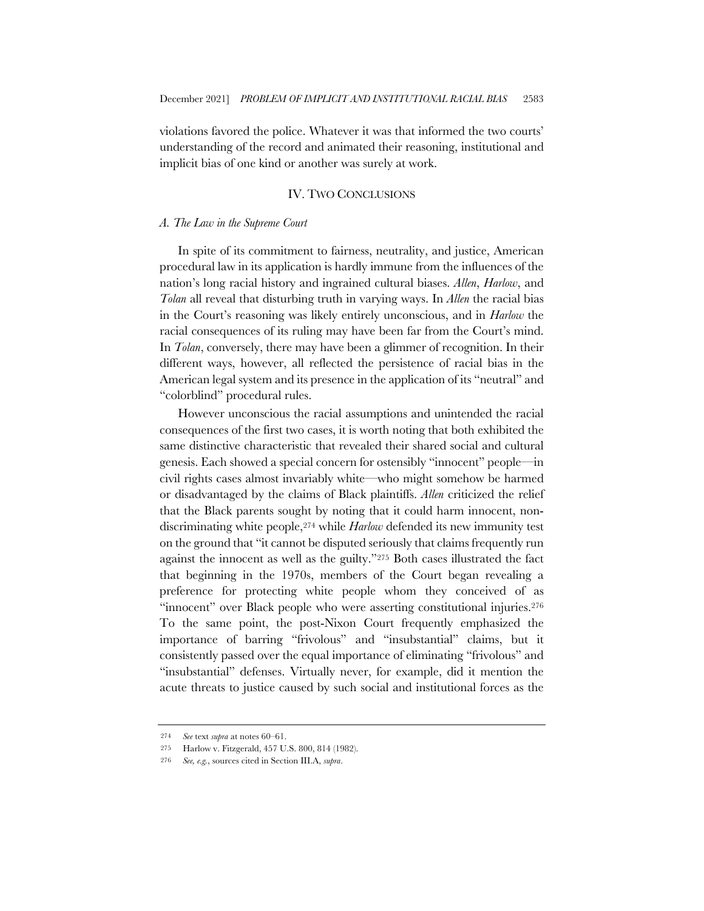violations favored the police. Whatever it was that informed the two courts' understanding of the record and animated their reasoning, institutional and implicit bias of one kind or another was surely at work.

## IV. TWO CONCLUSIONS

### *A. The Law in the Supreme Court*

In spite of its commitment to fairness, neutrality, and justice, American procedural law in its application is hardly immune from the influences of the nation's long racial history and ingrained cultural biases. *Allen*, *Harlow*, and *Tolan* all reveal that disturbing truth in varying ways. In *Allen* the racial bias in the Court's reasoning was likely entirely unconscious, and in *Harlow* the racial consequences of its ruling may have been far from the Court's mind. In *Tolan*, conversely, there may have been a glimmer of recognition. In their different ways, however, all reflected the persistence of racial bias in the American legal system and its presence in the application of its "neutral" and "colorblind" procedural rules.

However unconscious the racial assumptions and unintended the racial consequences of the first two cases, it is worth noting that both exhibited the same distinctive characteristic that revealed their shared social and cultural genesis. Each showed a special concern for ostensibly "innocent" people—in civil rights cases almost invariably white—who might somehow be harmed or disadvantaged by the claims of Black plaintiffs. *Allen* criticized the relief that the Black parents sought by noting that it could harm innocent, non-discriminating white people,[274] while *Harlow* defended its new immunity test on the ground that "it cannot be disputed seriously that claims frequently run against the innocent as well as the guilty."[275] Both cases illustrated the fact that beginning in the 1970s, members of the Court began revealing a preference for protecting white people whom they conceived of as "innocent" over Black people who were asserting constitutional injuries.[276] To the same point, the post-Nixon Court frequently emphasized the importance of barring "frivolous" and "insubstantial" claims, but it consistently passed over the equal importance of eliminating "frivolous" and "insubstantial" defenses. Virtually never, for example, did it mention the acute threats to justice caused by such social and institutional forces as the

---

274 *See* text *supra* at notes 60–61.

275 Harlow v. Fitzgerald, 457 U.S. 800, 814 (1982).

276 *See, e.g.*, sources cited in Section III.A, *supra*.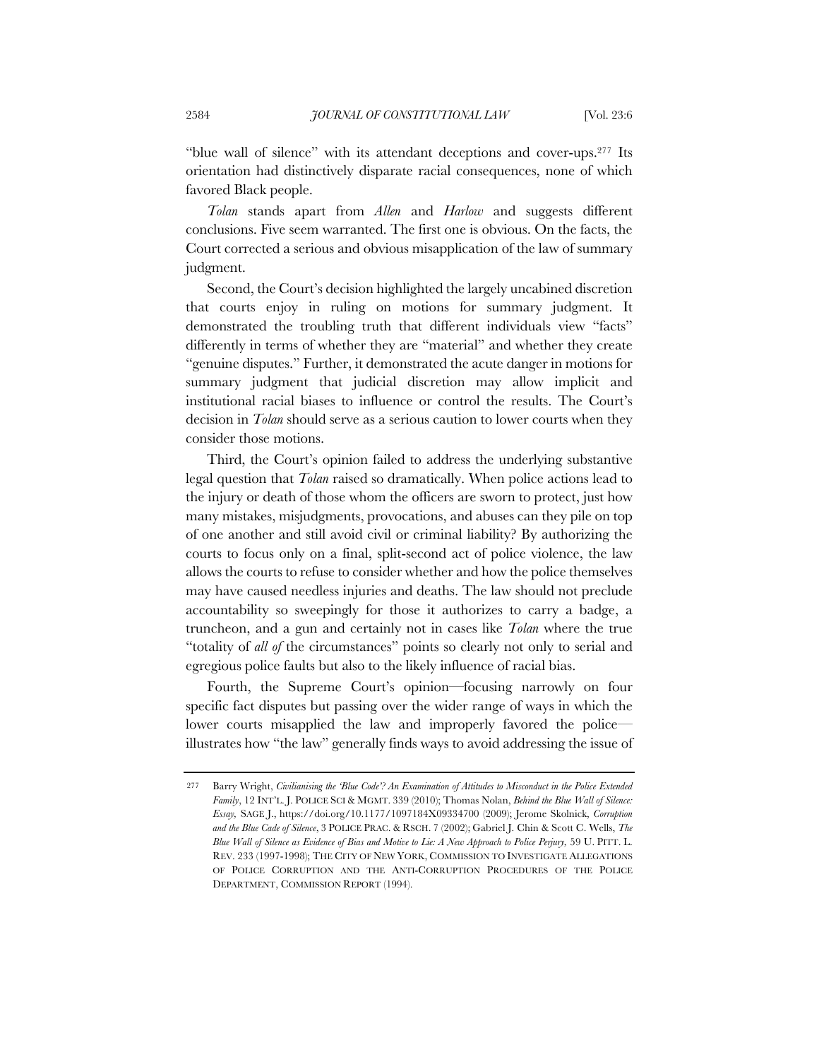"blue wall of silence" with its attendant deceptions and cover-ups.[277] Its orientation had distinctively disparate racial consequences, none of which favored Black people.

*Tolan* stands apart from *Allen* and *Harlow* and suggests different conclusions. Five seem warranted. The first one is obvious. On the facts, the Court corrected a serious and obvious misapplication of the law of summary judgment.

Second, the Court's decision highlighted the largely uncabined discretion that courts enjoy in ruling on motions for summary judgment. It demonstrated the troubling truth that different individuals view "facts" differently in terms of whether they are "material" and whether they create "genuine disputes." Further, it demonstrated the acute danger in motions for summary judgment that judicial discretion may allow implicit and institutional racial biases to influence or control the results. The Court's decision in *Tolan* should serve as a serious caution to lower courts when they consider those motions.

Third, the Court's opinion failed to address the underlying substantive legal question that *Tolan* raised so dramatically. When police actions lead to the injury or death of those whom the officers are sworn to protect, just how many mistakes, misjudgments, provocations, and abuses can they pile on top of one another and still avoid civil or criminal liability? By authorizing the courts to focus only on a final, split-second act of police violence, the law allows the courts to refuse to consider whether and how the police themselves may have caused needless injuries and deaths. The law should not preclude accountability so sweepingly for those it authorizes to carry a badge, a truncheon, and a gun and certainly not in cases like *Tolan* where the true "totality of *all of* the circumstances" points so clearly not only to serial and egregious police faults but also to the likely influence of racial bias.

Fourth, the Supreme Court's opinion—focusing narrowly on four specific fact disputes but passing over the wider range of ways in which the lower courts misapplied the law and improperly favored the police—illustrates how "the law" generally finds ways to avoid addressing the issue of

---

[277] Barry Wright, *Civilianising the 'Blue Code'? An Examination of Attitudes to Misconduct in the Police Extended Family*, 12 INT'L. J. POLICE SCI & MGMT. 339 (2010); Thomas Nolan, *Behind the Blue Wall of Silence: Essay,* SAGE J., https://doi.org/10.1177/1097184X09334700 (2009); Jerome Skolnick, *Corruption and the Blue Cade of Silence*, 3 POLICE PRAC. & RSCH. 7 (2002); Gabriel J. Chin & Scott C. Wells, *The Blue Wall of Silence as Evidence of Bias and Motive to Lie: A New Approach to Police Perjury,* 59 U. PITT. L. REV. 233 (1997-1998); THE CITY OF NEW YORK, COMMISSION TO INVESTIGATE ALLEGATIONS OF POLICE CORRUPTION AND THE ANTI-CORRUPTION PROCEDURES OF THE POLICE DEPARTMENT, COMMISSION REPORT (1994).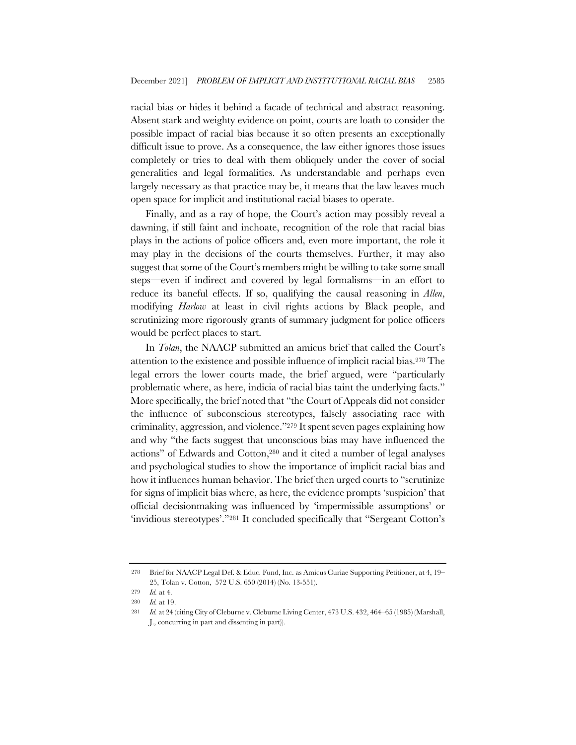racial bias or hides it behind a facade of technical and abstract reasoning. Absent stark and weighty evidence on point, courts are loath to consider the possible impact of racial bias because it so often presents an exceptionally difficult issue to prove. As a consequence, the law either ignores those issues completely or tries to deal with them obliquely under the cover of social generalities and legal formalities. As understandable and perhaps even largely necessary as that practice may be, it means that the law leaves much open space for implicit and institutional racial biases to operate.

Finally, and as a ray of hope, the Court's action may possibly reveal a dawning, if still faint and inchoate, recognition of the role that racial bias plays in the actions of police officers and, even more important, the role it may play in the decisions of the courts themselves. Further, it may also suggest that some of the Court's members might be willing to take some small steps—even if indirect and covered by legal formalisms—in an effort to reduce its baneful effects. If so, qualifying the causal reasoning in *Allen*, modifying *Harlow* at least in civil rights actions by Black people, and scrutinizing more rigorously grants of summary judgment for police officers would be perfect places to start.

In *Tolan*, the NAACP submitted an amicus brief that called the Court's attention to the existence and possible influence of implicit racial bias.[278] The legal errors the lower courts made, the brief argued, were "particularly problematic where, as here, indicia of racial bias taint the underlying facts." More specifically, the brief noted that "the Court of Appeals did not consider the influence of subconscious stereotypes, falsely associating race with criminality, aggression, and violence."[279] It spent seven pages explaining how and why "the facts suggest that unconscious bias may have influenced the actions" of Edwards and Cotton,[280] and it cited a number of legal analyses and psychological studies to show the importance of implicit racial bias and how it influences human behavior. The brief then urged courts to "scrutinize for signs of implicit bias where, as here, the evidence prompts 'suspicion' that official decisionmaking was influenced by 'impermissible assumptions' or 'invidious stereotypes'."[281] It concluded specifically that "Sergeant Cotton's

---

278 Brief for NAACP Legal Def. & Educ. Fund, Inc. as Amicus Curiae Supporting Petitioner, at 4, 19–25, Tolan v. Cotton, 572 U.S. 650 (2014) (No. 13-551).

279 *Id.* at 4.

280 *Id.* at 19.

281 *Id.* at 24 (citing City of Cleburne v. Cleburne Living Center, 473 U.S. 432, 464–65 (1985) (Marshall, J., concurring in part and dissenting in part)).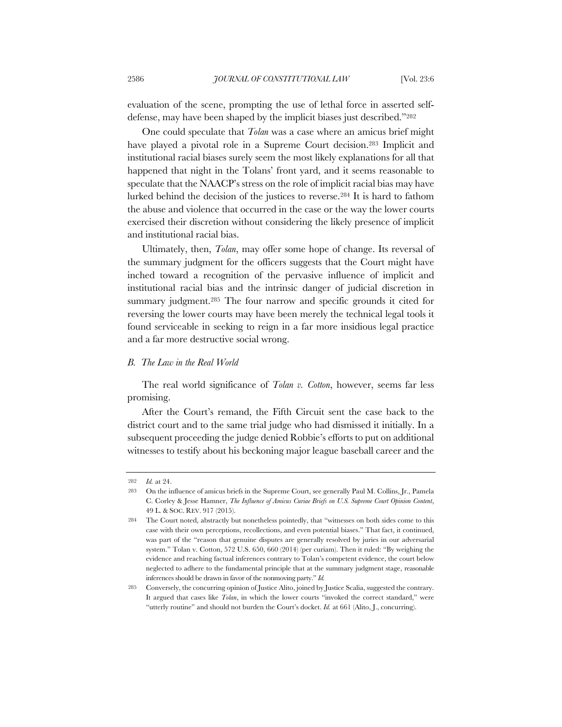evaluation of the scene, prompting the use of lethal force in asserted self-defense, may have been shaped by the implicit biases just described."[282]

One could speculate that *Tolan* was a case where an amicus brief might have played a pivotal role in a Supreme Court decision.[283] Implicit and institutional racial biases surely seem the most likely explanations for all that happened that night in the Tolans' front yard, and it seems reasonable to speculate that the NAACP's stress on the role of implicit racial bias may have lurked behind the decision of the justices to reverse.[284] It is hard to fathom the abuse and violence that occurred in the case or the way the lower courts exercised their discretion without considering the likely presence of implicit and institutional racial bias.

Ultimately, then, *Tolan*, may offer some hope of change. Its reversal of the summary judgment for the officers suggests that the Court might have inched toward a recognition of the pervasive influence of implicit and institutional racial bias and the intrinsic danger of judicial discretion in summary judgment.[285] The four narrow and specific grounds it cited for reversing the lower courts may have been merely the technical legal tools it found serviceable in seeking to reign in a far more insidious legal practice and a far more destructive social wrong.

### *B. The Law in the Real World*

The real world significance of *Tolan v. Cotton*, however, seems far less promising.

After the Court's remand, the Fifth Circuit sent the case back to the district court and to the same trial judge who had dismissed it initially. In a subsequent proceeding the judge denied Robbie's efforts to put on additional witnesses to testify about his beckoning major league baseball career and the

---

282 *Id.* at 24.

283 On the influence of amicus briefs in the Supreme Court, see generally Paul M. Collins, Jr., Pamela C. Corley & Jesse Hamner, *The Influence of Amicus Curiae Briefs on U.S. Supreme Court Opinion Content*, 49 L. & SOC. REV. 917 (2015).

284 The Court noted, abstractly but nonetheless pointedly, that "witnesses on both sides come to this case with their own perceptions, recollections, and even potential biases." That fact, it continued, was part of the "reason that genuine disputes are generally resolved by juries in our adversarial system." Tolan v. Cotton, 572 U.S. 650, 660 (2014) (per curiam). Then it ruled: "By weighing the evidence and reaching factual inferences contrary to Tolan's competent evidence, the court below neglected to adhere to the fundamental principle that at the summary judgment stage, reasonable inferences should be drawn in favor of the nonmoving party." *Id.*

285 Conversely, the concurring opinion of Justice Alito, joined by Justice Scalia, suggested the contrary. It argued that cases like *Tolan*, in which the lower courts "invoked the correct standard," were "utterly routine" and should not burden the Court's docket. *Id.* at 661 (Alito, J., concurring).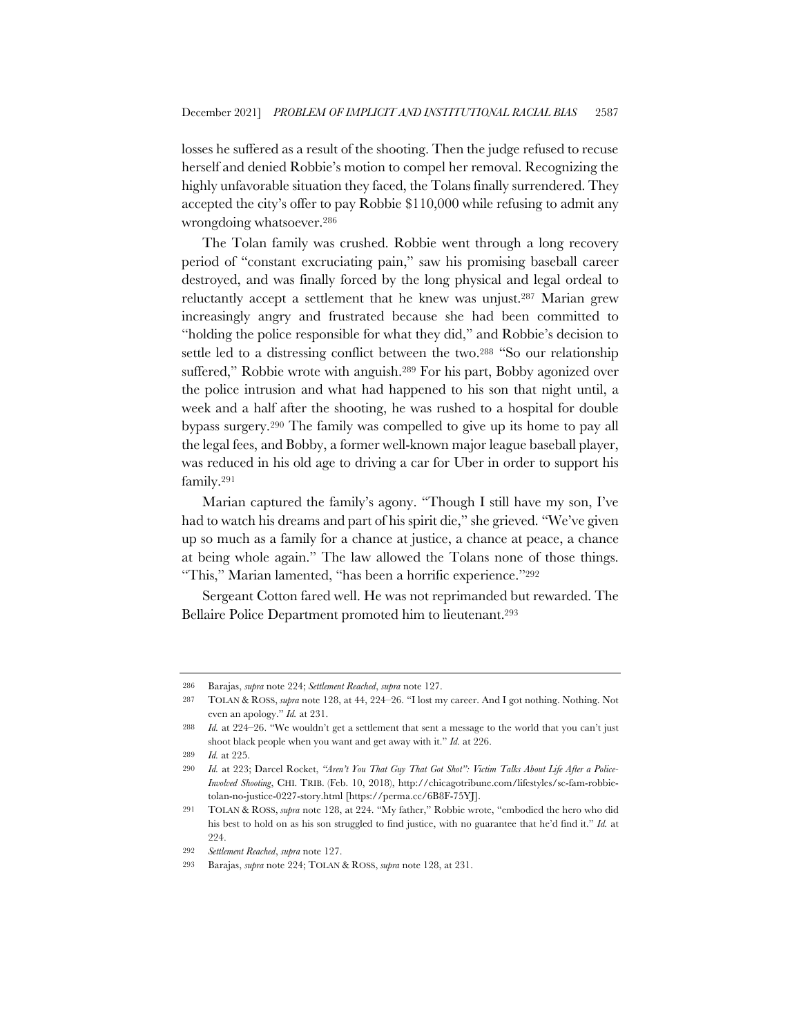losses he suffered as a result of the shooting. Then the judge refused to recuse herself and denied Robbie's motion to compel her removal. Recognizing the highly unfavorable situation they faced, the Tolans finally surrendered. They accepted the city's offer to pay Robbie $110,000 while refusing to admit any wrongdoing whatsoever.[286]

The Tolan family was crushed. Robbie went through a long recovery period of "constant excruciating pain," saw his promising baseball career destroyed, and was finally forced by the long physical and legal ordeal to reluctantly accept a settlement that he knew was unjust.[287] Marian grew increasingly angry and frustrated because she had been committed to "holding the police responsible for what they did," and Robbie's decision to settle led to a distressing conflict between the two.[288] "So our relationship suffered," Robbie wrote with anguish.[289] For his part, Bobby agonized over the police intrusion and what had happened to his son that night until, a week and a half after the shooting, he was rushed to a hospital for double bypass surgery.[290] The family was compelled to give up its home to pay all the legal fees, and Bobby, a former well-known major league baseball player, was reduced in his old age to driving a car for Uber in order to support his family.[291]

Marian captured the family's agony. "Though I still have my son, I've had to watch his dreams and part of his spirit die," she grieved. "We've given up so much as a family for a chance at justice, a chance at peace, a chance at being whole again." The law allowed the Tolans none of those things. "This," Marian lamented, "has been a horrific experience."[292]

Sergeant Cotton fared well. He was not reprimanded but rewarded. The Bellaire Police Department promoted him to lieutenant.[293]

---

286 Barajas, *supra* note 224; *Settlement Reached*, *supra* note 127.

287 TOLAN & ROSS, *supra* note 128, at 44, 224–26. "I lost my career. And I got nothing. Nothing. Not even an apology." *Id.* at 231.

288 *Id.* at 224–26. "We wouldn't get a settlement that sent a message to the world that you can't just shoot black people when you want and get away with it." *Id.* at 226.

289 *Id.* at 225.

290 *Id.* at 223; Darcel Rocket, *"Aren't You That Guy That Got Shot": Victim Talks About Life After a Police-Involved Shooting*, CHI. TRIB. (Feb. 10, 2018), http://chicagotribune.com/lifestyles/sc-fam-robbie-tolan-no-justice-0227-story.html [https://perma.cc/6B8F-75YJ].

291 TOLAN & ROSS, *supra* note 128, at 224. "My father," Robbie wrote, "embodied the hero who did his best to hold on as his son struggled to find justice, with no guarantee that he'd find it." *Id.* at 224.

292 *Settlement Reached*, *supra* note 127.

293 Barajas, *supra* note 224; TOLAN & ROSS, *supra* note 128, at 231.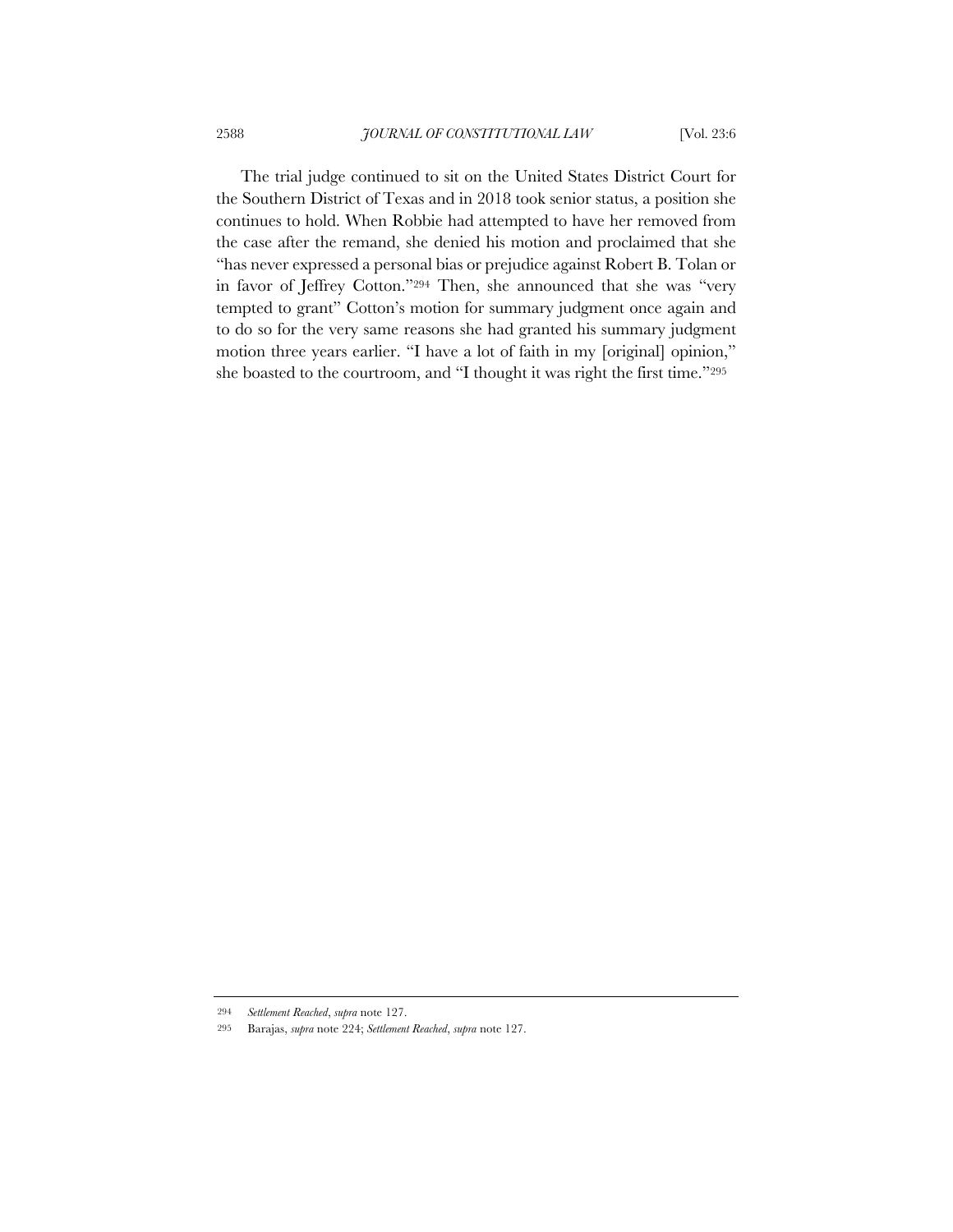The trial judge continued to sit on the United States District Court for the Southern District of Texas and in 2018 took senior status, a position she continues to hold. When Robbie had attempted to have her removed from the case after the remand, she denied his motion and proclaimed that she "has never expressed a personal bias or prejudice against Robert B. Tolan or in favor of Jeffrey Cotton."[294] Then, she announced that she was "very tempted to grant" Cotton's motion for summary judgment once again and to do so for the very same reasons she had granted his summary judgment motion three years earlier. "I have a lot of faith in my [original] opinion," she boasted to the courtroom, and "I thought it was right the first time."[295]

---

294 *Settlement Reached*, *supra* note 127.

295 Barajas, *supra* note 224; *Settlement Reached*, *supra* note 127.